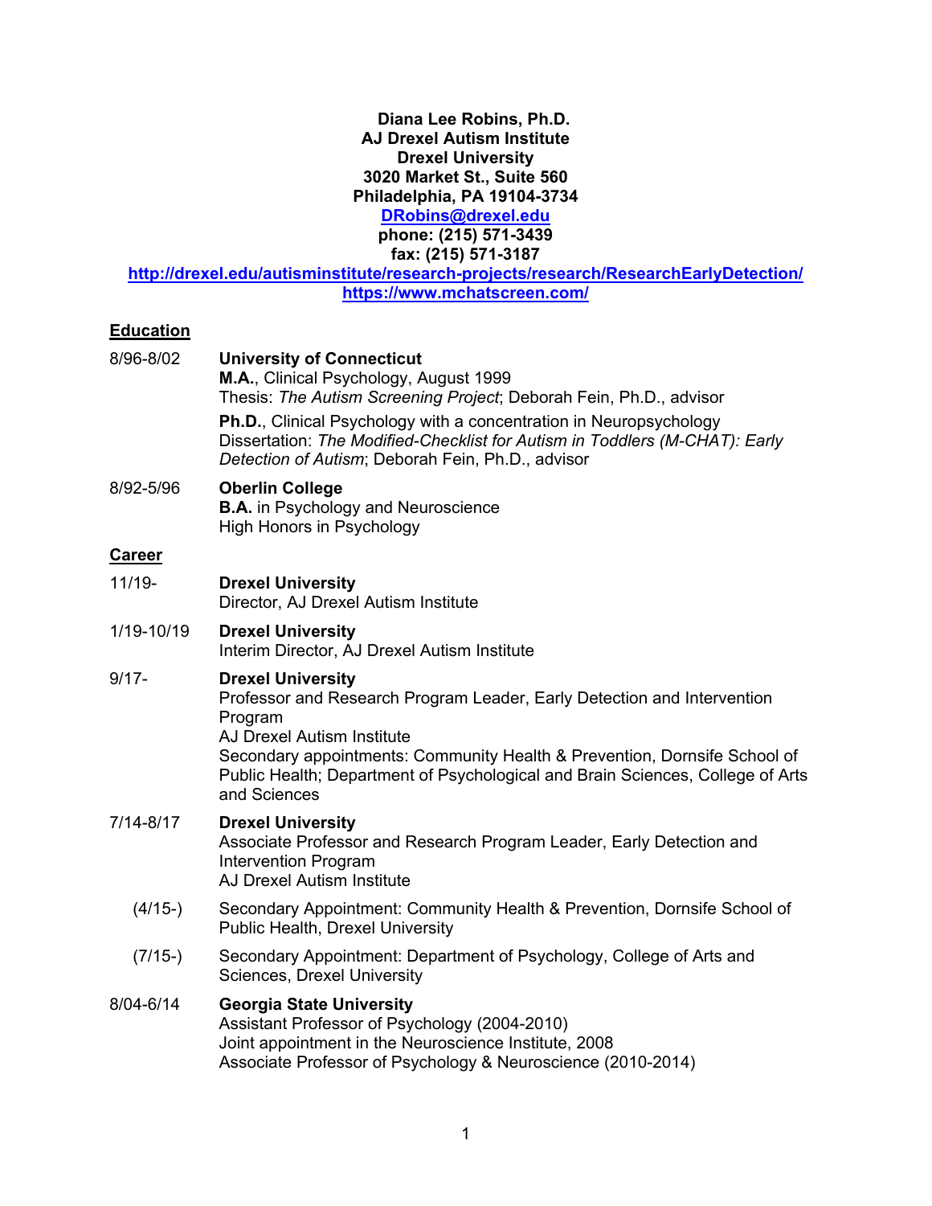**Diana Lee Robins, Ph.D.**
**AJ Drexel Autism Institute**
**Drexel University**
**3020 Market St., Suite 560**
**Philadelphia, PA 19104-3734**
**[DRobins@drexel.edu](mailto:DRobins@drexel.edu)**
**phone: (215) 571-3439**
**fax: (215) 571-3187**
**[http://drexel.edu/autisminstitute/research-projects/research/ResearchEarlyDetection/](http://drexel.edu/autisminstitute/research-projects/research/ResearchEarlyDetection/)**
**[https://www.mchatscreen.com/](https://www.mchatscreen.com/)**

## Education

8/96-8/02 — **University of Connecticut**
**M.A.**, Clinical Psychology, August 1999
Thesis: *The Autism Screening Project*; Deborah Fein, Ph.D., advisor

**Ph.D.**, Clinical Psychology with a concentration in Neuropsychology
Dissertation: *The Modified-Checklist for Autism in Toddlers (M-CHAT): Early Detection of Autism*; Deborah Fein, Ph.D., advisor

8/92-5/96 — **Oberlin College**
**B.A.** in Psychology and Neuroscience
High Honors in Psychology

## Career

11/19- — **Drexel University**
Director, AJ Drexel Autism Institute

1/19-10/19 — **Drexel University**
Interim Director, AJ Drexel Autism Institute

9/17- — **Drexel University**
Professor and Research Program Leader, Early Detection and Intervention Program
AJ Drexel Autism Institute
Secondary appointments: Community Health & Prevention, Dornsife School of Public Health; Department of Psychological and Brain Sciences, College of Arts and Sciences

7/14-8/17 — **Drexel University**
Associate Professor and Research Program Leader, Early Detection and Intervention Program
AJ Drexel Autism Institute

(4/15-) Secondary Appointment: Community Health & Prevention, Dornsife School of Public Health, Drexel University

(7/15-) Secondary Appointment: Department of Psychology, College of Arts and Sciences, Drexel University

8/04-6/14 — **Georgia State University**
Assistant Professor of Psychology (2004-2010)
Joint appointment in the Neuroscience Institute, 2008
Associate Professor of Psychology & Neuroscience (2010-2014)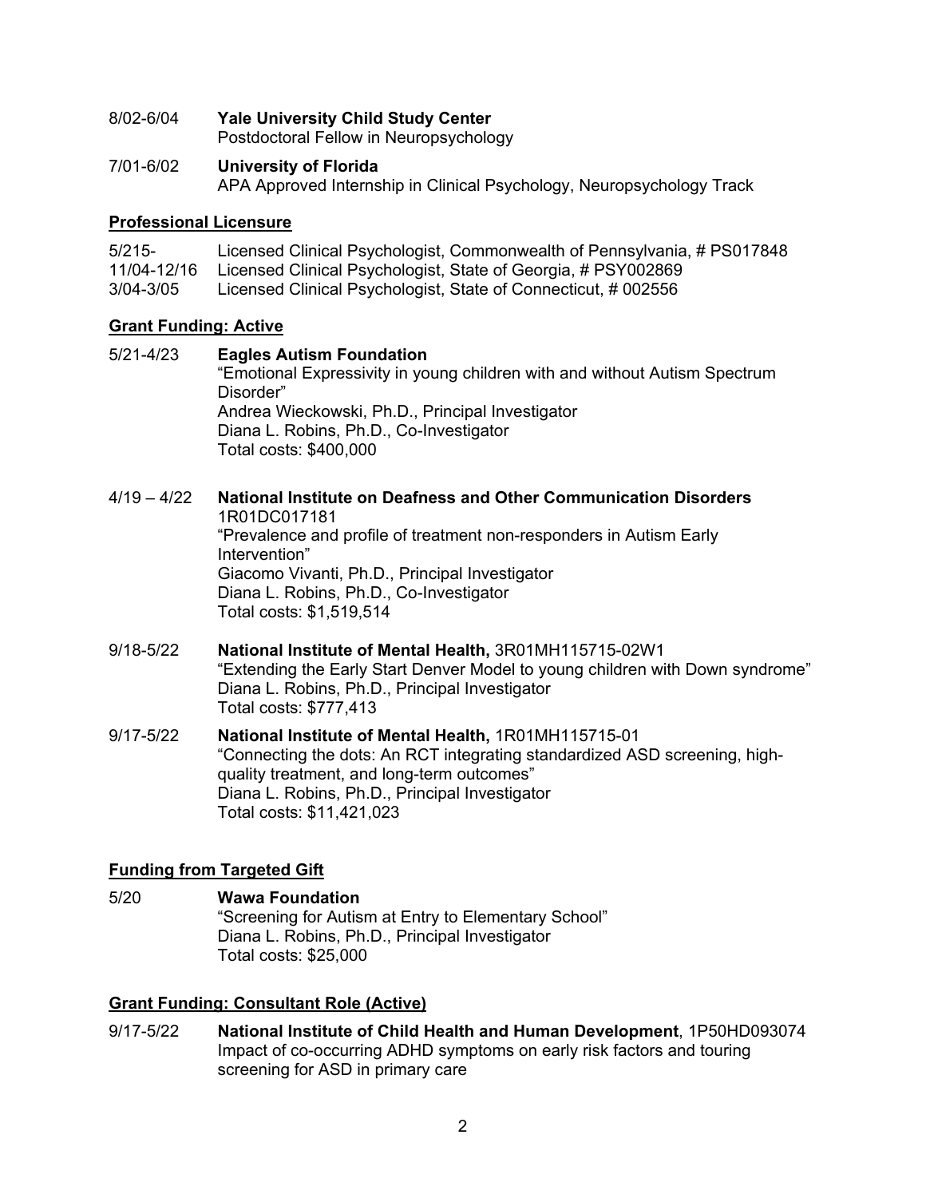8/02-6/04 **Yale University Child Study Center**
Postdoctoral Fellow in Neuropsychology

7/01-6/02 **University of Florida**
APA Approved Internship in Clinical Psychology, Neuropsychology Track

## Professional Licensure

5/215- Licensed Clinical Psychologist, Commonwealth of Pennsylvania, # PS017848
11/04-12/16 Licensed Clinical Psychologist, State of Georgia, # PSY002869
3/04-3/05 Licensed Clinical Psychologist, State of Connecticut, # 002556

## Grant Funding: Active

5/21-4/23 **Eagles Autism Foundation**
"Emotional Expressivity in young children with and without Autism Spectrum Disorder"
Andrea Wieckowski, Ph.D., Principal Investigator
Diana L. Robins, Ph.D., Co-Investigator
Total costs: $400,000

4/19 – 4/22 **National Institute on Deafness and Other Communication Disorders**
1R01DC017181
"Prevalence and profile of treatment non-responders in Autism Early Intervention"
Giacomo Vivanti, Ph.D., Principal Investigator
Diana L. Robins, Ph.D., Co-Investigator
Total costs: $1,519,514

9/18-5/22 **National Institute of Mental Health,** 3R01MH115715-02W1
"Extending the Early Start Denver Model to young children with Down syndrome"
Diana L. Robins, Ph.D., Principal Investigator
Total costs: $777,413

9/17-5/22 **National Institute of Mental Health,** 1R01MH115715-01
"Connecting the dots: An RCT integrating standardized ASD screening, high-quality treatment, and long-term outcomes"
Diana L. Robins, Ph.D., Principal Investigator
Total costs: $11,421,023

## Funding from Targeted Gift

5/20 **Wawa Foundation**
"Screening for Autism at Entry to Elementary School"
Diana L. Robins, Ph.D., Principal Investigator
Total costs: $25,000

## Grant Funding: Consultant Role (Active)

9/17-5/22 **National Institute of Child Health and Human Development**, 1P50HD093074
Impact of co-occurring ADHD symptoms on early risk factors and touring screening for ASD in primary care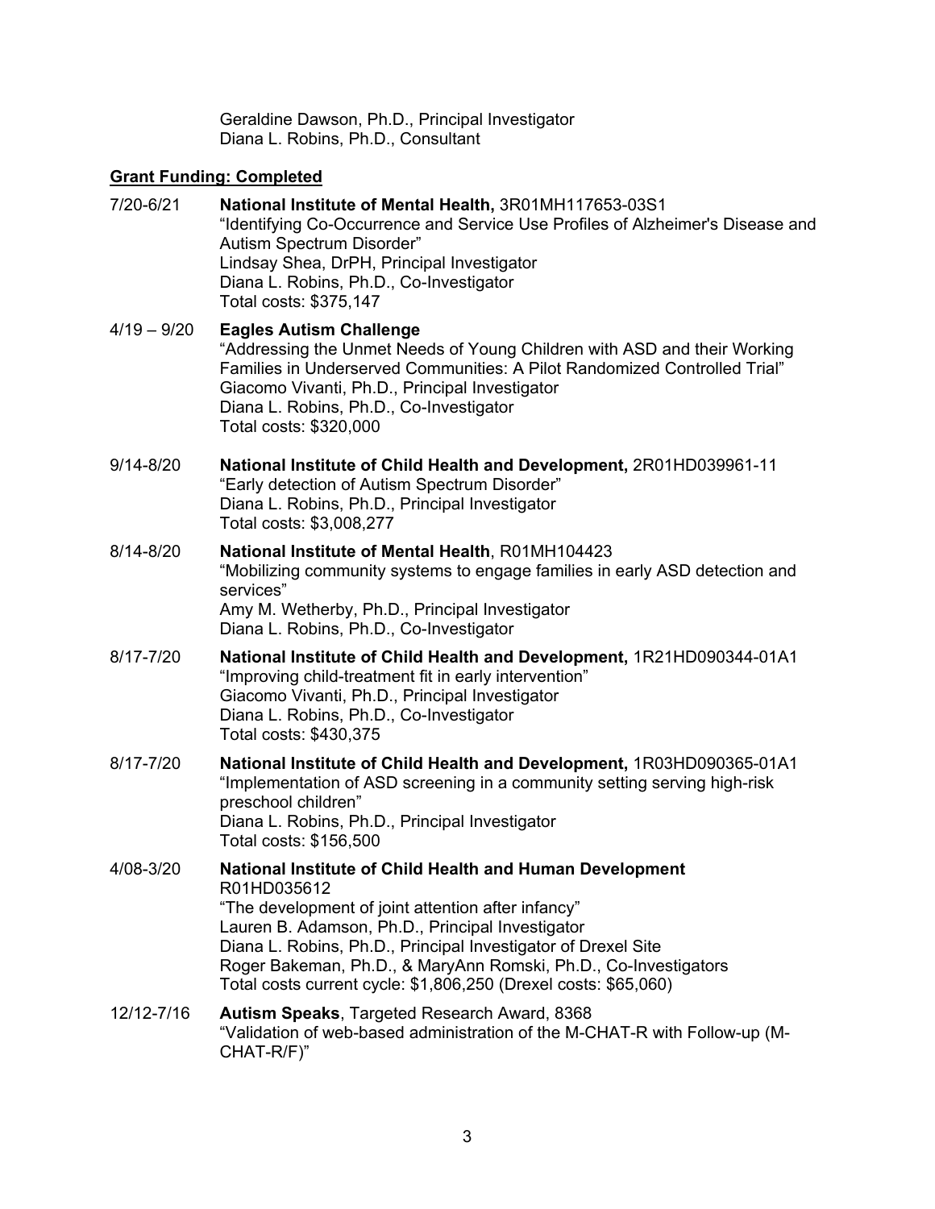Geraldine Dawson, Ph.D., Principal Investigator
Diana L. Robins, Ph.D., Consultant

## Grant Funding: Completed

7/20-6/21 **National Institute of Mental Health,** 3R01MH117653-03S1
"Identifying Co-Occurrence and Service Use Profiles of Alzheimer's Disease and Autism Spectrum Disorder"
Lindsay Shea, DrPH, Principal Investigator
Diana L. Robins, Ph.D., Co-Investigator
Total costs: $375,147

4/19 – 9/20 **Eagles Autism Challenge**
"Addressing the Unmet Needs of Young Children with ASD and their Working Families in Underserved Communities: A Pilot Randomized Controlled Trial"
Giacomo Vivanti, Ph.D., Principal Investigator
Diana L. Robins, Ph.D., Co-Investigator
Total costs: $320,000

9/14-8/20 **National Institute of Child Health and Development,** 2R01HD039961-11
"Early detection of Autism Spectrum Disorder"
Diana L. Robins, Ph.D., Principal Investigator
Total costs: $3,008,277

8/14-8/20 **National Institute of Mental Health**, R01MH104423
"Mobilizing community systems to engage families in early ASD detection and services"
Amy M. Wetherby, Ph.D., Principal Investigator
Diana L. Robins, Ph.D., Co-Investigator

8/17-7/20 **National Institute of Child Health and Development,** 1R21HD090344-01A1
"Improving child-treatment fit in early intervention"
Giacomo Vivanti, Ph.D., Principal Investigator
Diana L. Robins, Ph.D., Co-Investigator
Total costs: $430,375

8/17-7/20 **National Institute of Child Health and Development,** 1R03HD090365-01A1
"Implementation of ASD screening in a community setting serving high-risk preschool children"
Diana L. Robins, Ph.D., Principal Investigator
Total costs: $156,500

4/08-3/20 **National Institute of Child Health and Human Development**
R01HD035612
"The development of joint attention after infancy"
Lauren B. Adamson, Ph.D., Principal Investigator
Diana L. Robins, Ph.D., Principal Investigator of Drexel Site
Roger Bakeman, Ph.D., & MaryAnn Romski, Ph.D., Co-Investigators
Total costs current cycle: $1,806,250 (Drexel costs: $65,060)

12/12-7/16 **Autism Speaks**, Targeted Research Award, 8368
"Validation of web-based administration of the M-CHAT-R with Follow-up (M-CHAT-R/F)"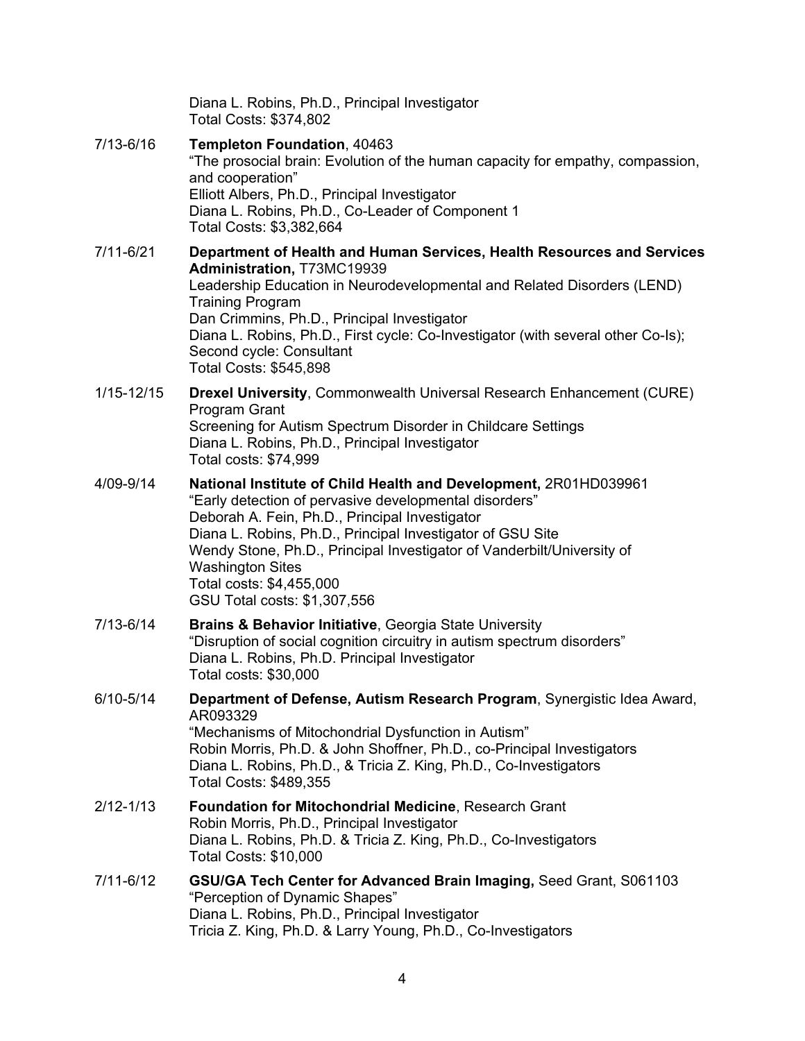Diana L. Robins, Ph.D., Principal Investigator
Total Costs: $374,802

7/13-6/16 **Templeton Foundation**, 40463
"The prosocial brain: Evolution of the human capacity for empathy, compassion, and cooperation"
Elliott Albers, Ph.D., Principal Investigator
Diana L. Robins, Ph.D., Co-Leader of Component 1
Total Costs: $3,382,664

7/11-6/21 **Department of Health and Human Services, Health Resources and Services Administration,** T73MC19939
Leadership Education in Neurodevelopmental and Related Disorders (LEND) Training Program
Dan Crimmins, Ph.D., Principal Investigator
Diana L. Robins, Ph.D., First cycle: Co-Investigator (with several other Co-Is); Second cycle: Consultant
Total Costs: $545,898

1/15-12/15 **Drexel University**, Commonwealth Universal Research Enhancement (CURE) Program Grant
Screening for Autism Spectrum Disorder in Childcare Settings
Diana L. Robins, Ph.D., Principal Investigator
Total costs: $74,999

4/09-9/14 **National Institute of Child Health and Development,** 2R01HD039961
"Early detection of pervasive developmental disorders"
Deborah A. Fein, Ph.D., Principal Investigator
Diana L. Robins, Ph.D., Principal Investigator of GSU Site
Wendy Stone, Ph.D., Principal Investigator of Vanderbilt/University of Washington Sites
Total costs: $4,455,000
GSU Total costs: $1,307,556

7/13-6/14 **Brains & Behavior Initiative**, Georgia State University
"Disruption of social cognition circuitry in autism spectrum disorders"
Diana L. Robins, Ph.D. Principal Investigator
Total costs: $30,000

6/10-5/14 **Department of Defense, Autism Research Program**, Synergistic Idea Award, AR093329
"Mechanisms of Mitochondrial Dysfunction in Autism"
Robin Morris, Ph.D. & John Shoffner, Ph.D., co-Principal Investigators
Diana L. Robins, Ph.D., & Tricia Z. King, Ph.D., Co-Investigators
Total Costs: $489,355

2/12-1/13 **Foundation for Mitochondrial Medicine**, Research Grant
Robin Morris, Ph.D., Principal Investigator
Diana L. Robins, Ph.D. & Tricia Z. King, Ph.D., Co-Investigators
Total Costs: $10,000

7/11-6/12 **GSU/GA Tech Center for Advanced Brain Imaging,** Seed Grant, S061103
"Perception of Dynamic Shapes"
Diana L. Robins, Ph.D., Principal Investigator
Tricia Z. King, Ph.D. & Larry Young, Ph.D., Co-Investigators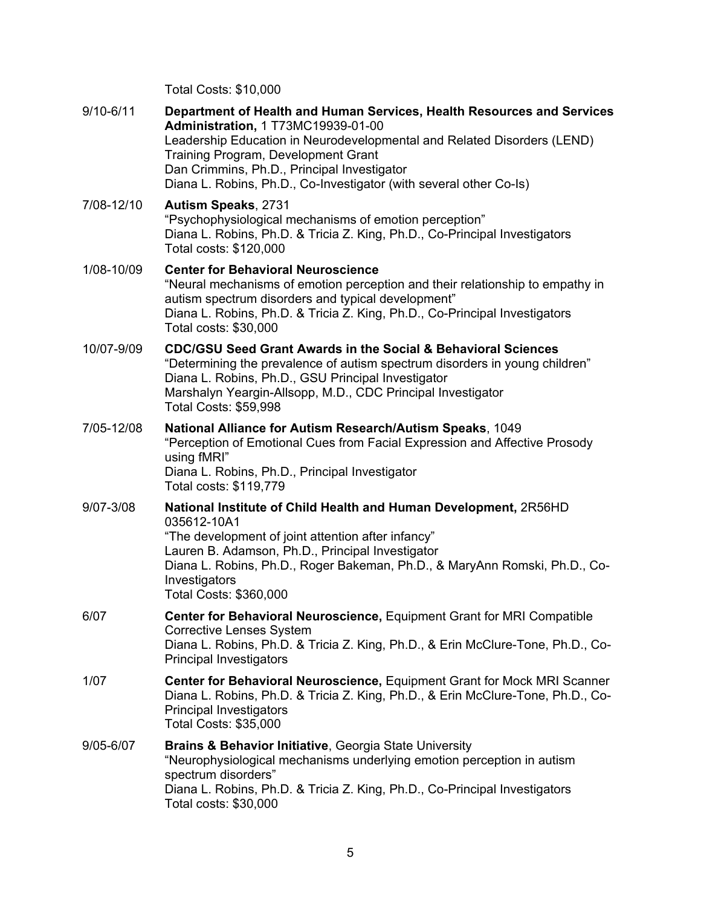Total Costs: $10,000

9/10-6/11 **Department of Health and Human Services, Health Resources and Services Administration,** 1 T73MC19939-01-00
Leadership Education in Neurodevelopmental and Related Disorders (LEND) Training Program, Development Grant
Dan Crimmins, Ph.D., Principal Investigator
Diana L. Robins, Ph.D., Co-Investigator (with several other Co-Is)

7/08-12/10 **Autism Speaks**, 2731
"Psychophysiological mechanisms of emotion perception"
Diana L. Robins, Ph.D. & Tricia Z. King, Ph.D., Co-Principal Investigators
Total costs: $120,000

1/08-10/09 **Center for Behavioral Neuroscience**
"Neural mechanisms of emotion perception and their relationship to empathy in autism spectrum disorders and typical development"
Diana L. Robins, Ph.D. & Tricia Z. King, Ph.D., Co-Principal Investigators
Total costs: $30,000

10/07-9/09 **CDC/GSU Seed Grant Awards in the Social & Behavioral Sciences**
"Determining the prevalence of autism spectrum disorders in young children"
Diana L. Robins, Ph.D., GSU Principal Investigator
Marshalyn Yeargin-Allsopp, M.D., CDC Principal Investigator
Total Costs: $59,998

7/05-12/08 **National Alliance for Autism Research/Autism Speaks**, 1049
"Perception of Emotional Cues from Facial Expression and Affective Prosody using fMRI"
Diana L. Robins, Ph.D., Principal Investigator
Total costs: $119,779

9/07-3/08 **National Institute of Child Health and Human Development,** 2R56HD 035612-10A1
"The development of joint attention after infancy"
Lauren B. Adamson, Ph.D., Principal Investigator
Diana L. Robins, Ph.D., Roger Bakeman, Ph.D., & MaryAnn Romski, Ph.D., Co-Investigators
Total Costs: $360,000

6/07 **Center for Behavioral Neuroscience,** Equipment Grant for MRI Compatible Corrective Lenses System
Diana L. Robins, Ph.D. & Tricia Z. King, Ph.D., & Erin McClure-Tone, Ph.D., Co-Principal Investigators

1/07 **Center for Behavioral Neuroscience,** Equipment Grant for Mock MRI Scanner
Diana L. Robins, Ph.D. & Tricia Z. King, Ph.D., & Erin McClure-Tone, Ph.D., Co-Principal Investigators
Total Costs: $35,000

9/05-6/07 **Brains & Behavior Initiative**, Georgia State University
"Neurophysiological mechanisms underlying emotion perception in autism spectrum disorders"
Diana L. Robins, Ph.D. & Tricia Z. King, Ph.D., Co-Principal Investigators
Total costs: $30,000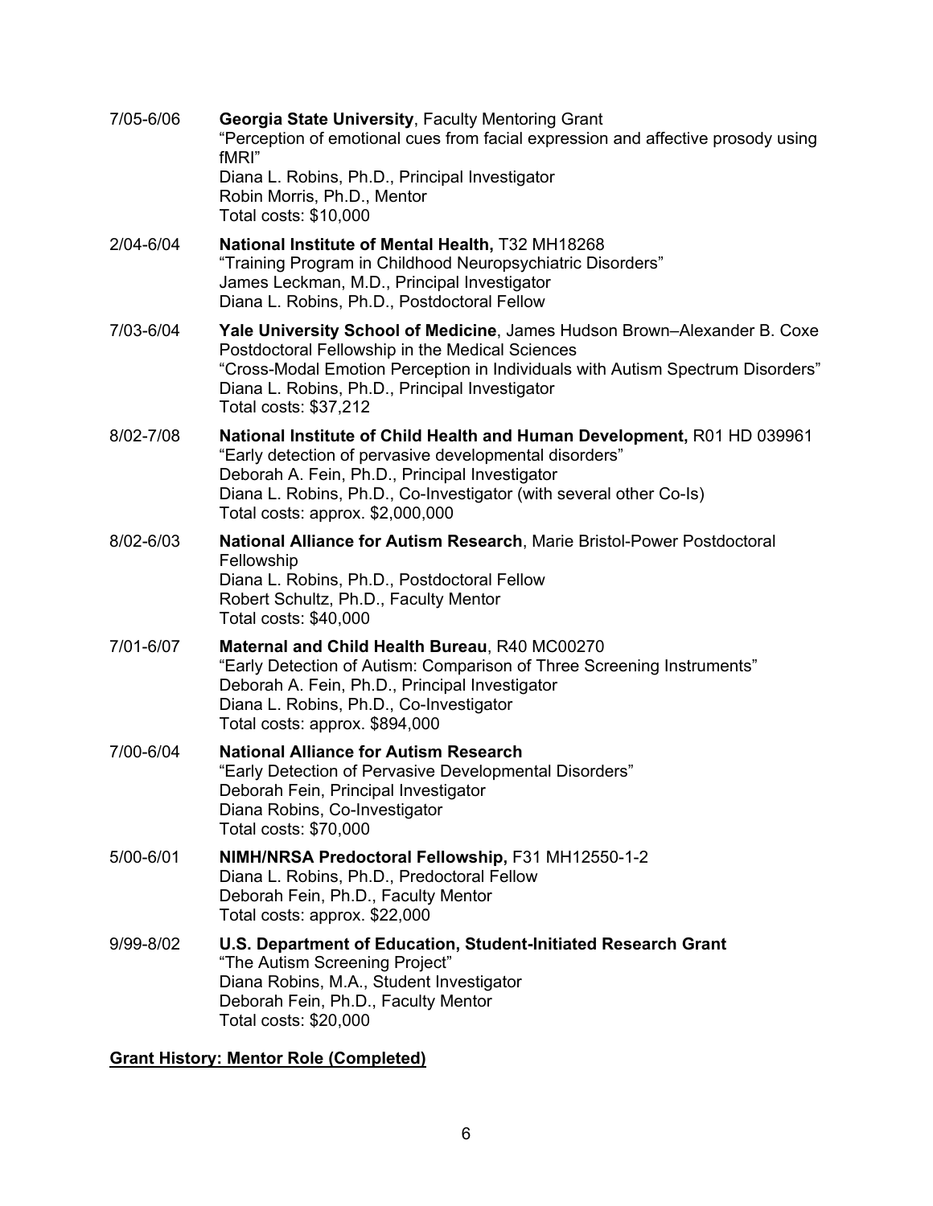7/05-6/06 **Georgia State University**, Faculty Mentoring Grant
"Perception of emotional cues from facial expression and affective prosody using fMRI"
Diana L. Robins, Ph.D., Principal Investigator
Robin Morris, Ph.D., Mentor
Total costs: $10,000

2/04-6/04 **National Institute of Mental Health,** T32 MH18268
"Training Program in Childhood Neuropsychiatric Disorders"
James Leckman, M.D., Principal Investigator
Diana L. Robins, Ph.D., Postdoctoral Fellow

7/03-6/04 **Yale University School of Medicine**, James Hudson Brown–Alexander B. Coxe Postdoctoral Fellowship in the Medical Sciences
"Cross-Modal Emotion Perception in Individuals with Autism Spectrum Disorders"
Diana L. Robins, Ph.D., Principal Investigator
Total costs: $37,212

8/02-7/08 **National Institute of Child Health and Human Development,** R01 HD 039961
"Early detection of pervasive developmental disorders"
Deborah A. Fein, Ph.D., Principal Investigator
Diana L. Robins, Ph.D., Co-Investigator (with several other Co-Is)
Total costs: approx. $2,000,000

8/02-6/03 **National Alliance for Autism Research**, Marie Bristol-Power Postdoctoral Fellowship
Diana L. Robins, Ph.D., Postdoctoral Fellow
Robert Schultz, Ph.D., Faculty Mentor
Total costs: $40,000

7/01-6/07 **Maternal and Child Health Bureau**, R40 MC00270
"Early Detection of Autism: Comparison of Three Screening Instruments"
Deborah A. Fein, Ph.D., Principal Investigator
Diana L. Robins, Ph.D., Co-Investigator
Total costs: approx. $894,000

7/00-6/04 **National Alliance for Autism Research**
"Early Detection of Pervasive Developmental Disorders"
Deborah Fein, Principal Investigator
Diana Robins, Co-Investigator
Total costs: $70,000

5/00-6/01 **NIMH/NRSA Predoctoral Fellowship,** F31 MH12550-1-2
Diana L. Robins, Ph.D., Predoctoral Fellow
Deborah Fein, Ph.D., Faculty Mentor
Total costs: approx. $22,000

9/99-8/02 **U.S. Department of Education, Student-Initiated Research Grant**
"The Autism Screening Project"
Diana Robins, M.A., Student Investigator
Deborah Fein, Ph.D., Faculty Mentor
Total costs: $20,000

**Grant History: Mentor Role (Completed)**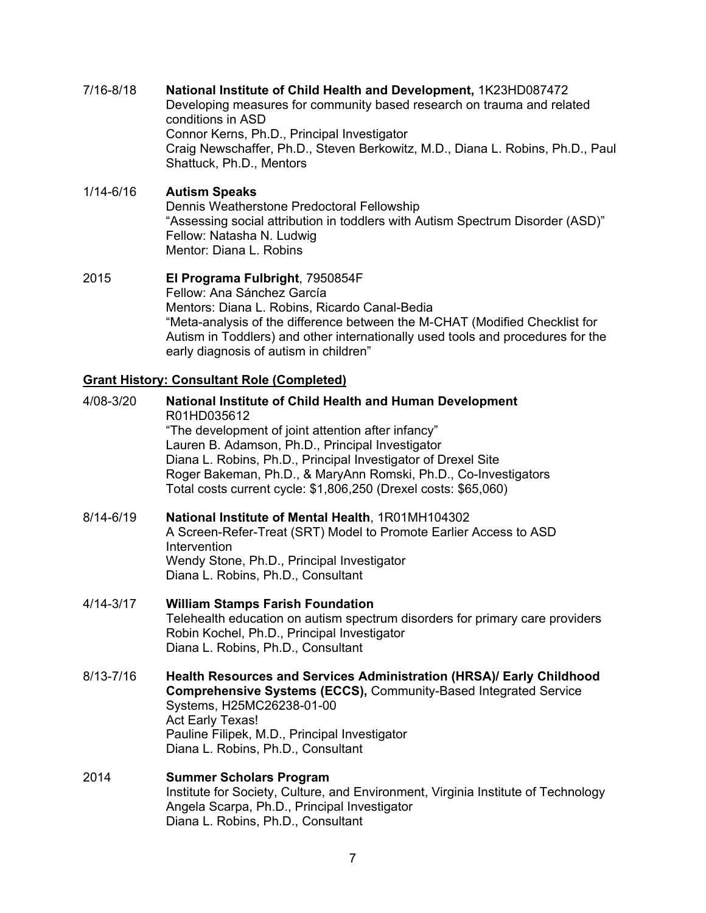7/16-8/18 **National Institute of Child Health and Development,** 1K23HD087472
Developing measures for community based research on trauma and related conditions in ASD
Connor Kerns, Ph.D., Principal Investigator
Craig Newschaffer, Ph.D., Steven Berkowitz, M.D., Diana L. Robins, Ph.D., Paul Shattuck, Ph.D., Mentors

1/14-6/16 **Autism Speaks**
Dennis Weatherstone Predoctoral Fellowship
"Assessing social attribution in toddlers with Autism Spectrum Disorder (ASD)"
Fellow: Natasha N. Ludwig
Mentor: Diana L. Robins

2015 **El Programa Fulbright**, 7950854F
Fellow: Ana Sánchez García
Mentors: Diana L. Robins, Ricardo Canal-Bedia
"Meta-analysis of the difference between the M-CHAT (Modified Checklist for Autism in Toddlers) and other internationally used tools and procedures for the early diagnosis of autism in children"

## Grant History: Consultant Role (Completed)

4/08-3/20 **National Institute of Child Health and Human Development**
R01HD035612
"The development of joint attention after infancy"
Lauren B. Adamson, Ph.D., Principal Investigator
Diana L. Robins, Ph.D., Principal Investigator of Drexel Site
Roger Bakeman, Ph.D., & MaryAnn Romski, Ph.D., Co-Investigators
Total costs current cycle: $1,806,250 (Drexel costs: $65,060)

8/14-6/19 **National Institute of Mental Health**, 1R01MH104302
A Screen-Refer-Treat (SRT) Model to Promote Earlier Access to ASD Intervention
Wendy Stone, Ph.D., Principal Investigator
Diana L. Robins, Ph.D., Consultant

4/14-3/17 **William Stamps Farish Foundation**
Telehealth education on autism spectrum disorders for primary care providers
Robin Kochel, Ph.D., Principal Investigator
Diana L. Robins, Ph.D., Consultant

8/13-7/16 **Health Resources and Services Administration (HRSA)/ Early Childhood Comprehensive Systems (ECCS),** Community-Based Integrated Service Systems, H25MC26238-01-00
Act Early Texas!
Pauline Filipek, M.D., Principal Investigator
Diana L. Robins, Ph.D., Consultant

2014 **Summer Scholars Program**
Institute for Society, Culture, and Environment, Virginia Institute of Technology
Angela Scarpa, Ph.D., Principal Investigator
Diana L. Robins, Ph.D., Consultant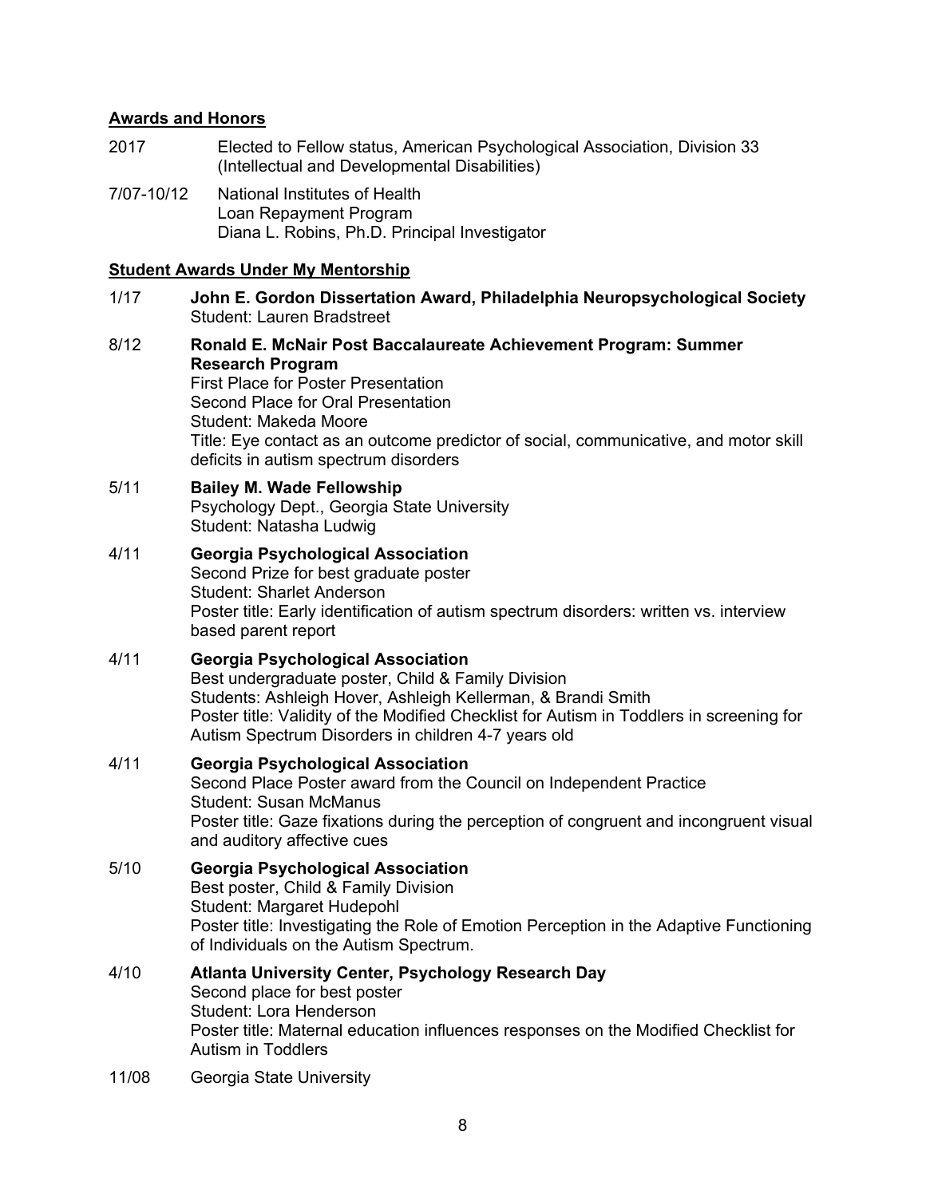## Awards and Honors

2017 Elected to Fellow status, American Psychological Association, Division 33 (Intellectual and Developmental Disabilities)

7/07-10/12 National Institutes of Health
Loan Repayment Program
Diana L. Robins, Ph.D. Principal Investigator

## Student Awards Under My Mentorship

1/17 **John E. Gordon Dissertation Award, Philadelphia Neuropsychological Society**
Student: Lauren Bradstreet

8/12 **Ronald E. McNair Post Baccalaureate Achievement Program: Summer Research Program**
First Place for Poster Presentation
Second Place for Oral Presentation
Student: Makeda Moore
Title: Eye contact as an outcome predictor of social, communicative, and motor skill deficits in autism spectrum disorders

5/11 **Bailey M. Wade Fellowship**
Psychology Dept., Georgia State University
Student: Natasha Ludwig

4/11 **Georgia Psychological Association**
Second Prize for best graduate poster
Student: Sharlet Anderson
Poster title: Early identification of autism spectrum disorders: written vs. interview based parent report

4/11 **Georgia Psychological Association**
Best undergraduate poster, Child & Family Division
Students: Ashleigh Hover, Ashleigh Kellerman, & Brandi Smith
Poster title: Validity of the Modified Checklist for Autism in Toddlers in screening for Autism Spectrum Disorders in children 4-7 years old

4/11 **Georgia Psychological Association**
Second Place Poster award from the Council on Independent Practice
Student: Susan McManus
Poster title: Gaze fixations during the perception of congruent and incongruent visual and auditory affective cues

5/10 **Georgia Psychological Association**
Best poster, Child & Family Division
Student: Margaret Hudepohl
Poster title: Investigating the Role of Emotion Perception in the Adaptive Functioning of Individuals on the Autism Spectrum.

4/10 **Atlanta University Center, Psychology Research Day**
Second place for best poster
Student: Lora Henderson
Poster title: Maternal education influences responses on the Modified Checklist for Autism in Toddlers

11/08 Georgia State University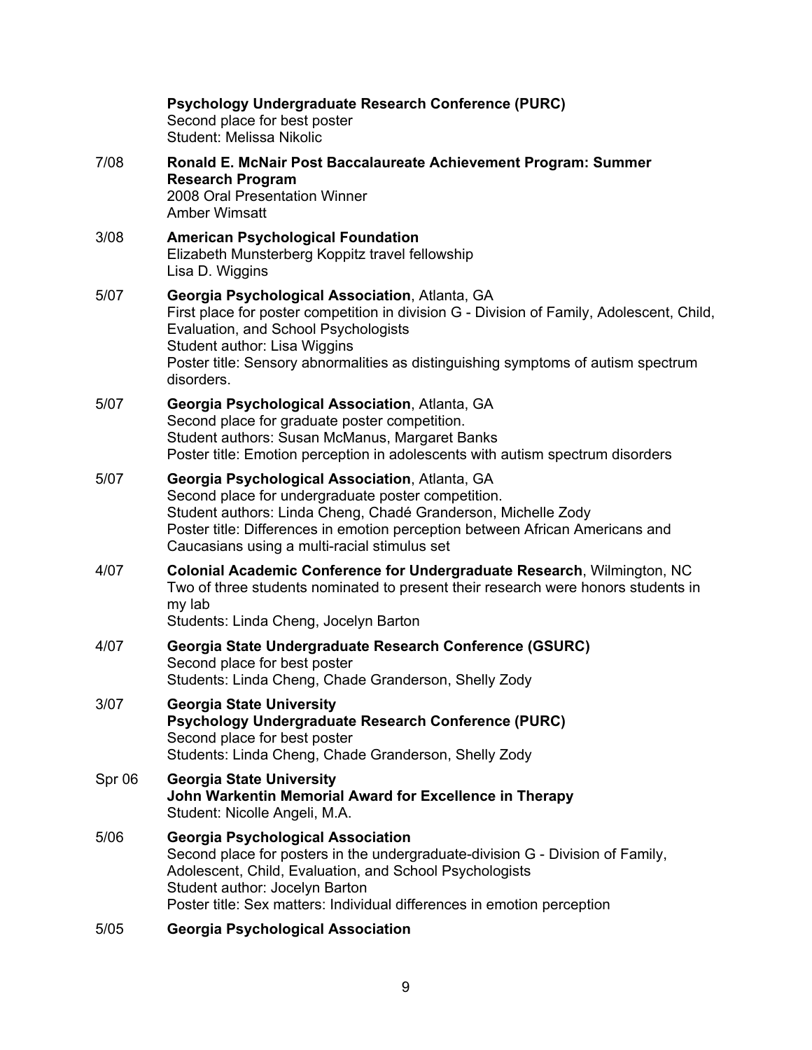**Psychology Undergraduate Research Conference (PURC)**
Second place for best poster
Student: Melissa Nikolic

7/08 **Ronald E. McNair Post Baccalaureate Achievement Program: Summer Research Program**
2008 Oral Presentation Winner
Amber Wimsatt

3/08 **American Psychological Foundation**
Elizabeth Munsterberg Koppitz travel fellowship
Lisa D. Wiggins

5/07 **Georgia Psychological Association**, Atlanta, GA
First place for poster competition in division G - Division of Family, Adolescent, Child, Evaluation, and School Psychologists
Student author: Lisa Wiggins
Poster title: Sensory abnormalities as distinguishing symptoms of autism spectrum disorders.

5/07 **Georgia Psychological Association**, Atlanta, GA
Second place for graduate poster competition.
Student authors: Susan McManus, Margaret Banks
Poster title: Emotion perception in adolescents with autism spectrum disorders

5/07 **Georgia Psychological Association**, Atlanta, GA
Second place for undergraduate poster competition.
Student authors: Linda Cheng, Chadé Granderson, Michelle Zody
Poster title: Differences in emotion perception between African Americans and Caucasians using a multi-racial stimulus set

4/07 **Colonial Academic Conference for Undergraduate Research**, Wilmington, NC
Two of three students nominated to present their research were honors students in my lab
Students: Linda Cheng, Jocelyn Barton

4/07 **Georgia State Undergraduate Research Conference (GSURC)**
Second place for best poster
Students: Linda Cheng, Chade Granderson, Shelly Zody

3/07 **Georgia State University**
**Psychology Undergraduate Research Conference (PURC)**
Second place for best poster
Students: Linda Cheng, Chade Granderson, Shelly Zody

Spr 06 **Georgia State University**
**John Warkentin Memorial Award for Excellence in Therapy**
Student: Nicolle Angeli, M.A.

5/06 **Georgia Psychological Association**
Second place for posters in the undergraduate-division G - Division of Family, Adolescent, Child, Evaluation, and School Psychologists
Student author: Jocelyn Barton
Poster title: Sex matters: Individual differences in emotion perception

5/05 **Georgia Psychological Association**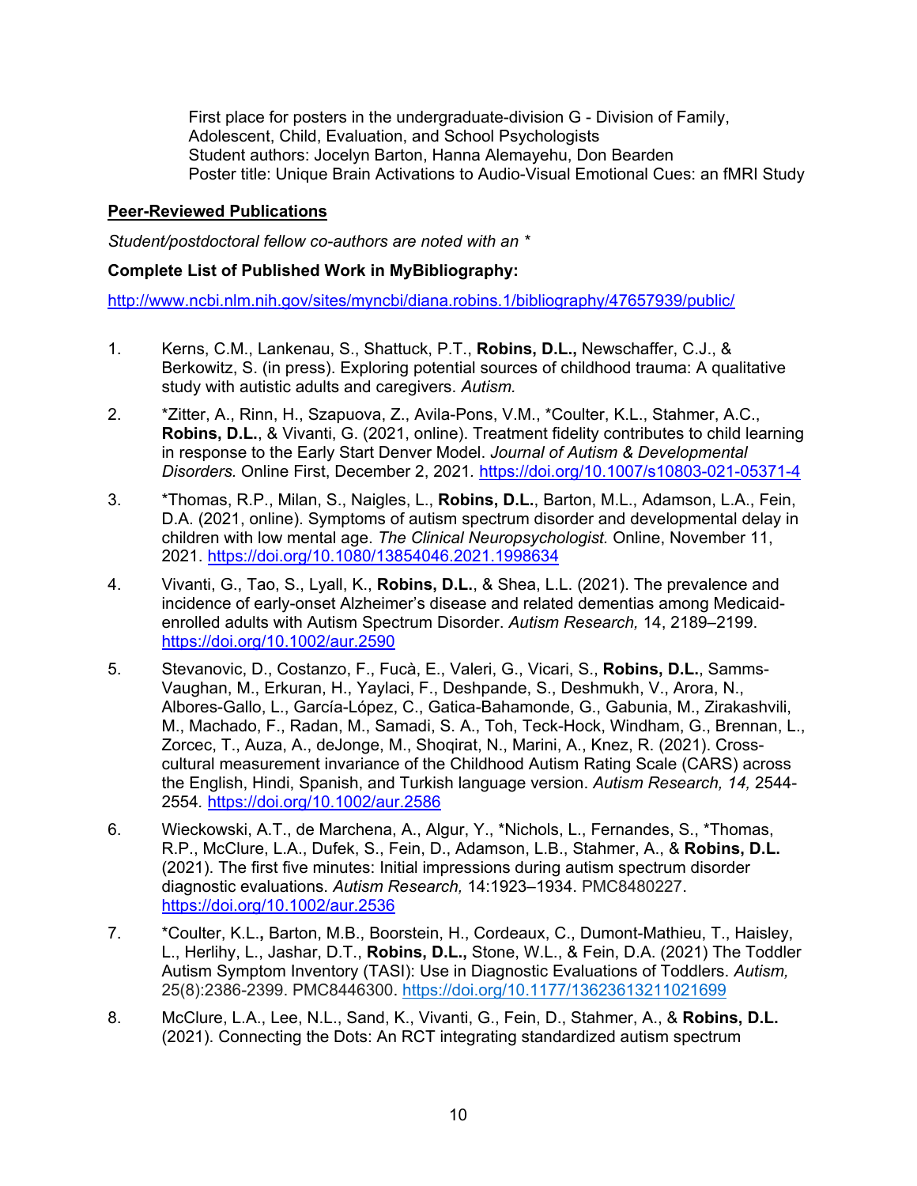First place for posters in the undergraduate-division G - Division of Family, Adolescent, Child, Evaluation, and School Psychologists
Student authors: Jocelyn Barton, Hanna Alemayehu, Don Bearden
Poster title: Unique Brain Activations to Audio-Visual Emotional Cues: an fMRI Study

**Peer-Reviewed Publications**

*Student/postdoctoral fellow co-authors are noted with an **

**Complete List of Published Work in MyBibliography:**

http://www.ncbi.nlm.nih.gov/sites/myncbi/diana.robins.1/bibliography/47657939/public/

1. Kerns, C.M., Lankenau, S., Shattuck, P.T., **Robins, D.L.,** Newschaffer, C.J., & Berkowitz, S. (in press). Exploring potential sources of childhood trauma: A qualitative study with autistic adults and caregivers. *Autism.*

2. *Zitter, A., Rinn, H., Szapuova, Z., Avila-Pons, V.M., *Coulter, K.L., Stahmer, A.C., **Robins, D.L.**, & Vivanti, G. (2021, online). Treatment fidelity contributes to child learning in response to the Early Start Denver Model. *Journal of Autism & Developmental Disorders.* Online First, December 2, 2021. https://doi.org/10.1007/s10803-021-05371-4

3. *Thomas, R.P., Milan, S., Naigles, L., **Robins, D.L.**, Barton, M.L., Adamson, L.A., Fein, D.A. (2021, online). Symptoms of autism spectrum disorder and developmental delay in children with low mental age. *The Clinical Neuropsychologist.* Online, November 11, 2021. https://doi.org/10.1080/13854046.2021.1998634

4. Vivanti, G., Tao, S., Lyall, K., **Robins, D.L.**, & Shea, L.L. (2021). The prevalence and incidence of early-onset Alzheimer's disease and related dementias among Medicaid-enrolled adults with Autism Spectrum Disorder. *Autism Research,* 14, 2189–2199. https://doi.org/10.1002/aur.2590

5. Stevanovic, D., Costanzo, F., Fucà, E., Valeri, G., Vicari, S., **Robins, D.L.**, Samms-Vaughan, M., Erkuran, H., Yaylaci, F., Deshpande, S., Deshmukh, V., Arora, N., Albores-Gallo, L., García-López, C., Gatica-Bahamonde, G., Gabunia, M., Zirakashvili, M., Machado, F., Radan, M., Samadi, S. A., Toh, Teck-Hock, Windham, G., Brennan, L., Zorcec, T., Auza, A., deJonge, M., Shoqirat, N., Marini, A., Knez, R. (2021). Cross-cultural measurement invariance of the Childhood Autism Rating Scale (CARS) across the English, Hindi, Spanish, and Turkish language version. *Autism Research, 14,* 2544-2554. https://doi.org/10.1002/aur.2586

6. Wieckowski, A.T., de Marchena, A., Algur, Y., *Nichols, L., Fernandes, S., *Thomas, R.P., McClure, L.A., Dufek, S., Fein, D., Adamson, L.B., Stahmer, A., & **Robins, D.L.** (2021). The first five minutes: Initial impressions during autism spectrum disorder diagnostic evaluations. *Autism Research,* 14:1923–1934. PMC8480227. https://doi.org/10.1002/aur.2536

7. *Coulter, K.L., Barton, M.B., Boorstein, H., Cordeaux, C., Dumont-Mathieu, T., Haisley, L., Herlihy, L., Jashar, D.T., **Robins, D.L.,** Stone, W.L., & Fein, D.A. (2021) The Toddler Autism Symptom Inventory (TASI): Use in Diagnostic Evaluations of Toddlers. *Autism,* 25(8):2386-2399. PMC8446300. https://doi.org/10.1177/13623613211021699

8. McClure, L.A., Lee, N.L., Sand, K., Vivanti, G., Fein, D., Stahmer, A., & **Robins, D.L.** (2021). Connecting the Dots: An RCT integrating standardized autism spectrum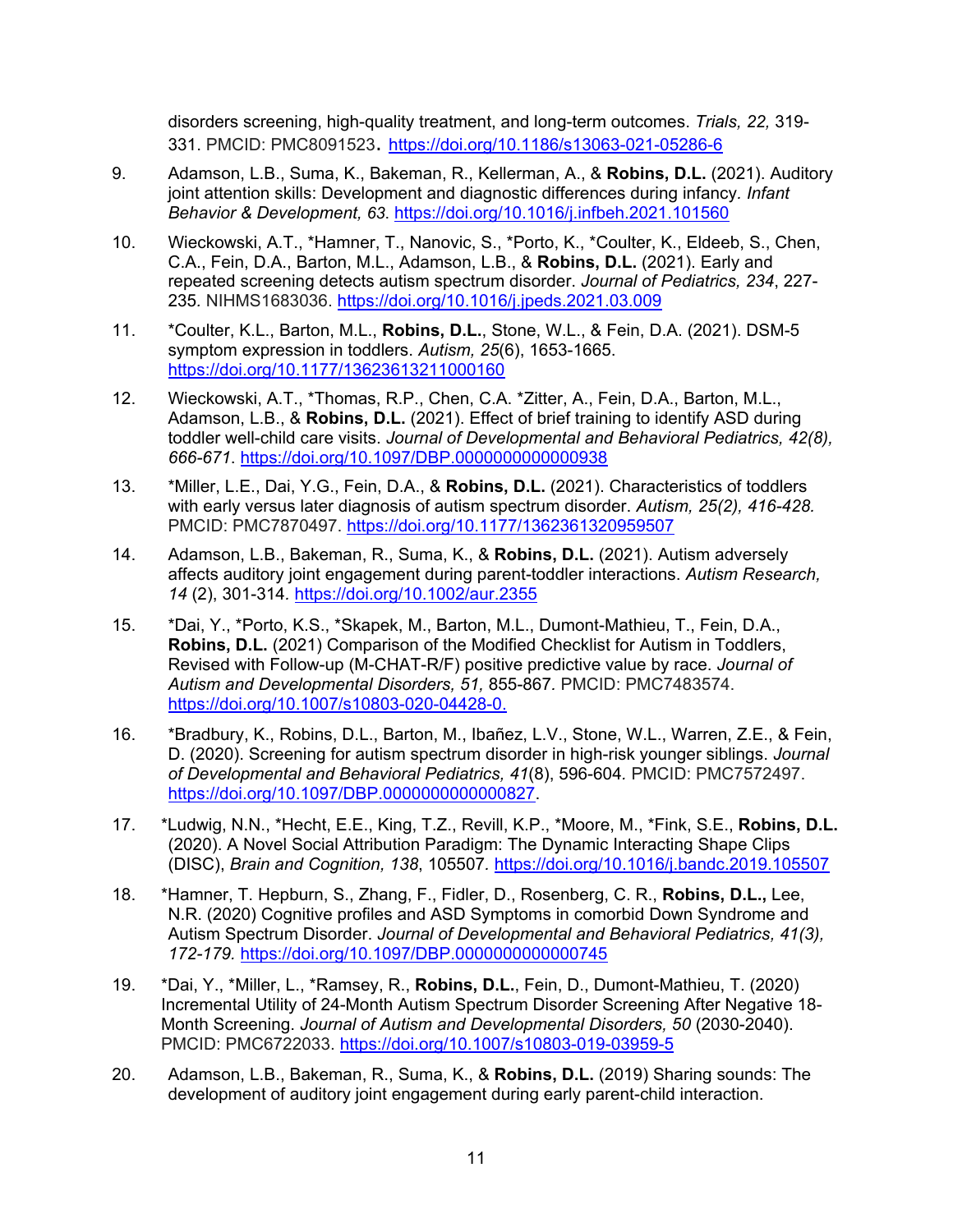disorders screening, high-quality treatment, and long-term outcomes. *Trials, 22,* 319-331. PMCID: PMC8091523**.** https://doi.org/10.1186/s13063-021-05286-6

9. Adamson, L.B., Suma, K., Bakeman, R., Kellerman, A., & **Robins, D.L.** (2021). Auditory joint attention skills: Development and diagnostic differences during infancy*. Infant Behavior & Development, 63*. https://doi.org/10.1016/j.infbeh.2021.101560

10. Wieckowski, A.T., *Hamner, T., Nanovic, S., *Porto, K., *Coulter, K., Eldeeb, S., Chen, C.A., Fein, D.A., Barton, M.L., Adamson, L.B., & **Robins, D.L.** (2021). Early and repeated screening detects autism spectrum disorder. *Journal of Pediatrics, 234*, 227-235*.* NIHMS1683036. https://doi.org/10.1016/j.jpeds.2021.03.009

11. *Coulter, K.L., Barton, M.L., **Robins, D.L.**, Stone, W.L., & Fein, D.A. (2021). DSM-5 symptom expression in toddlers. *Autism, 25*(6), 1653-1665. https://doi.org/10.1177/13623613211000160

12. Wieckowski, A.T., *Thomas, R.P., Chen, C.A. *Zitter, A., Fein, D.A., Barton, M.L., Adamson, L.B., & **Robins, D.L.** (2021). Effect of brief training to identify ASD during toddler well-child care visits. *Journal of Developmental and Behavioral Pediatrics, 42(8), 666-671.* https://doi.org/10.1097/DBP.0000000000000938

13. *Miller, L.E., Dai, Y.G., Fein, D.A., & **Robins, D.L.** (2021). Characteristics of toddlers with early versus later diagnosis of autism spectrum disorder. *Autism, 25(2), 416-428.* PMCID: PMC7870497. https://doi.org/10.1177/1362361320959507

14. Adamson, L.B., Bakeman, R., Suma, K., & **Robins, D.L.** (2021). Autism adversely affects auditory joint engagement during parent-toddler interactions. *Autism Research, 14* (2), 301-314*.* https://doi.org/10.1002/aur.2355

15. *Dai, Y., *Porto, K.S., *Skapek, M., Barton, M.L., Dumont-Mathieu, T., Fein, D.A., **Robins, D.L.** (2021) Comparison of the Modified Checklist for Autism in Toddlers, Revised with Follow-up (M-CHAT-R/F) positive predictive value by race. *Journal of Autism and Developmental Disorders, 51,* 855-867*.* PMCID: PMC7483574. https://doi.org/10.1007/s10803-020-04428-0.

16. *Bradbury, K., Robins, D.L., Barton, M., Ibañez, L.V., Stone, W.L., Warren, Z.E., & Fein, D. (2020). Screening for autism spectrum disorder in high-risk younger siblings. *Journal of Developmental and Behavioral Pediatrics, 41*(8), 596-604*.* PMCID: PMC7572497. https://doi.org/10.1097/DBP.0000000000000827.

17. *Ludwig, N.N., *Hecht, E.E., King, T.Z., Revill, K.P., *Moore, M., *Fink, S.E., **Robins, D.L.** (2020). A Novel Social Attribution Paradigm: The Dynamic Interacting Shape Clips (DISC), *Brain and Cognition, 138*, 105507*.* https://doi.org/10.1016/j.bandc.2019.105507

18. *Hamner, T. Hepburn, S., Zhang, F., Fidler, D., Rosenberg, C. R., **Robins, D.L.,** Lee, N.R. (2020) Cognitive profiles and ASD Symptoms in comorbid Down Syndrome and Autism Spectrum Disorder. *Journal of Developmental and Behavioral Pediatrics, 41(3), 172-179.* https://doi.org/10.1097/DBP.0000000000000745

19. *Dai, Y., *Miller, L., *Ramsey, R., **Robins, D.L.**, Fein, D., Dumont-Mathieu, T. (2020) Incremental Utility of 24-Month Autism Spectrum Disorder Screening After Negative 18-Month Screening. *Journal of Autism and Developmental Disorders, 50* (2030-2040). PMCID: PMC6722033. https://doi.org/10.1007/s10803-019-03959-5

20. Adamson, L.B., Bakeman, R., Suma, K., & **Robins, D.L.** (2019) Sharing sounds: The development of auditory joint engagement during early parent-child interaction.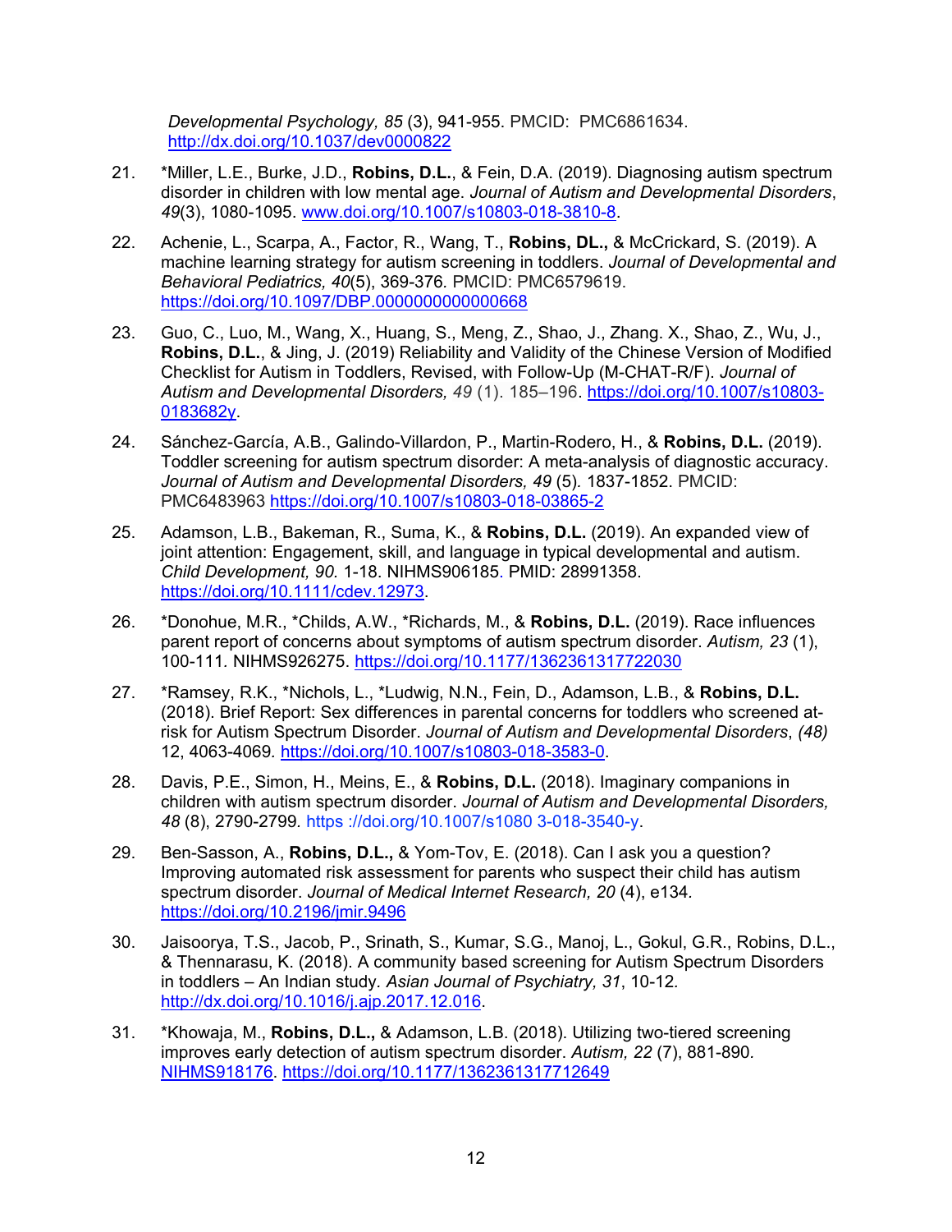*Developmental Psychology, 85* (3), 941-955. PMCID: PMC6861634. http://dx.doi.org/10.1037/dev0000822

21. *Miller, L.E., Burke, J.D., **Robins, D.L.**, & Fein, D.A. (2019). Diagnosing autism spectrum disorder in children with low mental age. *Journal of Autism and Developmental Disorders*, *49*(3), 1080-1095. www.doi.org/10.1007/s10803-018-3810-8.

22. Achenie, L., Scarpa, A., Factor, R., Wang, T., **Robins, DL.,** & McCrickard, S. (2019). A machine learning strategy for autism screening in toddlers. *Journal of Developmental and Behavioral Pediatrics, 40*(5), 369-376*.* PMCID: PMC6579619. https://doi.org/10.1097/DBP.0000000000000668

23. Guo, C., Luo, M., Wang, X., Huang, S., Meng, Z., Shao, J., Zhang. X., Shao, Z., Wu, J., **Robins, D.L.**, & Jing, J. (2019) Reliability and Validity of the Chinese Version of Modified Checklist for Autism in Toddlers, Revised, with Follow-Up (M-CHAT-R/F). *Journal of Autism and Developmental Disorders, 49* (1). 185–196. https://doi.org/10.1007/s10803-0183682y.

24. Sánchez-García, A.B., Galindo-Villardon, P., Martin-Rodero, H., & **Robins, D.L.** (2019). Toddler screening for autism spectrum disorder: A meta-analysis of diagnostic accuracy. *Journal of Autism and Developmental Disorders, 49* (5)*.* 1837-1852. PMCID: PMC6483963 https://doi.org/10.1007/s10803-018-03865-2

25. Adamson, L.B., Bakeman, R., Suma, K., & **Robins, D.L.** (2019). An expanded view of joint attention: Engagement, skill, and language in typical developmental and autism. *Child Development, 90.* 1-18. NIHMS906185. PMID: 28991358. https://doi.org/10.1111/cdev.12973.

26. *Donohue, M.R., *Childs, A.W., *Richards, M., & **Robins, D.L.** (2019). Race influences parent report of concerns about symptoms of autism spectrum disorder. *Autism, 23* (1), 100-111. NIHMS926275. https://doi.org/10.1177/1362361317722030

27. *Ramsey, R.K., *Nichols, L., *Ludwig, N.N., Fein, D., Adamson, L.B., & **Robins, D.L.** (2018). Brief Report: Sex differences in parental concerns for toddlers who screened at-risk for Autism Spectrum Disorder. *Journal of Autism and Developmental Disorders*, *(48)* 12, 4063-4069*.* https://doi.org/10.1007/s10803-018-3583-0.

28. Davis, P.E., Simon, H., Meins, E., & **Robins, D.L.** (2018). Imaginary companions in children with autism spectrum disorder. *Journal of Autism and Developmental Disorders, 48* (8), 2790-2799*.* https ://doi.org/10.1007/s1080 3-018-3540-y.

29. Ben-Sasson, A., **Robins, D.L.,** & Yom-Tov, E. (2018). Can I ask you a question? Improving automated risk assessment for parents who suspect their child has autism spectrum disorder. *Journal of Medical Internet Research, 20* (4), e134. https://doi.org/10.2196/jmir.9496

30. Jaisoorya, T.S., Jacob, P., Srinath, S., Kumar, S.G., Manoj, L., Gokul, G.R., Robins, D.L., & Thennarasu, K. (2018). A community based screening for Autism Spectrum Disorders in toddlers – An Indian study. *Asian Journal of Psychiatry, 31*, 10-12*.* http://dx.doi.org/10.1016/j.ajp.2017.12.016.

31. *Khowaja, M., **Robins, D.L.,** & Adamson, L.B. (2018). Utilizing two-tiered screening improves early detection of autism spectrum disorder. *Autism, 22* (7), 881-890*.* NIHMS918176. https://doi.org/10.1177/1362361317712649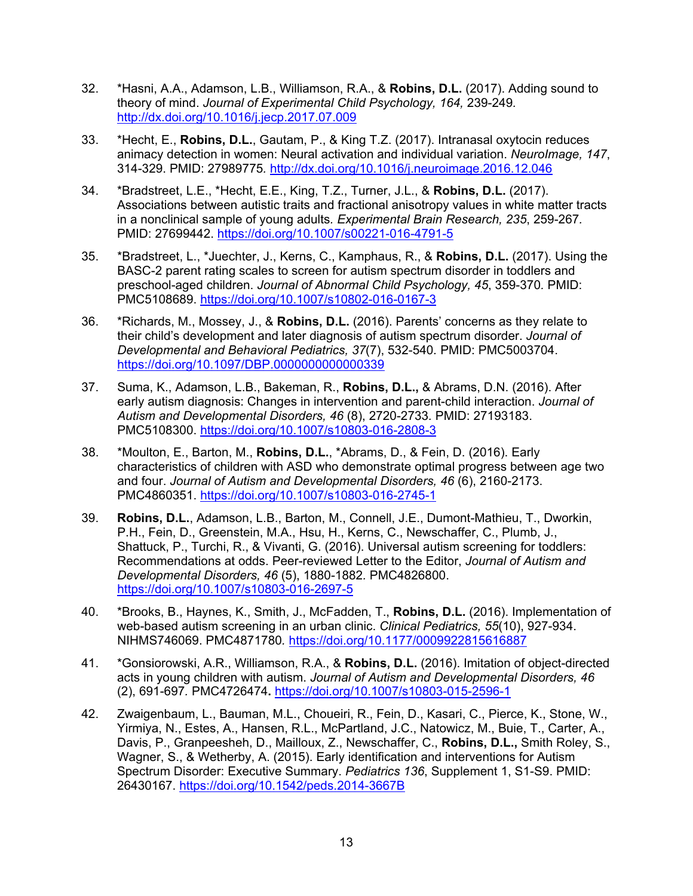32. *Hasni, A.A., Adamson, L.B., Williamson, R.A., & **Robins, D.L.** (2017). Adding sound to theory of mind. *Journal of Experimental Child Psychology, 164,* 239-249. http://dx.doi.org/10.1016/j.jecp.2017.07.009

33. *Hecht, E., **Robins, D.L.**, Gautam, P., & King T.Z. (2017). Intranasal oxytocin reduces animacy detection in women: Neural activation and individual variation. *NeuroImage, 147*, 314-329. PMID: 27989775. http://dx.doi.org/10.1016/j.neuroimage.2016.12.046

34. *Bradstreet, L.E., *Hecht, E.E., King, T.Z., Turner, J.L., & **Robins, D.L.** (2017). Associations between autistic traits and fractional anisotropy values in white matter tracts in a nonclinical sample of young adults. *Experimental Brain Research, 235*, 259-267. PMID: 27699442. https://doi.org/10.1007/s00221-016-4791-5

35. *Bradstreet, L., *Juechter, J., Kerns, C., Kamphaus, R., & **Robins, D.L.** (2017). Using the BASC-2 parent rating scales to screen for autism spectrum disorder in toddlers and preschool-aged children. *Journal of Abnormal Child Psychology, 45*, 359-370. PMID: PMC5108689. https://doi.org/10.1007/s10802-016-0167-3

36. *Richards, M., Mossey, J., & **Robins, D.L.** (2016). Parents' concerns as they relate to their child's development and later diagnosis of autism spectrum disorder. *Journal of Developmental and Behavioral Pediatrics, 37*(7), 532-540. PMID: PMC5003704. https://doi.org/10.1097/DBP.0000000000000339

37. Suma, K., Adamson, L.B., Bakeman, R., **Robins, D.L.,** & Abrams, D.N. (2016). After early autism diagnosis: Changes in intervention and parent-child interaction. *Journal of Autism and Developmental Disorders, 46* (8), 2720-2733. PMID: 27193183. PMC5108300. https://doi.org/10.1007/s10803-016-2808-3

38. *Moulton, E., Barton, M., **Robins, D.L.**, *Abrams, D., & Fein, D. (2016). Early characteristics of children with ASD who demonstrate optimal progress between age two and four. *Journal of Autism and Developmental Disorders, 46* (6), 2160-2173. PMC4860351. https://doi.org/10.1007/s10803-016-2745-1

39. **Robins, D.L.**, Adamson, L.B., Barton, M., Connell, J.E., Dumont-Mathieu, T., Dworkin, P.H., Fein, D., Greenstein, M.A., Hsu, H., Kerns, C., Newschaffer, C., Plumb, J., Shattuck, P., Turchi, R., & Vivanti, G. (2016). Universal autism screening for toddlers: Recommendations at odds. Peer-reviewed Letter to the Editor, *Journal of Autism and Developmental Disorders, 46* (5), 1880-1882. PMC4826800. https://doi.org/10.1007/s10803-016-2697-5

40. *Brooks, B., Haynes, K., Smith, J., McFadden, T., **Robins, D.L.** (2016). Implementation of web-based autism screening in an urban clinic. *Clinical Pediatrics, 55*(10), 927-934. NIHMS746069. PMC4871780. https://doi.org/10.1177/0009922815616887

41. *Gonsiorowski, A.R., Williamson, R.A., & **Robins, D.L.** (2016). Imitation of object-directed acts in young children with autism. *Journal of Autism and Developmental Disorders, 46* (2), 691-697. PMC4726474**.** https://doi.org/10.1007/s10803-015-2596-1

42. Zwaigenbaum, L., Bauman, M.L., Choueiri, R., Fein, D., Kasari, C., Pierce, K., Stone, W., Yirmiya, N., Estes, A., Hansen, R.L., McPartland, J.C., Natowicz, M., Buie, T., Carter, A., Davis, P., Granpeesheh, D., Mailloux, Z., Newschaffer, C., **Robins, D.L.,** Smith Roley, S., Wagner, S., & Wetherby, A. (2015). Early identification and interventions for Autism Spectrum Disorder: Executive Summary. *Pediatrics 136*, Supplement 1, S1-S9. PMID: 26430167. https://doi.org/10.1542/peds.2014-3667B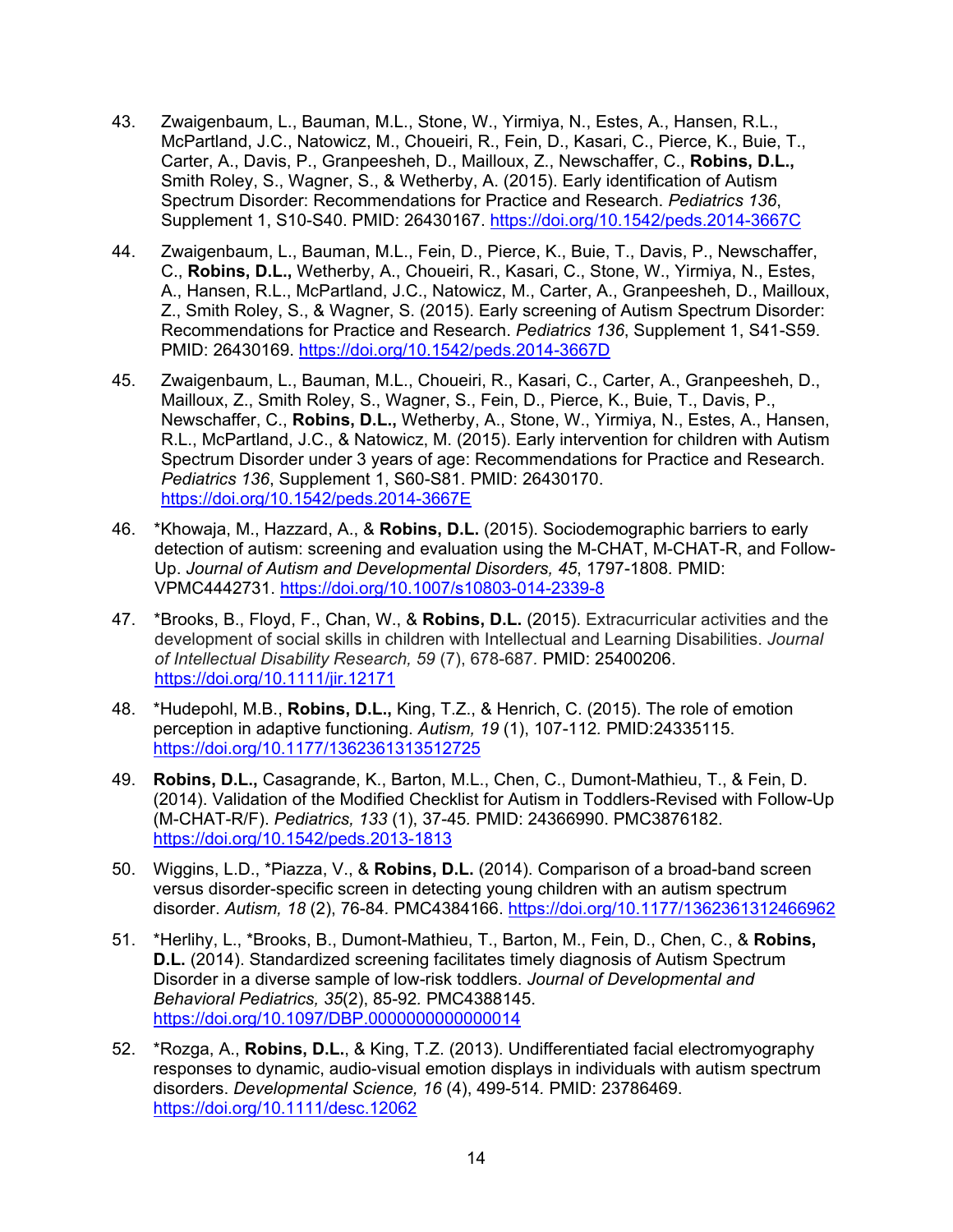43. Zwaigenbaum, L., Bauman, M.L., Stone, W., Yirmiya, N., Estes, A., Hansen, R.L., McPartland, J.C., Natowicz, M., Choueiri, R., Fein, D., Kasari, C., Pierce, K., Buie, T., Carter, A., Davis, P., Granpeesheh, D., Mailloux, Z., Newschaffer, C., **Robins, D.L.,** Smith Roley, S., Wagner, S., & Wetherby, A. (2015). Early identification of Autism Spectrum Disorder: Recommendations for Practice and Research. *Pediatrics 136*, Supplement 1, S10-S40. PMID: 26430167. https://doi.org/10.1542/peds.2014-3667C

44. Zwaigenbaum, L., Bauman, M.L., Fein, D., Pierce, K., Buie, T., Davis, P., Newschaffer, C., **Robins, D.L.,** Wetherby, A., Choueiri, R., Kasari, C., Stone, W., Yirmiya, N., Estes, A., Hansen, R.L., McPartland, J.C., Natowicz, M., Carter, A., Granpeesheh, D., Mailloux, Z., Smith Roley, S., & Wagner, S. (2015). Early screening of Autism Spectrum Disorder: Recommendations for Practice and Research. *Pediatrics 136*, Supplement 1, S41-S59. PMID: 26430169. https://doi.org/10.1542/peds.2014-3667D

45. Zwaigenbaum, L., Bauman, M.L., Choueiri, R., Kasari, C., Carter, A., Granpeesheh, D., Mailloux, Z., Smith Roley, S., Wagner, S., Fein, D., Pierce, K., Buie, T., Davis, P., Newschaffer, C., **Robins, D.L.,** Wetherby, A., Stone, W., Yirmiya, N., Estes, A., Hansen, R.L., McPartland, J.C., & Natowicz, M. (2015). Early intervention for children with Autism Spectrum Disorder under 3 years of age: Recommendations for Practice and Research. *Pediatrics 136*, Supplement 1, S60-S81. PMID: 26430170. https://doi.org/10.1542/peds.2014-3667E

46. *Khowaja, M., Hazzard, A., & **Robins, D.L.** (2015). Sociodemographic barriers to early detection of autism: screening and evaluation using the M-CHAT, M-CHAT-R, and Follow-Up. *Journal of Autism and Developmental Disorders, 45*, 1797-1808. PMID: VPMC4442731. https://doi.org/10.1007/s10803-014-2339-8

47. *Brooks, B., Floyd, F., Chan, W., & **Robins, D.L.** (2015). Extracurricular activities and the development of social skills in children with Intellectual and Learning Disabilities. *Journal of Intellectual Disability Research, 59* (7), 678-687. PMID: 25400206. https://doi.org/10.1111/jir.12171

48. *Hudepohl, M.B., **Robins, D.L.,** King, T.Z., & Henrich, C. (2015). The role of emotion perception in adaptive functioning. *Autism, 19* (1), 107-112. PMID:24335115. https://doi.org/10.1177/1362361313512725

49. **Robins, D.L.,** Casagrande, K., Barton, M.L., Chen, C., Dumont-Mathieu, T., & Fein, D. (2014). Validation of the Modified Checklist for Autism in Toddlers-Revised with Follow-Up (M-CHAT-R/F). *Pediatrics, 133* (1), 37-45. PMID: 24366990. PMC3876182. https://doi.org/10.1542/peds.2013-1813

50. Wiggins, L.D., *Piazza, V., & **Robins, D.L.** (2014). Comparison of a broad-band screen versus disorder-specific screen in detecting young children with an autism spectrum disorder. *Autism, 18* (2), 76-84. PMC4384166. https://doi.org/10.1177/1362361312466962

51. *Herlihy, L., *Brooks, B., Dumont-Mathieu, T., Barton, M., Fein, D., Chen, C., & **Robins, D.L.** (2014). Standardized screening facilitates timely diagnosis of Autism Spectrum Disorder in a diverse sample of low-risk toddlers. *Journal of Developmental and Behavioral Pediatrics, 35*(2), 85-92. PMC4388145. https://doi.org/10.1097/DBP.0000000000000014

52. *Rozga, A., **Robins, D.L.**, & King, T.Z. (2013). Undifferentiated facial electromyography responses to dynamic, audio-visual emotion displays in individuals with autism spectrum disorders. *Developmental Science, 16* (4), 499-514. PMID: 23786469. https://doi.org/10.1111/desc.12062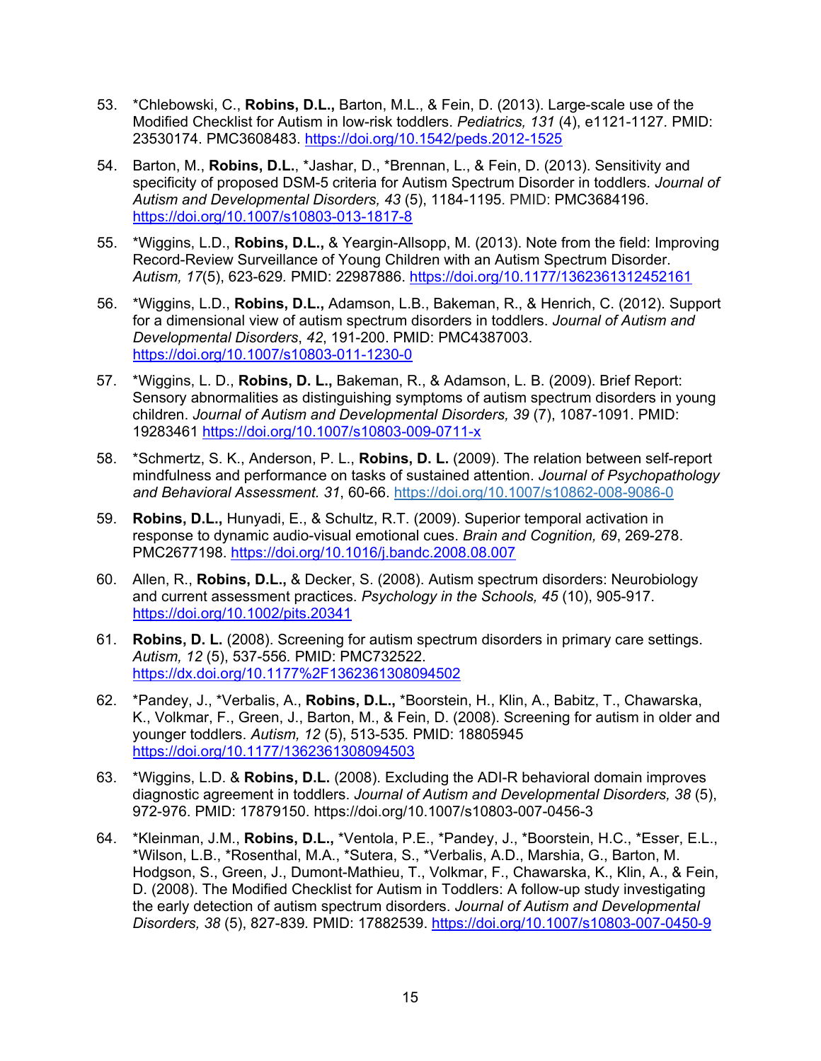53. *Chlebowski, C., **Robins, D.L.,** Barton, M.L., & Fein, D. (2013). Large-scale use of the Modified Checklist for Autism in low-risk toddlers. *Pediatrics, 131* (4), e1121-1127. PMID: 23530174. PMC3608483. https://doi.org/10.1542/peds.2012-1525

54. Barton, M., **Robins, D.L.**, *Jashar, D., *Brennan, L., & Fein, D. (2013). Sensitivity and specificity of proposed DSM-5 criteria for Autism Spectrum Disorder in toddlers. *Journal of Autism and Developmental Disorders, 43* (5), 1184-1195. PMID: PMC3684196. https://doi.org/10.1007/s10803-013-1817-8

55. *Wiggins, L.D., **Robins, D.L.,** & Yeargin-Allsopp, M. (2013). Note from the field: Improving Record-Review Surveillance of Young Children with an Autism Spectrum Disorder. *Autism, 17*(5), 623-629. PMID: 22987886. https://doi.org/10.1177/1362361312452161

56. *Wiggins, L.D., **Robins, D.L.,** Adamson, L.B., Bakeman, R., & Henrich, C. (2012). Support for a dimensional view of autism spectrum disorders in toddlers. *Journal of Autism and Developmental Disorders*, *42*, 191-200. PMID: PMC4387003. https://doi.org/10.1007/s10803-011-1230-0

57. *Wiggins, L. D., **Robins, D. L.,** Bakeman, R., & Adamson, L. B. (2009). Brief Report: Sensory abnormalities as distinguishing symptoms of autism spectrum disorders in young children. *Journal of Autism and Developmental Disorders, 39* (7), 1087-1091. PMID: 19283461 https://doi.org/10.1007/s10803-009-0711-x

58. *Schmertz, S. K., Anderson, P. L., **Robins, D. L.** (2009). The relation between self-report mindfulness and performance on tasks of sustained attention. *Journal of Psychopathology and Behavioral Assessment. 31*, 60-66. https://doi.org/10.1007/s10862-008-9086-0

59. **Robins, D.L.,** Hunyadi, E., & Schultz, R.T. (2009). Superior temporal activation in response to dynamic audio-visual emotional cues. *Brain and Cognition, 69*, 269-278. PMC2677198. https://doi.org/10.1016/j.bandc.2008.08.007

60. Allen, R., **Robins, D.L.,** & Decker, S. (2008). Autism spectrum disorders: Neurobiology and current assessment practices. *Psychology in the Schools, 45* (10), 905-917. https://doi.org/10.1002/pits.20341

61. **Robins, D. L.** (2008). Screening for autism spectrum disorders in primary care settings. *Autism, 12* (5), 537-556. PMID: PMC732522. https://dx.doi.org/10.1177%2F1362361308094502

62. *Pandey, J., *Verbalis, A., **Robins, D.L.,** *Boorstein, H., Klin, A., Babitz, T., Chawarska, K., Volkmar, F., Green, J., Barton, M., & Fein, D. (2008). Screening for autism in older and younger toddlers. *Autism, 12* (5), 513-535. PMID: 18805945 https://doi.org/10.1177/1362361308094503

63. *Wiggins, L.D. & **Robins, D.L.** (2008). Excluding the ADI-R behavioral domain improves diagnostic agreement in toddlers. *Journal of Autism and Developmental Disorders, 38* (5), 972-976. PMID: 17879150. https://doi.org/10.1007/s10803-007-0456-3

64. *Kleinman, J.M., **Robins, D.L.,** *Ventola, P.E., *Pandey, J., *Boorstein, H.C., *Esser, E.L., *Wilson, L.B., *Rosenthal, M.A., *Sutera, S., *Verbalis, A.D., Marshia, G., Barton, M. Hodgson, S., Green, J., Dumont-Mathieu, T., Volkmar, F., Chawarska, K., Klin, A., & Fein, D. (2008). The Modified Checklist for Autism in Toddlers: A follow-up study investigating the early detection of autism spectrum disorders. *Journal of Autism and Developmental Disorders, 38* (5), 827-839. PMID: 17882539. https://doi.org/10.1007/s10803-007-0450-9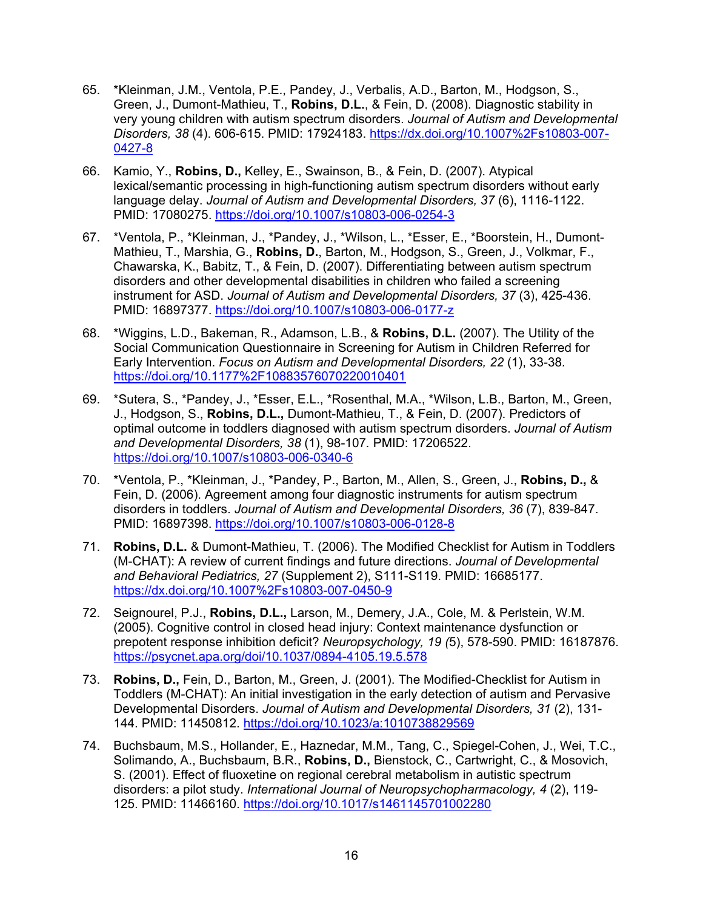65. *Kleinman, J.M., Ventola, P.E., Pandey, J., Verbalis, A.D., Barton, M., Hodgson, S., Green, J., Dumont-Mathieu, T., **Robins, D.L.**, & Fein, D. (2008). Diagnostic stability in very young children with autism spectrum disorders. *Journal of Autism and Developmental Disorders, 38* (4). 606-615. PMID: 17924183. https://dx.doi.org/10.1007%2Fs10803-007-0427-8

66. Kamio, Y., **Robins, D.,** Kelley, E., Swainson, B., & Fein, D. (2007). Atypical lexical/semantic processing in high-functioning autism spectrum disorders without early language delay. *Journal of Autism and Developmental Disorders, 37* (6), 1116-1122. PMID: 17080275. https://doi.org/10.1007/s10803-006-0254-3

67. *Ventola, P., *Kleinman, J., *Pandey, J., *Wilson, L., *Esser, E., *Boorstein, H., Dumont-Mathieu, T., Marshia, G., **Robins, D.**, Barton, M., Hodgson, S., Green, J., Volkmar, F., Chawarska, K., Babitz, T., & Fein, D. (2007). Differentiating between autism spectrum disorders and other developmental disabilities in children who failed a screening instrument for ASD. *Journal of Autism and Developmental Disorders, 37* (3), 425-436. PMID: 16897377. https://doi.org/10.1007/s10803-006-0177-z

68. *Wiggins, L.D., Bakeman, R., Adamson, L.B., & **Robins, D.L.** (2007). The Utility of the Social Communication Questionnaire in Screening for Autism in Children Referred for Early Intervention. *Focus on Autism and Developmental Disorders, 22* (1), 33-38. https://doi.org/10.1177%2F10883576070220010401

69. *Sutera, S., *Pandey, J., *Esser, E.L., *Rosenthal, M.A., *Wilson, L.B., Barton, M., Green, J., Hodgson, S., **Robins, D.L.,** Dumont-Mathieu, T., & Fein, D. (2007). Predictors of optimal outcome in toddlers diagnosed with autism spectrum disorders. *Journal of Autism and Developmental Disorders, 38* (1), 98-107*.* PMID: 17206522. https://doi.org/10.1007/s10803-006-0340-6

70. *Ventola, P., *Kleinman, J., *Pandey, P., Barton, M., Allen, S., Green, J., **Robins, D.,** & Fein, D. (2006). Agreement among four diagnostic instruments for autism spectrum disorders in toddlers. *Journal of Autism and Developmental Disorders, 36* (7), 839-847. PMID: 16897398. https://doi.org/10.1007/s10803-006-0128-8

71. **Robins, D.L.** & Dumont-Mathieu, T. (2006). The Modified Checklist for Autism in Toddlers (M-CHAT): A review of current findings and future directions. *Journal of Developmental and Behavioral Pediatrics, 27* (Supplement 2), S111-S119. PMID: 16685177. https://dx.doi.org/10.1007%2Fs10803-007-0450-9

72. Seignourel, P.J., **Robins, D.L.,** Larson, M., Demery, J.A., Cole, M. & Perlstein, W.M. (2005). Cognitive control in closed head injury: Context maintenance dysfunction or prepotent response inhibition deficit? *Neuropsychology, 19 (*5), 578-590. PMID: 16187876. https://psycnet.apa.org/doi/10.1037/0894-4105.19.5.578

73. **Robins, D.,** Fein, D., Barton, M., Green, J. (2001). The Modified-Checklist for Autism in Toddlers (M-CHAT): An initial investigation in the early detection of autism and Pervasive Developmental Disorders. *Journal of Autism and Developmental Disorders, 31* (2), 131-144. PMID: 11450812. https://doi.org/10.1023/a:1010738829569

74. Buchsbaum, M.S., Hollander, E., Haznedar, M.M., Tang, C., Spiegel-Cohen, J., Wei, T.C., Solimando, A., Buchsbaum, B.R., **Robins, D.,** Bienstock, C., Cartwright, C., & Mosovich, S. (2001). Effect of fluoxetine on regional cerebral metabolism in autistic spectrum disorders: a pilot study. *International Journal of Neuropsychopharmacology, 4* (2), 119-125. PMID: 11466160. https://doi.org/10.1017/s1461145701002280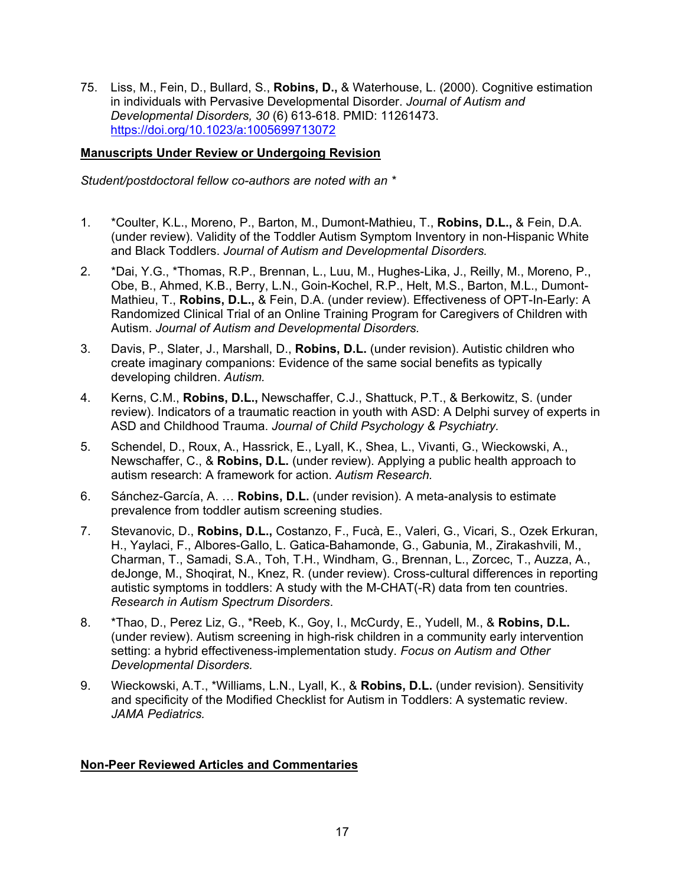75. Liss, M., Fein, D., Bullard, S., **Robins, D.,** & Waterhouse, L. (2000). Cognitive estimation in individuals with Pervasive Developmental Disorder. *Journal of Autism and Developmental Disorders, 30* (6) 613-618. PMID: 11261473. https://doi.org/10.1023/a:1005699713072

**Manuscripts Under Review or Undergoing Revision**

*Student/postdoctoral fellow co-authors are noted with an **

1. *Coulter, K.L., Moreno, P., Barton, M., Dumont-Mathieu, T., **Robins, D.L.,** & Fein, D.A. (under review). Validity of the Toddler Autism Symptom Inventory in non-Hispanic White and Black Toddlers. *Journal of Autism and Developmental Disorders.*

2. *Dai, Y.G., *Thomas, R.P., Brennan, L., Luu, M., Hughes-Lika, J., Reilly, M., Moreno, P., Obe, B., Ahmed, K.B., Berry, L.N., Goin-Kochel, R.P., Helt, M.S., Barton, M.L., Dumont-Mathieu, T., **Robins, D.L.,** & Fein, D.A. (under review). Effectiveness of OPT-In-Early: A Randomized Clinical Trial of an Online Training Program for Caregivers of Children with Autism. *Journal of Autism and Developmental Disorders.*

3. Davis, P., Slater, J., Marshall, D., **Robins, D.L.** (under revision). Autistic children who create imaginary companions: Evidence of the same social benefits as typically developing children. *Autism.*

4. Kerns, C.M., **Robins, D.L.,** Newschaffer, C.J., Shattuck, P.T., & Berkowitz, S. (under review). Indicators of a traumatic reaction in youth with ASD: A Delphi survey of experts in ASD and Childhood Trauma. *Journal of Child Psychology & Psychiatry.*

5. Schendel, D., Roux, A., Hassrick, E., Lyall, K., Shea, L., Vivanti, G., Wieckowski, A., Newschaffer, C., & **Robins, D.L.** (under review). Applying a public health approach to autism research: A framework for action. *Autism Research.*

6. Sánchez-García, A. … **Robins, D.L.** (under revision). A meta-analysis to estimate prevalence from toddler autism screening studies.

7. Stevanovic, D., **Robins, D.L.,** Costanzo, F., Fucà, E., Valeri, G., Vicari, S., Ozek Erkuran, H., Yaylaci, F., Albores-Gallo, L. Gatica-Bahamonde, G., Gabunia, M., Zirakashvili, M., Charman, T., Samadi, S.A., Toh, T.H., Windham, G., Brennan, L., Zorcec, T., Auzza, A., deJonge, M., Shoqirat, N., Knez, R. (under review). Cross-cultural differences in reporting autistic symptoms in toddlers: A study with the M-CHAT(-R) data from ten countries. *Research in Autism Spectrum Disorders*.

8. *Thao, D., Perez Liz, G., *Reeb, K., Goy, I., McCurdy, E., Yudell, M., & **Robins, D.L.** (under review). Autism screening in high-risk children in a community early intervention setting: a hybrid effectiveness-implementation study. *Focus on Autism and Other Developmental Disorders.*

9. Wieckowski, A.T., *Williams, L.N., Lyall, K., & **Robins, D.L.** (under revision). Sensitivity and specificity of the Modified Checklist for Autism in Toddlers: A systematic review. *JAMA Pediatrics.*

**Non-Peer Reviewed Articles and Commentaries**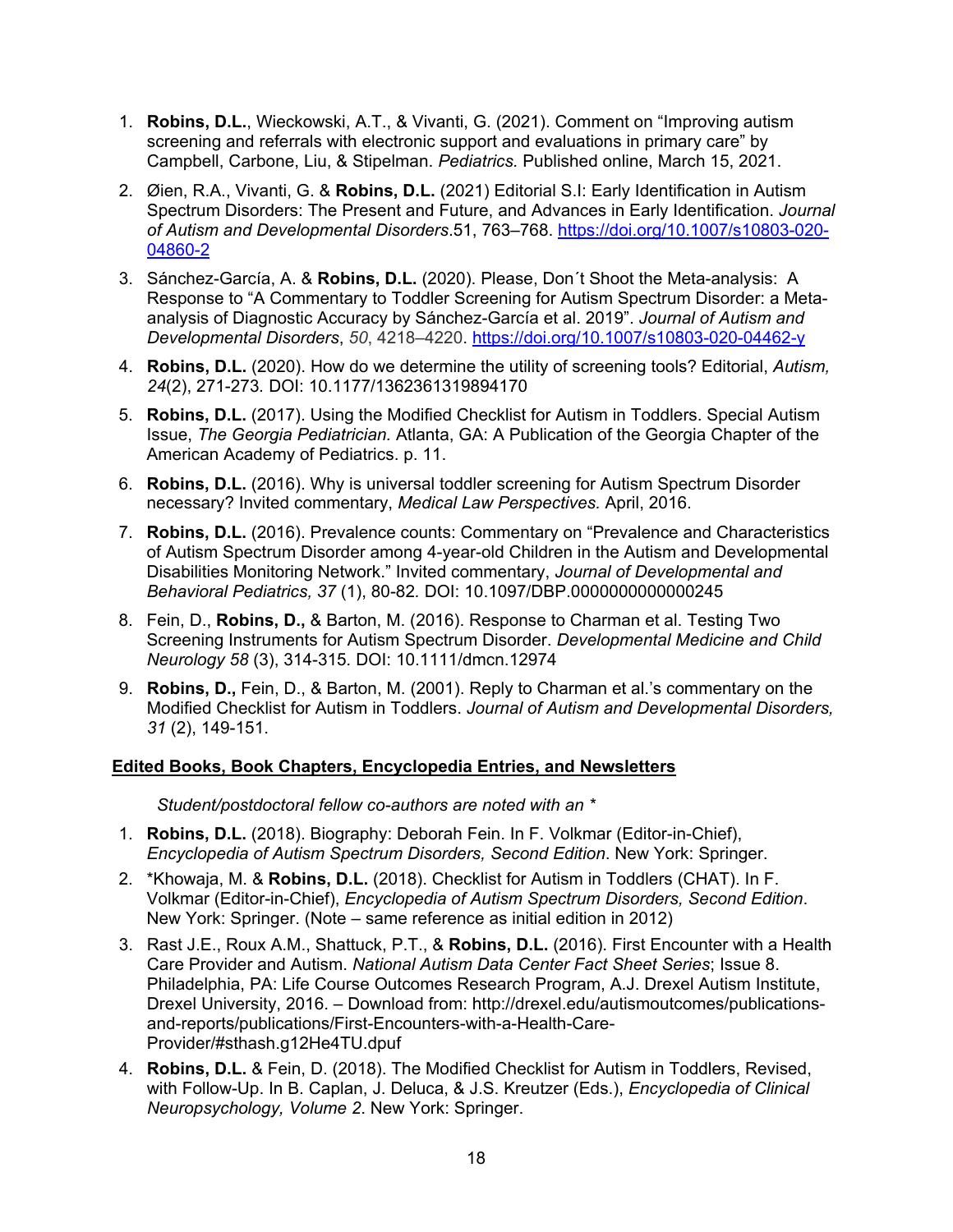1. **Robins, D.L.**, Wieckowski, A.T., & Vivanti, G. (2021). Comment on "Improving autism screening and referrals with electronic support and evaluations in primary care" by Campbell, Carbone, Liu, & Stipelman. *Pediatrics.* Published online, March 15, 2021.

2. Øien, R.A., Vivanti, G. & **Robins, D.L.** (2021) Editorial S.I: Early Identification in Autism Spectrum Disorders: The Present and Future, and Advances in Early Identification. *Journal of Autism and Developmental Disorders*.51, 763–768. https://doi.org/10.1007/s10803-020-04860-2

3. Sánchez-García, A. & **Robins, D.L.** (2020). Please, Don´t Shoot the Meta-analysis: A Response to "A Commentary to Toddler Screening for Autism Spectrum Disorder: a Meta-analysis of Diagnostic Accuracy by Sánchez-García et al. 2019". *Journal of Autism and Developmental Disorders*, *50*, 4218–4220. https://doi.org/10.1007/s10803-020-04462-y

4. **Robins, D.L.** (2020). How do we determine the utility of screening tools? Editorial, *Autism, 24*(2), 271-273. DOI: 10.1177/1362361319894170

5. **Robins, D.L.** (2017). Using the Modified Checklist for Autism in Toddlers. Special Autism Issue, *The Georgia Pediatrician.* Atlanta, GA: A Publication of the Georgia Chapter of the American Academy of Pediatrics. p. 11.

6. **Robins, D.L.** (2016). Why is universal toddler screening for Autism Spectrum Disorder necessary? Invited commentary, *Medical Law Perspectives.* April, 2016.

7. **Robins, D.L.** (2016). Prevalence counts: Commentary on "Prevalence and Characteristics of Autism Spectrum Disorder among 4-year-old Children in the Autism and Developmental Disabilities Monitoring Network." Invited commentary, *Journal of Developmental and Behavioral Pediatrics, 37* (1), 80-82. DOI: 10.1097/DBP.0000000000000245

8. Fein, D., **Robins, D.,** & Barton, M. (2016). Response to Charman et al. Testing Two Screening Instruments for Autism Spectrum Disorder. *Developmental Medicine and Child Neurology 58* (3), 314-315. DOI: 10.1111/dmcn.12974

9. **Robins, D.,** Fein, D., & Barton, M. (2001). Reply to Charman et al.'s commentary on the Modified Checklist for Autism in Toddlers. *Journal of Autism and Developmental Disorders, 31* (2), 149-151.

## Edited Books, Book Chapters, Encyclopedia Entries, and Newsletters

*Student/postdoctoral fellow co-authors are noted with an **

1. **Robins, D.L.** (2018). Biography: Deborah Fein. In F. Volkmar (Editor-in-Chief), *Encyclopedia of Autism Spectrum Disorders, Second Edition*. New York: Springer.

2. *Khowaja, M. & **Robins, D.L.** (2018). Checklist for Autism in Toddlers (CHAT). In F. Volkmar (Editor-in-Chief), *Encyclopedia of Autism Spectrum Disorders, Second Edition*. New York: Springer. (Note – same reference as initial edition in 2012)

3. Rast J.E., Roux A.M., Shattuck, P.T., & **Robins, D.L.** (2016). First Encounter with a Health Care Provider and Autism. *National Autism Data Center Fact Sheet Series*; Issue 8. Philadelphia, PA: Life Course Outcomes Research Program, A.J. Drexel Autism Institute, Drexel University, 2016. – Download from: http://drexel.edu/autismoutcomes/publications-and-reports/publications/First-Encounters-with-a-Health-Care-Provider/#sthash.g12He4TU.dpuf

4. **Robins, D.L.** & Fein, D. (2018). The Modified Checklist for Autism in Toddlers, Revised, with Follow-Up. In B. Caplan, J. Deluca, & J.S. Kreutzer (Eds.), *Encyclopedia of Clinical Neuropsychology, Volume 2*. New York: Springer.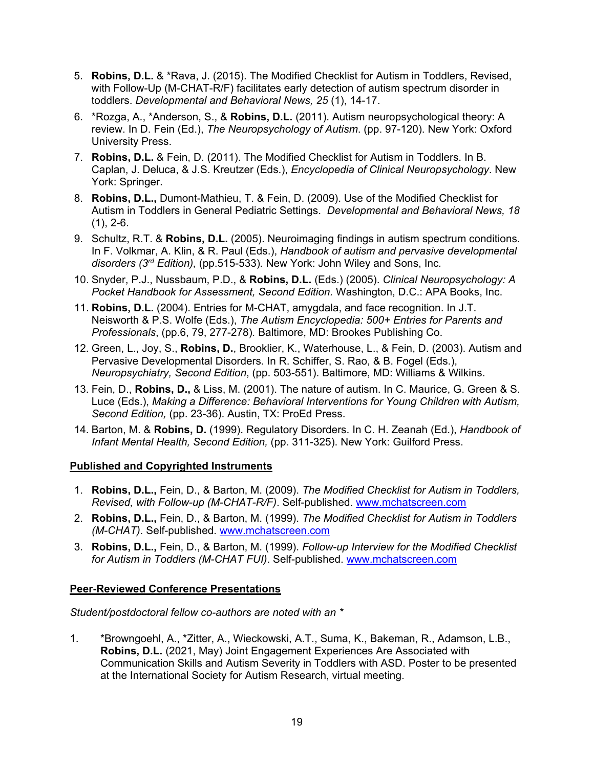5. **Robins, D.L.** & *Rava, J. (2015). The Modified Checklist for Autism in Toddlers, Revised, with Follow-Up (M-CHAT-R/F) facilitates early detection of autism spectrum disorder in toddlers. *Developmental and Behavioral News, 25* (1), 14-17.
6. *Rozga, A., *Anderson, S., & **Robins, D.L.** (2011). Autism neuropsychological theory: A review. In D. Fein (Ed.), *The Neuropsychology of Autism*. (pp. 97-120). New York: Oxford University Press.
7. **Robins, D.L.** & Fein, D. (2011). The Modified Checklist for Autism in Toddlers. In B. Caplan, J. Deluca, & J.S. Kreutzer (Eds.), *Encyclopedia of Clinical Neuropsychology*. New York: Springer.
8. **Robins, D.L.,** Dumont-Mathieu, T. & Fein, D. (2009). Use of the Modified Checklist for Autism in Toddlers in General Pediatric Settings. *Developmental and Behavioral News, 18* (1), 2-6.
9. Schultz, R.T. & **Robins, D.L.** (2005). Neuroimaging findings in autism spectrum conditions. In F. Volkmar, A. Klin, & R. Paul (Eds.), *Handbook of autism and pervasive developmental disorders (3rd Edition),* (pp.515-533). New York: John Wiley and Sons, Inc.
10. Snyder, P.J., Nussbaum, P.D., & **Robins, D.L.** (Eds.) (2005). *Clinical Neuropsychology: A Pocket Handbook for Assessment, Second Edition.* Washington, D.C.: APA Books, Inc.
11. **Robins, D.L.** (2004). Entries for M-CHAT, amygdala, and face recognition. In J.T. Neisworth & P.S. Wolfe (Eds.), *The Autism Encyclopedia: 500+ Entries for Parents and Professionals*, (pp.6, 79, 277-278). Baltimore, MD: Brookes Publishing Co.
12. Green, L., Joy, S., **Robins, D.**, Brooklier, K., Waterhouse, L., & Fein, D. (2003). Autism and Pervasive Developmental Disorders. In R. Schiffer, S. Rao, & B. Fogel (Eds.), *Neuropsychiatry, Second Edition*, (pp. 503-551). Baltimore, MD: Williams & Wilkins.
13. Fein, D., **Robins, D.,** & Liss, M. (2001). The nature of autism. In C. Maurice, G. Green & S. Luce (Eds.), *Making a Difference: Behavioral Interventions for Young Children with Autism, Second Edition,* (pp. 23-36). Austin, TX: ProEd Press.
14. Barton, M. & **Robins, D.** (1999). Regulatory Disorders. In C. H. Zeanah (Ed.), *Handbook of Infant Mental Health, Second Edition,* (pp. 311-325). New York: Guilford Press.

## Published and Copyrighted Instruments

1. **Robins, D.L.,** Fein, D., & Barton, M. (2009). *The Modified Checklist for Autism in Toddlers, Revised, with Follow-up (M-CHAT-R/F)*. Self-published. www.mchatscreen.com
2. **Robins, D.L.,** Fein, D., & Barton, M. (1999). *The Modified Checklist for Autism in Toddlers (M-CHAT)*. Self-published. www.mchatscreen.com
3. **Robins, D.L.,** Fein, D., & Barton, M. (1999). *Follow-up Interview for the Modified Checklist for Autism in Toddlers (M-CHAT FUI)*. Self-published. www.mchatscreen.com

## Peer-Reviewed Conference Presentations

*Student/postdoctoral fellow co-authors are noted with an **

1. *Browngoehl, A., *Zitter, A., Wieckowski, A.T., Suma, K., Bakeman, R., Adamson, L.B., **Robins, D.L.** (2021, May) Joint Engagement Experiences Are Associated with Communication Skills and Autism Severity in Toddlers with ASD. Poster to be presented at the International Society for Autism Research, virtual meeting.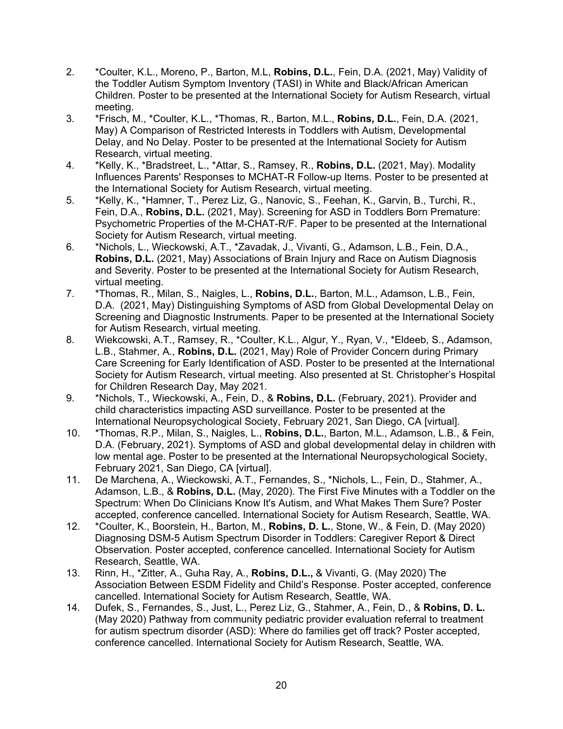2. *Coulter, K.L., Moreno, P., Barton, M.L, **Robins, D.L.**, Fein, D.A. (2021, May) Validity of the Toddler Autism Symptom Inventory (TASI) in White and Black/African American Children. Poster to be presented at the International Society for Autism Research, virtual meeting.
3. *Frisch, M., *Coulter, K.L., *Thomas, R., Barton, M.L., **Robins, D.L.**, Fein, D.A. (2021, May) A Comparison of Restricted Interests in Toddlers with Autism, Developmental Delay, and No Delay. Poster to be presented at the International Society for Autism Research, virtual meeting.
4. *Kelly, K., *Bradstreet, L., *Attar, S., Ramsey, R., **Robins, D.L.** (2021, May). Modality Influences Parents' Responses to MCHAT-R Follow-up Items. Poster to be presented at the International Society for Autism Research, virtual meeting.
5. *Kelly, K., *Hamner, T., Perez Liz, G., Nanovic, S., Feehan, K., Garvin, B., Turchi, R., Fein, D.A., **Robins, D.L.** (2021, May). Screening for ASD in Toddlers Born Premature: Psychometric Properties of the M-CHAT-R/F. Paper to be presented at the International Society for Autism Research, virtual meeting.
6. *Nichols, L., Wieckowski, A.T., *Zavadak, J., Vivanti, G., Adamson, L.B., Fein, D.A., **Robins, D.L.** (2021, May) Associations of Brain Injury and Race on Autism Diagnosis and Severity. Poster to be presented at the International Society for Autism Research, virtual meeting.
7. *Thomas, R., Milan, S., Naigles, L., **Robins, D.L.**, Barton, M.L., Adamson, L.B., Fein, D.A. (2021, May) Distinguishing Symptoms of ASD from Global Developmental Delay on Screening and Diagnostic Instruments. Paper to be presented at the International Society for Autism Research, virtual meeting.
8. Wiekcowski, A.T., Ramsey, R., *Coulter, K.L., Algur, Y., Ryan, V., *Eldeeb, S., Adamson, L.B., Stahmer, A., **Robins, D.L.** (2021, May) Role of Provider Concern during Primary Care Screening for Early Identification of ASD. Poster to be presented at the International Society for Autism Research, virtual meeting. Also presented at St. Christopher's Hospital for Children Research Day, May 2021.
9. *Nichols, T., Wieckowski, A., Fein, D., & **Robins, D.L.** (February, 2021). Provider and child characteristics impacting ASD surveillance. Poster to be presented at the International Neuropsychological Society, February 2021, San Diego, CA [virtual].
10. *Thomas, R.P., Milan, S., Naigles, L., **Robins, D.L.**, Barton, M.L., Adamson, L.B., & Fein, D.A. (February, 2021). Symptoms of ASD and global developmental delay in children with low mental age. Poster to be presented at the International Neuropsychological Society, February 2021, San Diego, CA [virtual].
11. De Marchena, A., Wieckowski, A.T., Fernandes, S., *Nichols, L., Fein, D., Stahmer, A., Adamson, L.B., & **Robins, D.L.** (May, 2020). The First Five Minutes with a Toddler on the Spectrum: When Do Clinicians Know It's Autism, and What Makes Them Sure? Poster accepted, conference cancelled. International Society for Autism Research, Seattle, WA.
12. *Coulter, K., Boorstein, H., Barton, M., **Robins, D. L.**, Stone, W., & Fein, D. (May 2020) Diagnosing DSM-5 Autism Spectrum Disorder in Toddlers: Caregiver Report & Direct Observation. Poster accepted, conference cancelled. International Society for Autism Research, Seattle, WA.
13. Rinn, H., *Zitter, A., Guha Ray, A., **Robins, D.L.,** & Vivanti, G. (May 2020) The Association Between ESDM Fidelity and Child's Response. Poster accepted, conference cancelled. International Society for Autism Research, Seattle, WA.
14. Dufek, S., Fernandes, S., Just, L., Perez Liz, G., Stahmer, A., Fein, D., & **Robins, D. L.** (May 2020) Pathway from community pediatric provider evaluation referral to treatment for autism spectrum disorder (ASD): Where do families get off track? Poster accepted, conference cancelled. International Society for Autism Research, Seattle, WA.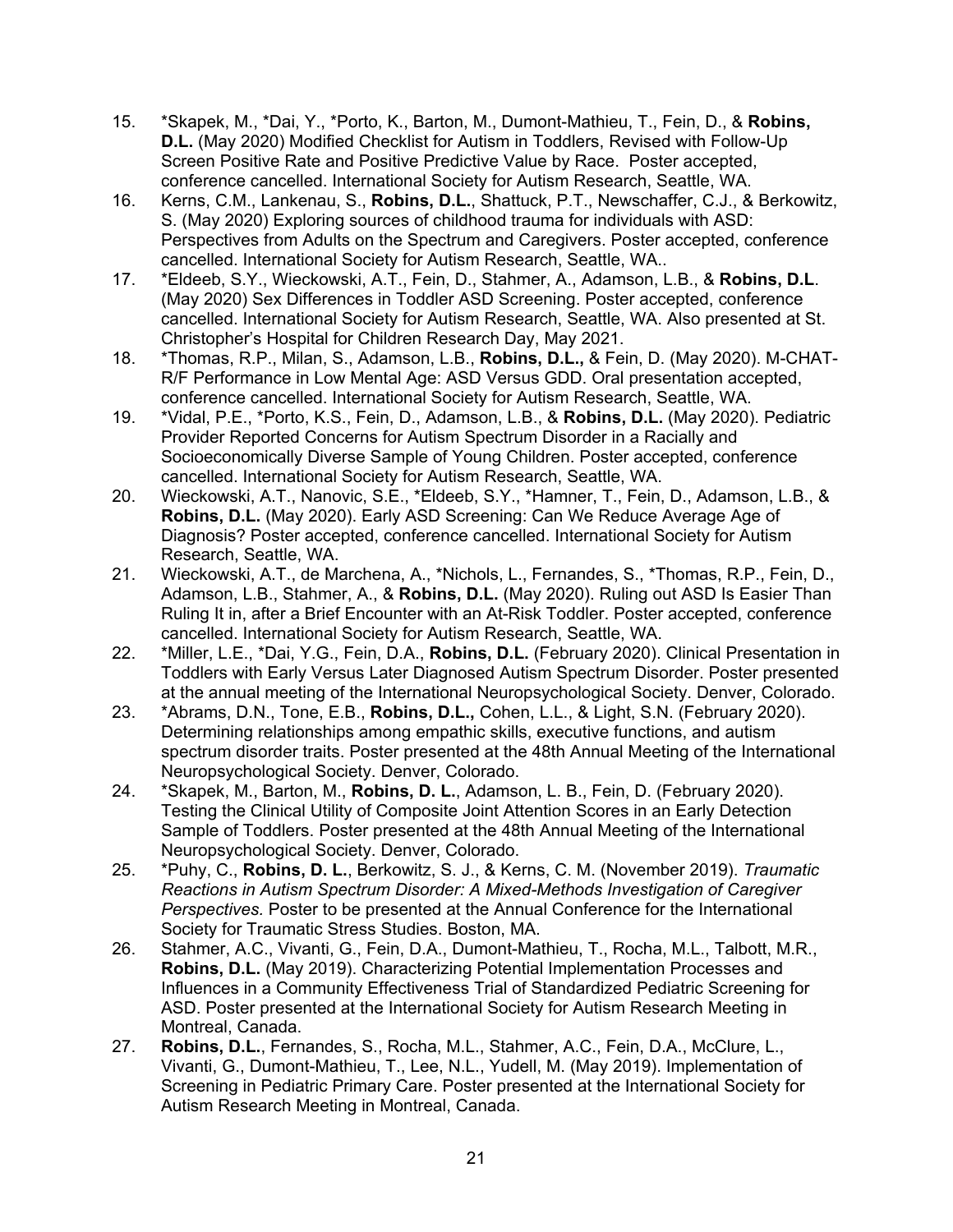15. *Skapek, M., *Dai, Y., *Porto, K., Barton, M., Dumont-Mathieu, T., Fein, D., & **Robins, D.L.** (May 2020) Modified Checklist for Autism in Toddlers, Revised with Follow-Up Screen Positive Rate and Positive Predictive Value by Race. Poster accepted, conference cancelled. International Society for Autism Research, Seattle, WA.
16. Kerns, C.M., Lankenau, S., **Robins, D.L.**, Shattuck, P.T., Newschaffer, C.J., & Berkowitz, S. (May 2020) Exploring sources of childhood trauma for individuals with ASD: Perspectives from Adults on the Spectrum and Caregivers. Poster accepted, conference cancelled. International Society for Autism Research, Seattle, WA..
17. *Eldeeb, S.Y., Wieckowski, A.T., Fein, D., Stahmer, A., Adamson, L.B., & **Robins, D.L**. (May 2020) Sex Differences in Toddler ASD Screening. Poster accepted, conference cancelled. International Society for Autism Research, Seattle, WA. Also presented at St. Christopher's Hospital for Children Research Day, May 2021.
18. *Thomas, R.P., Milan, S., Adamson, L.B., **Robins, D.L.,** & Fein, D. (May 2020). M-CHAT-R/F Performance in Low Mental Age: ASD Versus GDD. Oral presentation accepted, conference cancelled. International Society for Autism Research, Seattle, WA.
19. *Vidal, P.E., *Porto, K.S., Fein, D., Adamson, L.B., & **Robins, D.L.** (May 2020). Pediatric Provider Reported Concerns for Autism Spectrum Disorder in a Racially and Socioeconomically Diverse Sample of Young Children. Poster accepted, conference cancelled. International Society for Autism Research, Seattle, WA.
20. Wieckowski, A.T., Nanovic, S.E., *Eldeeb, S.Y., *Hamner, T., Fein, D., Adamson, L.B., & **Robins, D.L.** (May 2020). Early ASD Screening: Can We Reduce Average Age of Diagnosis? Poster accepted, conference cancelled. International Society for Autism Research, Seattle, WA.
21. Wieckowski, A.T., de Marchena, A., *Nichols, L., Fernandes, S., *Thomas, R.P., Fein, D., Adamson, L.B., Stahmer, A., & **Robins, D.L.** (May 2020). Ruling out ASD Is Easier Than Ruling It in, after a Brief Encounter with an At-Risk Toddler. Poster accepted, conference cancelled. International Society for Autism Research, Seattle, WA.
22. *Miller, L.E., *Dai, Y.G., Fein, D.A., **Robins, D.L.** (February 2020). Clinical Presentation in Toddlers with Early Versus Later Diagnosed Autism Spectrum Disorder. Poster presented at the annual meeting of the International Neuropsychological Society. Denver, Colorado.
23. *Abrams, D.N., Tone, E.B., **Robins, D.L.,** Cohen, L.L., & Light, S.N. (February 2020). Determining relationships among empathic skills, executive functions, and autism spectrum disorder traits. Poster presented at the 48th Annual Meeting of the International Neuropsychological Society. Denver, Colorado.
24. *Skapek, M., Barton, M., **Robins, D. L.**, Adamson, L. B., Fein, D. (February 2020). Testing the Clinical Utility of Composite Joint Attention Scores in an Early Detection Sample of Toddlers. Poster presented at the 48th Annual Meeting of the International Neuropsychological Society. Denver, Colorado.
25. *Puhy, C., **Robins, D. L.**, Berkowitz, S. J., & Kerns, C. M. (November 2019). *Traumatic Reactions in Autism Spectrum Disorder: A Mixed-Methods Investigation of Caregiver Perspectives.* Poster to be presented at the Annual Conference for the International Society for Traumatic Stress Studies. Boston, MA.
26. Stahmer, A.C., Vivanti, G., Fein, D.A., Dumont-Mathieu, T., Rocha, M.L., Talbott, M.R., **Robins, D.L.** (May 2019). Characterizing Potential Implementation Processes and Influences in a Community Effectiveness Trial of Standardized Pediatric Screening for ASD. Poster presented at the International Society for Autism Research Meeting in Montreal, Canada.
27. **Robins, D.L.**, Fernandes, S., Rocha, M.L., Stahmer, A.C., Fein, D.A., McClure, L., Vivanti, G., Dumont-Mathieu, T., Lee, N.L., Yudell, M. (May 2019). Implementation of Screening in Pediatric Primary Care. Poster presented at the International Society for Autism Research Meeting in Montreal, Canada.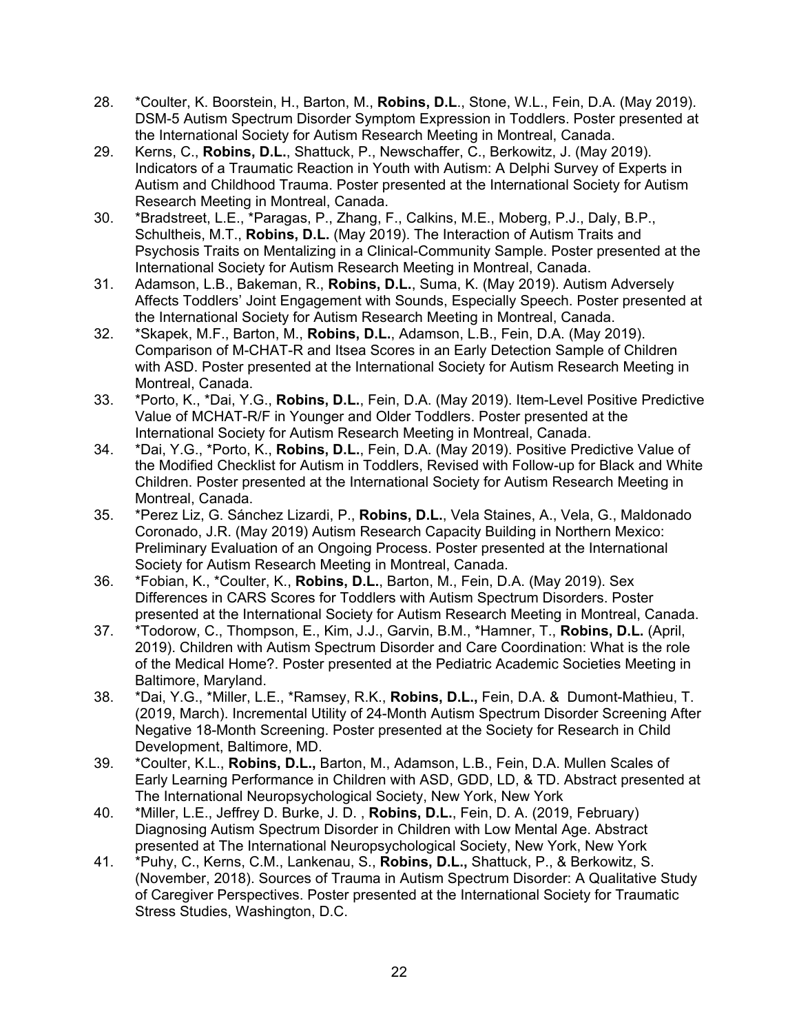28. *Coulter, K. Boorstein, H., Barton, M., **Robins, D.L**., Stone, W.L., Fein, D.A. (May 2019). DSM-5 Autism Spectrum Disorder Symptom Expression in Toddlers. Poster presented at the International Society for Autism Research Meeting in Montreal, Canada.
29. Kerns, C., **Robins, D.L.**, Shattuck, P., Newschaffer, C., Berkowitz, J. (May 2019). Indicators of a Traumatic Reaction in Youth with Autism: A Delphi Survey of Experts in Autism and Childhood Trauma. Poster presented at the International Society for Autism Research Meeting in Montreal, Canada.
30. *Bradstreet, L.E., *Paragas, P., Zhang, F., Calkins, M.E., Moberg, P.J., Daly, B.P., Schultheis, M.T., **Robins, D.L.** (May 2019). The Interaction of Autism Traits and Psychosis Traits on Mentalizing in a Clinical-Community Sample. Poster presented at the International Society for Autism Research Meeting in Montreal, Canada.
31. Adamson, L.B., Bakeman, R., **Robins, D.L.**, Suma, K. (May 2019). Autism Adversely Affects Toddlers' Joint Engagement with Sounds, Especially Speech. Poster presented at the International Society for Autism Research Meeting in Montreal, Canada.
32. *Skapek, M.F., Barton, M., **Robins, D.L.**, Adamson, L.B., Fein, D.A. (May 2019). Comparison of M-CHAT-R and Itsea Scores in an Early Detection Sample of Children with ASD. Poster presented at the International Society for Autism Research Meeting in Montreal, Canada.
33. *Porto, K., *Dai, Y.G., **Robins, D.L.**, Fein, D.A. (May 2019). Item-Level Positive Predictive Value of MCHAT-R/F in Younger and Older Toddlers. Poster presented at the International Society for Autism Research Meeting in Montreal, Canada.
34. *Dai, Y.G., *Porto, K., **Robins, D.L.**, Fein, D.A. (May 2019). Positive Predictive Value of the Modified Checklist for Autism in Toddlers, Revised with Follow-up for Black and White Children. Poster presented at the International Society for Autism Research Meeting in Montreal, Canada.
35. *Perez Liz, G. Sánchez Lizardi, P., **Robins, D.L.**, Vela Staines, A., Vela, G., Maldonado Coronado, J.R. (May 2019) Autism Research Capacity Building in Northern Mexico: Preliminary Evaluation of an Ongoing Process. Poster presented at the International Society for Autism Research Meeting in Montreal, Canada.
36. *Fobian, K., *Coulter, K., **Robins, D.L.**, Barton, M., Fein, D.A. (May 2019). Sex Differences in CARS Scores for Toddlers with Autism Spectrum Disorders. Poster presented at the International Society for Autism Research Meeting in Montreal, Canada.
37. *Todorow, C., Thompson, E., Kim, J.J., Garvin, B.M., *Hamner, T., **Robins, D.L.** (April, 2019). Children with Autism Spectrum Disorder and Care Coordination: What is the role of the Medical Home?. Poster presented at the Pediatric Academic Societies Meeting in Baltimore, Maryland.
38. *Dai, Y.G., *Miller, L.E., *Ramsey, R.K., **Robins, D.L.,** Fein, D.A. & Dumont-Mathieu, T. (2019, March). Incremental Utility of 24-Month Autism Spectrum Disorder Screening After Negative 18-Month Screening. Poster presented at the Society for Research in Child Development, Baltimore, MD.
39. *Coulter, K.L., **Robins, D.L.,** Barton, M., Adamson, L.B., Fein, D.A. Mullen Scales of Early Learning Performance in Children with ASD, GDD, LD, & TD. Abstract presented at The International Neuropsychological Society, New York, New York
40. *Miller, L.E., Jeffrey D. Burke, J. D. , **Robins, D.L.**, Fein, D. A. (2019, February) Diagnosing Autism Spectrum Disorder in Children with Low Mental Age. Abstract presented at The International Neuropsychological Society, New York, New York
41. *Puhy, C., Kerns, C.M., Lankenau, S., **Robins, D.L.,** Shattuck, P., & Berkowitz, S. (November, 2018). Sources of Trauma in Autism Spectrum Disorder: A Qualitative Study of Caregiver Perspectives. Poster presented at the International Society for Traumatic Stress Studies, Washington, D.C.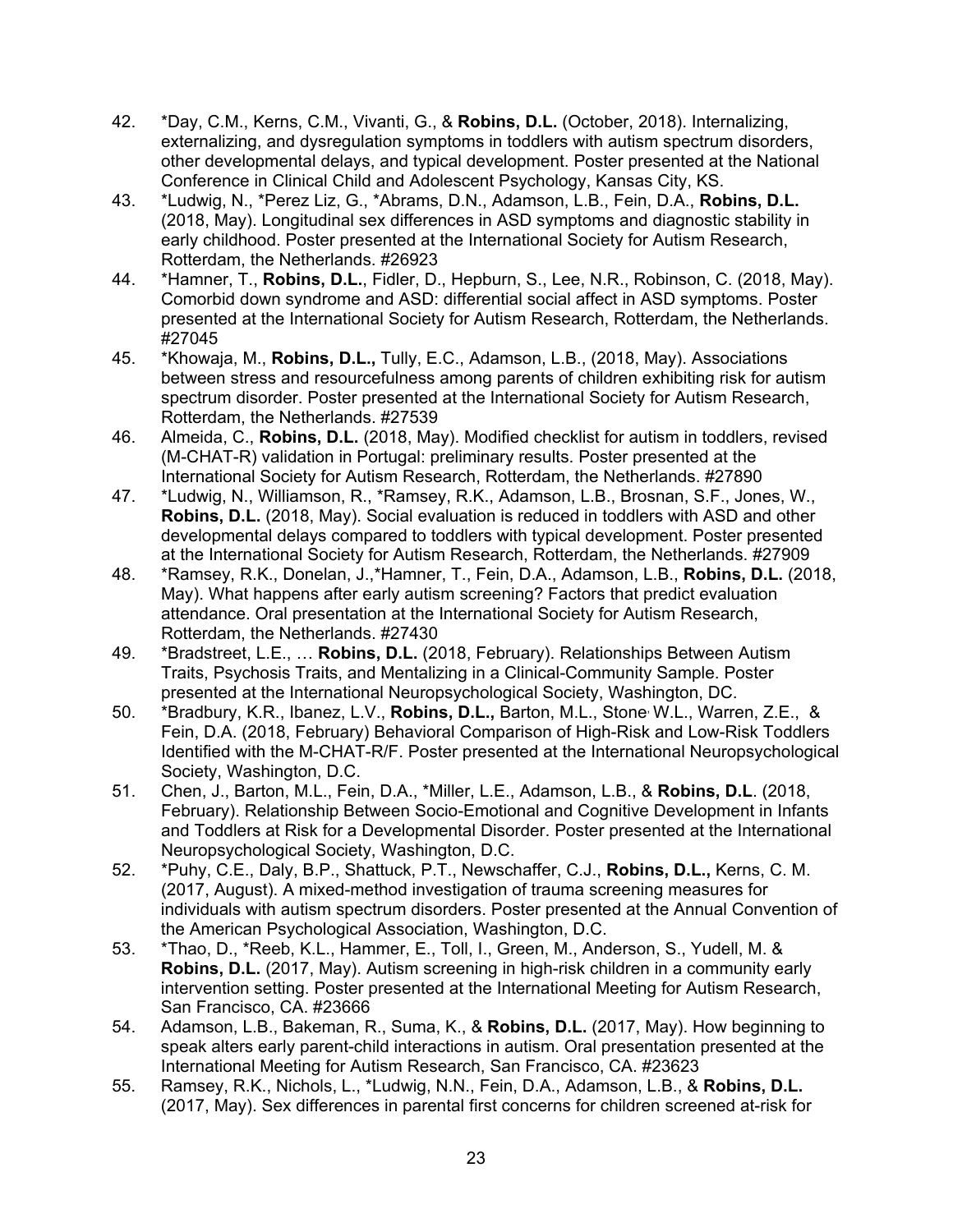42. *Day, C.M., Kerns, C.M., Vivanti, G., & **Robins, D.L.** (October, 2018). Internalizing, externalizing, and dysregulation symptoms in toddlers with autism spectrum disorders, other developmental delays, and typical development. Poster presented at the National Conference in Clinical Child and Adolescent Psychology, Kansas City, KS.
43. *Ludwig, N., *Perez Liz, G., *Abrams, D.N., Adamson, L.B., Fein, D.A., **Robins, D.L.** (2018, May). Longitudinal sex differences in ASD symptoms and diagnostic stability in early childhood. Poster presented at the International Society for Autism Research, Rotterdam, the Netherlands. #26923
44. *Hamner, T., **Robins, D.L.**, Fidler, D., Hepburn, S., Lee, N.R., Robinson, C. (2018, May). Comorbid down syndrome and ASD: differential social affect in ASD symptoms. Poster presented at the International Society for Autism Research, Rotterdam, the Netherlands. #27045
45. *Khowaja, M., **Robins, D.L.,** Tully, E.C., Adamson, L.B., (2018, May). Associations between stress and resourcefulness among parents of children exhibiting risk for autism spectrum disorder. Poster presented at the International Society for Autism Research, Rotterdam, the Netherlands. #27539
46. Almeida, C., **Robins, D.L.** (2018, May). Modified checklist for autism in toddlers, revised (M-CHAT-R) validation in Portugal: preliminary results. Poster presented at the International Society for Autism Research, Rotterdam, the Netherlands. #27890
47. *Ludwig, N., Williamson, R., *Ramsey, R.K., Adamson, L.B., Brosnan, S.F., Jones, W., **Robins, D.L.** (2018, May). Social evaluation is reduced in toddlers with ASD and other developmental delays compared to toddlers with typical development. Poster presented at the International Society for Autism Research, Rotterdam, the Netherlands. #27909
48. *Ramsey, R.K., Donelan, J.,*Hamner, T., Fein, D.A., Adamson, L.B., **Robins, D.L.** (2018, May). What happens after early autism screening? Factors that predict evaluation attendance. Oral presentation at the International Society for Autism Research, Rotterdam, the Netherlands. #27430
49. *Bradstreet, L.E., … **Robins, D.L.** (2018, February). Relationships Between Autism Traits, Psychosis Traits, and Mentalizing in a Clinical-Community Sample. Poster presented at the International Neuropsychological Society, Washington, DC.
50. *Bradbury, K.R., Ibanez, L.V., **Robins, D.L.,** Barton, M.L., Stone, W.L., Warren, Z.E., & Fein, D.A. (2018, February) Behavioral Comparison of High-Risk and Low-Risk Toddlers Identified with the M-CHAT-R/F. Poster presented at the International Neuropsychological Society, Washington, D.C.
51. Chen, J., Barton, M.L., Fein, D.A., *Miller, L.E., Adamson, L.B., & **Robins, D.L**. (2018, February). Relationship Between Socio-Emotional and Cognitive Development in Infants and Toddlers at Risk for a Developmental Disorder. Poster presented at the International Neuropsychological Society, Washington, D.C.
52. *Puhy, C.E., Daly, B.P., Shattuck, P.T., Newschaffer, C.J., **Robins, D.L.,** Kerns, C. M. (2017, August). A mixed-method investigation of trauma screening measures for individuals with autism spectrum disorders. Poster presented at the Annual Convention of the American Psychological Association, Washington, D.C.
53. *Thao, D., *Reeb, K.L., Hammer, E., Toll, I., Green, M., Anderson, S., Yudell, M. & **Robins, D.L.** (2017, May). Autism screening in high-risk children in a community early intervention setting. Poster presented at the International Meeting for Autism Research, San Francisco, CA. #23666
54. Adamson, L.B., Bakeman, R., Suma, K., & **Robins, D.L.** (2017, May). How beginning to speak alters early parent-child interactions in autism. Oral presentation presented at the International Meeting for Autism Research, San Francisco, CA. #23623
55. Ramsey, R.K., Nichols, L., *Ludwig, N.N., Fein, D.A., Adamson, L.B., & **Robins, D.L.** (2017, May). Sex differences in parental first concerns for children screened at-risk for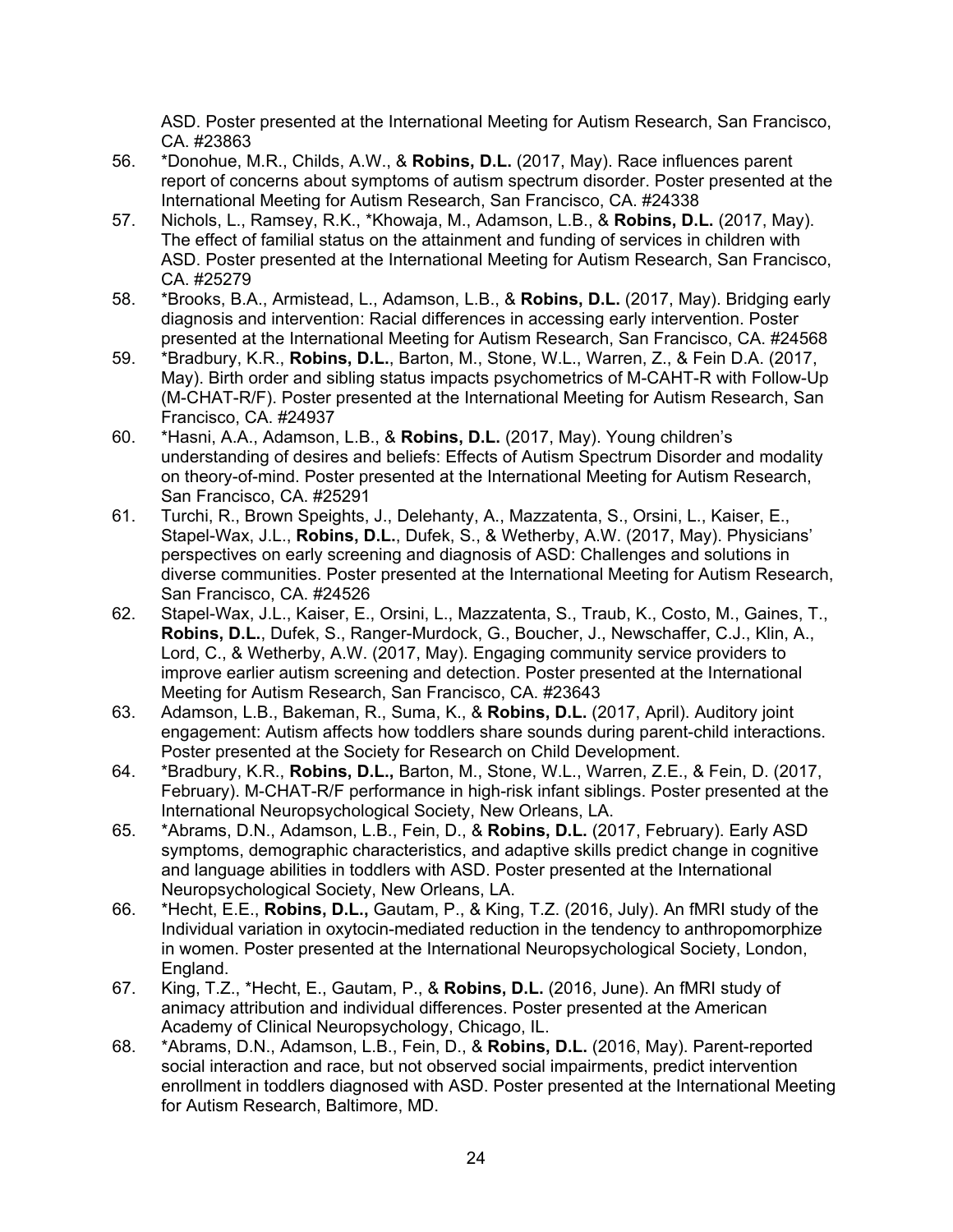ASD. Poster presented at the International Meeting for Autism Research, San Francisco, CA. #23863

56. *Donohue, M.R., Childs, A.W., & **Robins, D.L.** (2017, May). Race influences parent report of concerns about symptoms of autism spectrum disorder. Poster presented at the International Meeting for Autism Research, San Francisco, CA. #24338
57. Nichols, L., Ramsey, R.K., *Khowaja, M., Adamson, L.B., & **Robins, D.L.** (2017, May). The effect of familial status on the attainment and funding of services in children with ASD. Poster presented at the International Meeting for Autism Research, San Francisco, CA. #25279
58. *Brooks, B.A., Armistead, L., Adamson, L.B., & **Robins, D.L.** (2017, May). Bridging early diagnosis and intervention: Racial differences in accessing early intervention. Poster presented at the International Meeting for Autism Research, San Francisco, CA. #24568
59. *Bradbury, K.R., **Robins, D.L.**, Barton, M., Stone, W.L., Warren, Z., & Fein D.A. (2017, May). Birth order and sibling status impacts psychometrics of M-CAHT-R with Follow-Up (M-CHAT-R/F). Poster presented at the International Meeting for Autism Research, San Francisco, CA. #24937
60. *Hasni, A.A., Adamson, L.B., & **Robins, D.L.** (2017, May). Young children's understanding of desires and beliefs: Effects of Autism Spectrum Disorder and modality on theory-of-mind. Poster presented at the International Meeting for Autism Research, San Francisco, CA. #25291
61. Turchi, R., Brown Speights, J., Delehanty, A., Mazzatenta, S., Orsini, L., Kaiser, E., Stapel-Wax, J.L., **Robins, D.L.**, Dufek, S., & Wetherby, A.W. (2017, May). Physicians' perspectives on early screening and diagnosis of ASD: Challenges and solutions in diverse communities. Poster presented at the International Meeting for Autism Research, San Francisco, CA. #24526
62. Stapel-Wax, J.L., Kaiser, E., Orsini, L., Mazzatenta, S., Traub, K., Costo, M., Gaines, T., **Robins, D.L.**, Dufek, S., Ranger-Murdock, G., Boucher, J., Newschaffer, C.J., Klin, A., Lord, C., & Wetherby, A.W. (2017, May). Engaging community service providers to improve earlier autism screening and detection. Poster presented at the International Meeting for Autism Research, San Francisco, CA. #23643
63. Adamson, L.B., Bakeman, R., Suma, K., & **Robins, D.L.** (2017, April). Auditory joint engagement: Autism affects how toddlers share sounds during parent-child interactions. Poster presented at the Society for Research on Child Development.
64. *Bradbury, K.R., **Robins, D.L.,** Barton, M., Stone, W.L., Warren, Z.E., & Fein, D. (2017, February). M-CHAT-R/F performance in high-risk infant siblings. Poster presented at the International Neuropsychological Society, New Orleans, LA.
65. *Abrams, D.N., Adamson, L.B., Fein, D., & **Robins, D.L.** (2017, February). Early ASD symptoms, demographic characteristics, and adaptive skills predict change in cognitive and language abilities in toddlers with ASD. Poster presented at the International Neuropsychological Society, New Orleans, LA.
66. *Hecht, E.E., **Robins, D.L.,** Gautam, P., & King, T.Z. (2016, July). An fMRI study of the Individual variation in oxytocin-mediated reduction in the tendency to anthropomorphize in women. Poster presented at the International Neuropsychological Society, London, England.
67. King, T.Z., *Hecht, E., Gautam, P., & **Robins, D.L.** (2016, June). An fMRI study of animacy attribution and individual differences. Poster presented at the American Academy of Clinical Neuropsychology, Chicago, IL.
68. *Abrams, D.N., Adamson, L.B., Fein, D., & **Robins, D.L.** (2016, May). Parent-reported social interaction and race, but not observed social impairments, predict intervention enrollment in toddlers diagnosed with ASD. Poster presented at the International Meeting for Autism Research, Baltimore, MD.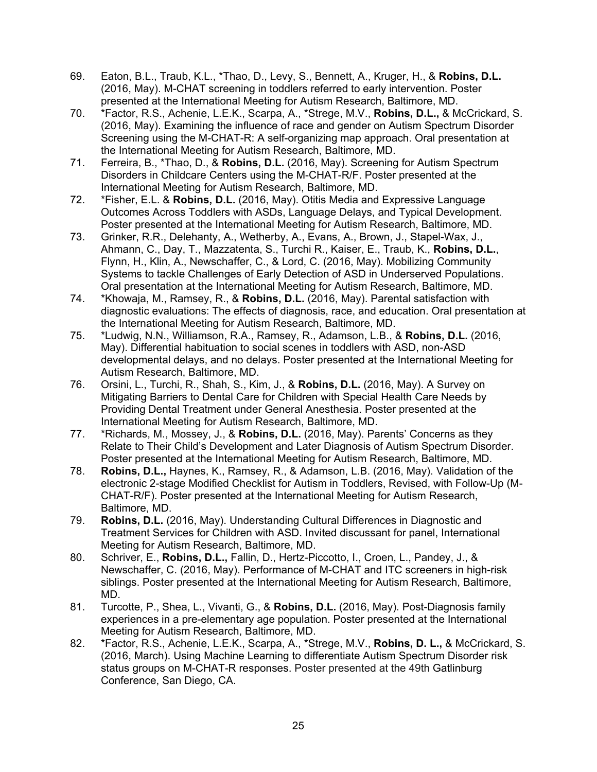69. Eaton, B.L., Traub, K.L., *Thao, D., Levy, S., Bennett, A., Kruger, H., & **Robins, D.L.** (2016, May). M-CHAT screening in toddlers referred to early intervention. Poster presented at the International Meeting for Autism Research, Baltimore, MD.
70. *Factor, R.S., Achenie, L.E.K., Scarpa, A., *Strege, M.V., **Robins, D.L.,** & McCrickard, S. (2016, May). Examining the influence of race and gender on Autism Spectrum Disorder Screening using the M-CHAT-R: A self-organizing map approach. Oral presentation at the International Meeting for Autism Research, Baltimore, MD.
71. Ferreira, B., *Thao, D., & **Robins, D.L.** (2016, May). Screening for Autism Spectrum Disorders in Childcare Centers using the M-CHAT-R/F. Poster presented at the International Meeting for Autism Research, Baltimore, MD.
72. *Fisher, E.L. & **Robins, D.L.** (2016, May). Otitis Media and Expressive Language Outcomes Across Toddlers with ASDs, Language Delays, and Typical Development. Poster presented at the International Meeting for Autism Research, Baltimore, MD.
73. Grinker, R.R., Delehanty, A., Wetherby, A., Evans, A., Brown, J., Stapel-Wax, J., Ahmann, C., Day, T., Mazzatenta, S., Turchi R., Kaiser, E., Traub, K., **Robins, D.L.**, Flynn, H., Klin, A., Newschaffer, C., & Lord, C. (2016, May). Mobilizing Community Systems to tackle Challenges of Early Detection of ASD in Underserved Populations. Oral presentation at the International Meeting for Autism Research, Baltimore, MD.
74. *Khowaja, M., Ramsey, R., & **Robins, D.L.** (2016, May). Parental satisfaction with diagnostic evaluations: The effects of diagnosis, race, and education. Oral presentation at the International Meeting for Autism Research, Baltimore, MD.
75. *Ludwig, N.N., Williamson, R.A., Ramsey, R., Adamson, L.B., & **Robins, D.L.** (2016, May). Differential habituation to social scenes in toddlers with ASD, non-ASD developmental delays, and no delays. Poster presented at the International Meeting for Autism Research, Baltimore, MD.
76. Orsini, L., Turchi, R., Shah, S., Kim, J., & **Robins, D.L.** (2016, May). A Survey on Mitigating Barriers to Dental Care for Children with Special Health Care Needs by Providing Dental Treatment under General Anesthesia. Poster presented at the International Meeting for Autism Research, Baltimore, MD.
77. *Richards, M., Mossey, J., & **Robins, D.L.** (2016, May). Parents' Concerns as they Relate to Their Child's Development and Later Diagnosis of Autism Spectrum Disorder. Poster presented at the International Meeting for Autism Research, Baltimore, MD.
78. **Robins, D.L.,** Haynes, K., Ramsey, R., & Adamson, L.B. (2016, May). Validation of the electronic 2-stage Modified Checklist for Autism in Toddlers, Revised, with Follow-Up (M-CHAT-R/F). Poster presented at the International Meeting for Autism Research, Baltimore, MD.
79. **Robins, D.L.** (2016, May). Understanding Cultural Differences in Diagnostic and Treatment Services for Children with ASD. Invited discussant for panel, International Meeting for Autism Research, Baltimore, MD.
80. Schriver, E., **Robins, D.L.,** Fallin, D., Hertz-Piccotto, I., Croen, L., Pandey, J., & Newschaffer, C. (2016, May). Performance of M-CHAT and ITC screeners in high-risk siblings. Poster presented at the International Meeting for Autism Research, Baltimore, MD.
81. Turcotte, P., Shea, L., Vivanti, G., & **Robins, D.L.** (2016, May). Post-Diagnosis family experiences in a pre-elementary age population. Poster presented at the International Meeting for Autism Research, Baltimore, MD.
82. *Factor, R.S., Achenie, L.E.K., Scarpa, A., *Strege, M.V., **Robins, D. L.,** & McCrickard, S. (2016, March). Using Machine Learning to differentiate Autism Spectrum Disorder risk status groups on M-CHAT-R responses. Poster presented at the 49th Gatlinburg Conference, San Diego, CA.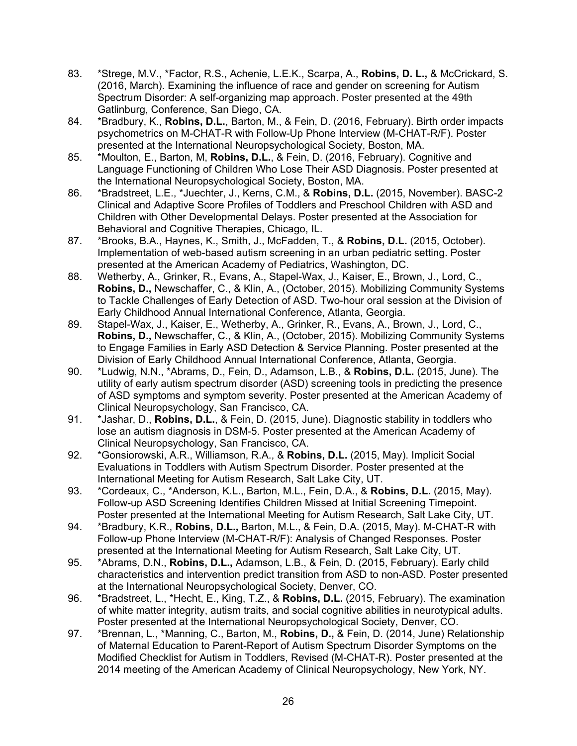83. *Strege, M.V., *Factor, R.S., Achenie, L.E.K., Scarpa, A., **Robins, D. L.,** & McCrickard, S. (2016, March). Examining the influence of race and gender on screening for Autism Spectrum Disorder: A self-organizing map approach. Poster presented at the 49th Gatlinburg, Conference, San Diego, CA.
84. *Bradbury, K., **Robins, D.L.**, Barton, M., & Fein, D. (2016, February). Birth order impacts psychometrics on M-CHAT-R with Follow-Up Phone Interview (M-CHAT-R/F). Poster presented at the International Neuropsychological Society, Boston, MA.
85. *Moulton, E., Barton, M, **Robins, D.L.**, & Fein, D. (2016, February). Cognitive and Language Functioning of Children Who Lose Their ASD Diagnosis. Poster presented at the International Neuropsychological Society, Boston, MA.
86. *Bradstreet, L.E., *Juechter, J., Kerns, C.M., & **Robins, D.L.** (2015, November). BASC-2 Clinical and Adaptive Score Profiles of Toddlers and Preschool Children with ASD and Children with Other Developmental Delays. Poster presented at the Association for Behavioral and Cognitive Therapies, Chicago, IL.
87. *Brooks, B.A., Haynes, K., Smith, J., McFadden, T., & **Robins, D.L.** (2015, October). Implementation of web-based autism screening in an urban pediatric setting. Poster presented at the American Academy of Pediatrics, Washington, DC.
88. Wetherby, A., Grinker, R., Evans, A., Stapel-Wax, J., Kaiser, E., Brown, J., Lord, C., **Robins, D.,** Newschaffer, C., & Klin, A., (October, 2015). Mobilizing Community Systems to Tackle Challenges of Early Detection of ASD. Two-hour oral session at the Division of Early Childhood Annual International Conference, Atlanta, Georgia.
89. Stapel-Wax, J., Kaiser, E., Wetherby, A., Grinker, R., Evans, A., Brown, J., Lord, C., **Robins, D.,** Newschaffer, C., & Klin, A., (October, 2015). Mobilizing Community Systems to Engage Families in Early ASD Detection & Service Planning. Poster presented at the Division of Early Childhood Annual International Conference, Atlanta, Georgia.
90. *Ludwig, N.N., *Abrams, D., Fein, D., Adamson, L.B., & **Robins, D.L.** (2015, June). The utility of early autism spectrum disorder (ASD) screening tools in predicting the presence of ASD symptoms and symptom severity. Poster presented at the American Academy of Clinical Neuropsychology, San Francisco, CA.
91. *Jashar, D., **Robins, D.L.**, & Fein, D. (2015, June). Diagnostic stability in toddlers who lose an autism diagnosis in DSM-5. Poster presented at the American Academy of Clinical Neuropsychology, San Francisco, CA.
92. *Gonsiorowski, A.R., Williamson, R.A., & **Robins, D.L.** (2015, May). Implicit Social Evaluations in Toddlers with Autism Spectrum Disorder. Poster presented at the International Meeting for Autism Research, Salt Lake City, UT.
93. *Cordeaux, C., *Anderson, K.L., Barton, M.L., Fein, D.A., & **Robins, D.L.** (2015, May). Follow-up ASD Screening Identifies Children Missed at Initial Screening Timepoint. Poster presented at the International Meeting for Autism Research, Salt Lake City, UT.
94. *Bradbury, K.R., **Robins, D.L.,** Barton, M.L., & Fein, D.A. (2015, May). M-CHAT-R with Follow-up Phone Interview (M-CHAT-R/F): Analysis of Changed Responses. Poster presented at the International Meeting for Autism Research, Salt Lake City, UT.
95. *Abrams, D.N., **Robins, D.L.,** Adamson, L.B., & Fein, D. (2015, February). Early child characteristics and intervention predict transition from ASD to non-ASD. Poster presented at the International Neuropsychological Society, Denver, CO.
96. *Bradstreet, L., *Hecht, E., King, T.Z., & **Robins, D.L.** (2015, February). The examination of white matter integrity, autism traits, and social cognitive abilities in neurotypical adults. Poster presented at the International Neuropsychological Society, Denver, CO.
97. *Brennan, L., *Manning, C., Barton, M., **Robins, D.,** & Fein, D. (2014, June) Relationship of Maternal Education to Parent-Report of Autism Spectrum Disorder Symptoms on the Modified Checklist for Autism in Toddlers, Revised (M-CHAT-R). Poster presented at the 2014 meeting of the American Academy of Clinical Neuropsychology, New York, NY.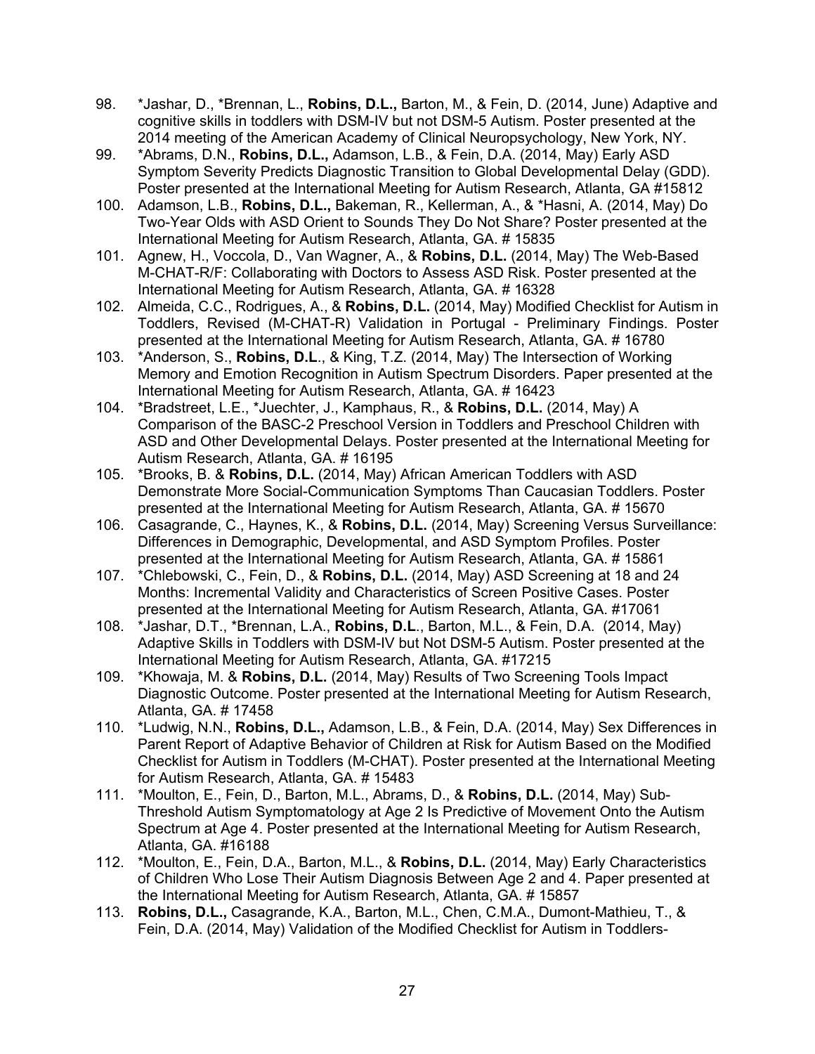98. *Jashar, D., *Brennan, L., **Robins, D.L.,** Barton, M., & Fein, D. (2014, June) Adaptive and cognitive skills in toddlers with DSM-IV but not DSM-5 Autism. Poster presented at the 2014 meeting of the American Academy of Clinical Neuropsychology, New York, NY.
99. *Abrams, D.N., **Robins, D.L.,** Adamson, L.B., & Fein, D.A. (2014, May) Early ASD Symptom Severity Predicts Diagnostic Transition to Global Developmental Delay (GDD). Poster presented at the International Meeting for Autism Research, Atlanta, GA #15812
100. Adamson, L.B., **Robins, D.L.,** Bakeman, R., Kellerman, A., & *Hasni, A. (2014, May) Do Two-Year Olds with ASD Orient to Sounds They Do Not Share? Poster presented at the International Meeting for Autism Research, Atlanta, GA. # 15835
101. Agnew, H., Voccola, D., Van Wagner, A., & **Robins, D.L.** (2014, May) The Web-Based M-CHAT-R/F: Collaborating with Doctors to Assess ASD Risk. Poster presented at the International Meeting for Autism Research, Atlanta, GA. # 16328
102. Almeida, C.C., Rodrigues, A., & **Robins, D.L.** (2014, May) Modified Checklist for Autism in Toddlers, Revised (M-CHAT-R) Validation in Portugal - Preliminary Findings. Poster presented at the International Meeting for Autism Research, Atlanta, GA. # 16780
103. *Anderson, S., **Robins, D.L**., & King, T.Z. (2014, May) The Intersection of Working Memory and Emotion Recognition in Autism Spectrum Disorders. Paper presented at the International Meeting for Autism Research, Atlanta, GA. # 16423
104. *Bradstreet, L.E., *Juechter, J., Kamphaus, R., & **Robins, D.L.** (2014, May) A Comparison of the BASC-2 Preschool Version in Toddlers and Preschool Children with ASD and Other Developmental Delays. Poster presented at the International Meeting for Autism Research, Atlanta, GA. # 16195
105. *Brooks, B. & **Robins, D.L.** (2014, May) African American Toddlers with ASD Demonstrate More Social-Communication Symptoms Than Caucasian Toddlers. Poster presented at the International Meeting for Autism Research, Atlanta, GA. # 15670
106. Casagrande, C., Haynes, K., & **Robins, D.L.** (2014, May) Screening Versus Surveillance: Differences in Demographic, Developmental, and ASD Symptom Profiles. Poster presented at the International Meeting for Autism Research, Atlanta, GA. # 15861
107. *Chlebowski, C., Fein, D., & **Robins, D.L.** (2014, May) ASD Screening at 18 and 24 Months: Incremental Validity and Characteristics of Screen Positive Cases. Poster presented at the International Meeting for Autism Research, Atlanta, GA. #17061
108. *Jashar, D.T., *Brennan, L.A., **Robins, D.L**., Barton, M.L., & Fein, D.A. (2014, May) Adaptive Skills in Toddlers with DSM-IV but Not DSM-5 Autism. Poster presented at the International Meeting for Autism Research, Atlanta, GA. #17215
109. *Khowaja, M. & **Robins, D.L.** (2014, May) Results of Two Screening Tools Impact Diagnostic Outcome. Poster presented at the International Meeting for Autism Research, Atlanta, GA. # 17458
110. *Ludwig, N.N., **Robins, D.L.,** Adamson, L.B., & Fein, D.A. (2014, May) Sex Differences in Parent Report of Adaptive Behavior of Children at Risk for Autism Based on the Modified Checklist for Autism in Toddlers (M-CHAT). Poster presented at the International Meeting for Autism Research, Atlanta, GA. # 15483
111. *Moulton, E., Fein, D., Barton, M.L., Abrams, D., & **Robins, D.L.** (2014, May) Sub-Threshold Autism Symptomatology at Age 2 Is Predictive of Movement Onto the Autism Spectrum at Age 4. Poster presented at the International Meeting for Autism Research, Atlanta, GA. #16188
112. *Moulton, E., Fein, D.A., Barton, M.L., & **Robins, D.L.** (2014, May) Early Characteristics of Children Who Lose Their Autism Diagnosis Between Age 2 and 4. Paper presented at the International Meeting for Autism Research, Atlanta, GA. # 15857
113. **Robins, D.L.,** Casagrande, K.A., Barton, M.L., Chen, C.M.A., Dumont-Mathieu, T., & Fein, D.A. (2014, May) Validation of the Modified Checklist for Autism in Toddlers-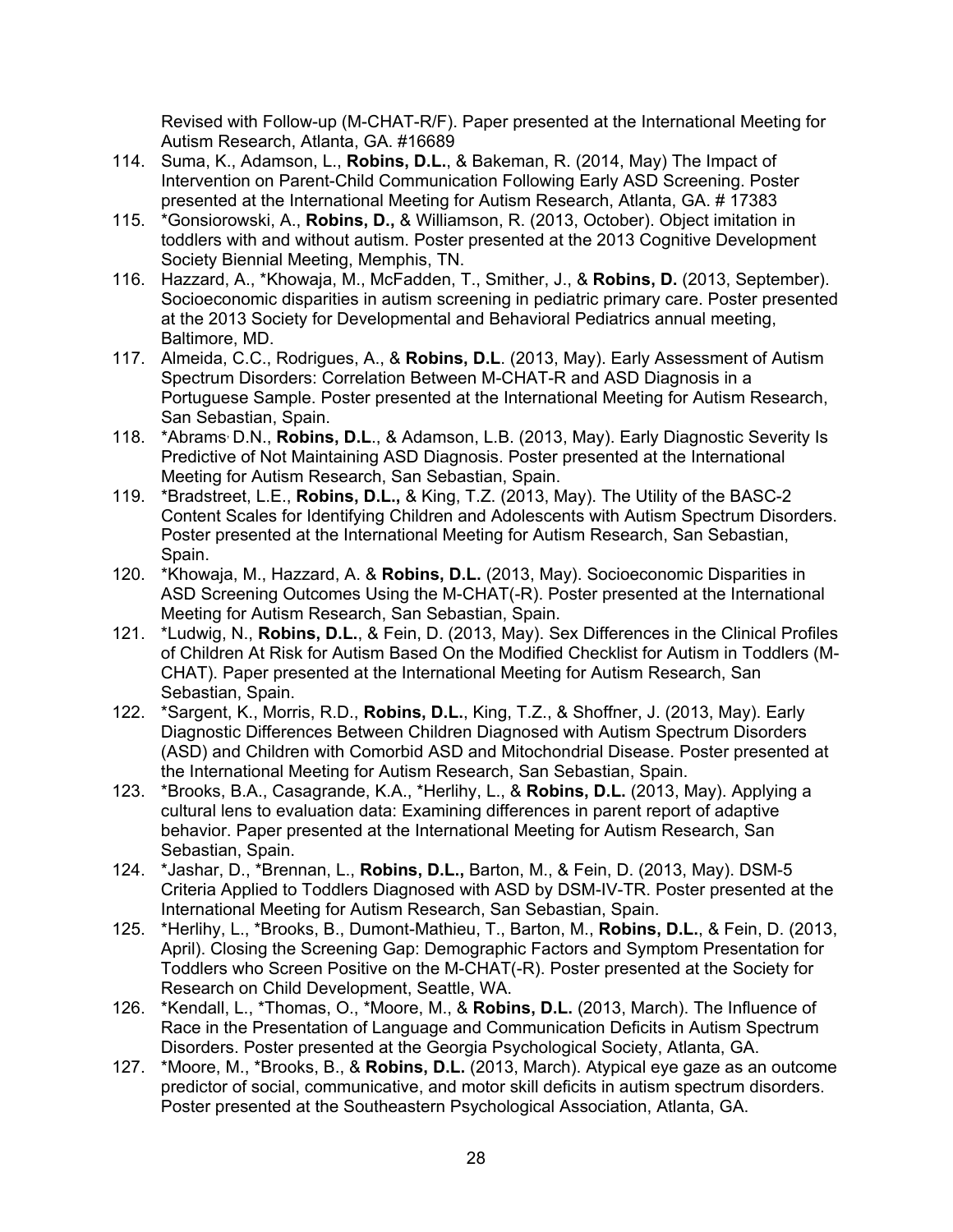Revised with Follow-up (M-CHAT-R/F). Paper presented at the International Meeting for Autism Research, Atlanta, GA. #16689

114. Suma, K., Adamson, L., **Robins, D.L.**, & Bakeman, R. (2014, May) The Impact of Intervention on Parent-Child Communication Following Early ASD Screening. Poster presented at the International Meeting for Autism Research, Atlanta, GA. # 17383
115. *Gonsiorowski, A., **Robins, D.,** & Williamson, R. (2013, October). Object imitation in toddlers with and without autism. Poster presented at the 2013 Cognitive Development Society Biennial Meeting, Memphis, TN.
116. Hazzard, A., *Khowaja, M., McFadden, T., Smither, J., & **Robins, D.** (2013, September). Socioeconomic disparities in autism screening in pediatric primary care. Poster presented at the 2013 Society for Developmental and Behavioral Pediatrics annual meeting, Baltimore, MD.
117. Almeida, C.C., Rodrigues, A., & **Robins, D.L**. (2013, May). Early Assessment of Autism Spectrum Disorders: Correlation Between M-CHAT-R and ASD Diagnosis in a Portuguese Sample. Poster presented at the International Meeting for Autism Research, San Sebastian, Spain.
118. *Abrams, D.N., **Robins, D.L**., & Adamson, L.B. (2013, May). Early Diagnostic Severity Is Predictive of Not Maintaining ASD Diagnosis. Poster presented at the International Meeting for Autism Research, San Sebastian, Spain.
119. *Bradstreet, L.E., **Robins, D.L.,** & King, T.Z. (2013, May). The Utility of the BASC-2 Content Scales for Identifying Children and Adolescents with Autism Spectrum Disorders. Poster presented at the International Meeting for Autism Research, San Sebastian, Spain.
120. *Khowaja, M., Hazzard, A. & **Robins, D.L.** (2013, May). Socioeconomic Disparities in ASD Screening Outcomes Using the M-CHAT(-R). Poster presented at the International Meeting for Autism Research, San Sebastian, Spain.
121. *Ludwig, N., **Robins, D.L.**, & Fein, D. (2013, May). Sex Differences in the Clinical Profiles of Children At Risk for Autism Based On the Modified Checklist for Autism in Toddlers (M-CHAT). Paper presented at the International Meeting for Autism Research, San Sebastian, Spain.
122. *Sargent, K., Morris, R.D., **Robins, D.L.**, King, T.Z., & Shoffner, J. (2013, May). Early Diagnostic Differences Between Children Diagnosed with Autism Spectrum Disorders (ASD) and Children with Comorbid ASD and Mitochondrial Disease. Poster presented at the International Meeting for Autism Research, San Sebastian, Spain.
123. *Brooks, B.A., Casagrande, K.A., *Herlihy, L., & **Robins, D.L.** (2013, May). Applying a cultural lens to evaluation data: Examining differences in parent report of adaptive behavior. Paper presented at the International Meeting for Autism Research, San Sebastian, Spain.
124. *Jashar, D., *Brennan, L., **Robins, D.L.,** Barton, M., & Fein, D. (2013, May). DSM-5 Criteria Applied to Toddlers Diagnosed with ASD by DSM-IV-TR. Poster presented at the International Meeting for Autism Research, San Sebastian, Spain.
125. *Herlihy, L., *Brooks, B., Dumont-Mathieu, T., Barton, M., **Robins, D.L.**, & Fein, D. (2013, April). Closing the Screening Gap: Demographic Factors and Symptom Presentation for Toddlers who Screen Positive on the M-CHAT(-R). Poster presented at the Society for Research on Child Development, Seattle, WA.
126. *Kendall, L., *Thomas, O., *Moore, M., & **Robins, D.L.** (2013, March). The Influence of Race in the Presentation of Language and Communication Deficits in Autism Spectrum Disorders. Poster presented at the Georgia Psychological Society, Atlanta, GA.
127. *Moore, M., *Brooks, B., & **Robins, D.L.** (2013, March). Atypical eye gaze as an outcome predictor of social, communicative, and motor skill deficits in autism spectrum disorders. Poster presented at the Southeastern Psychological Association, Atlanta, GA.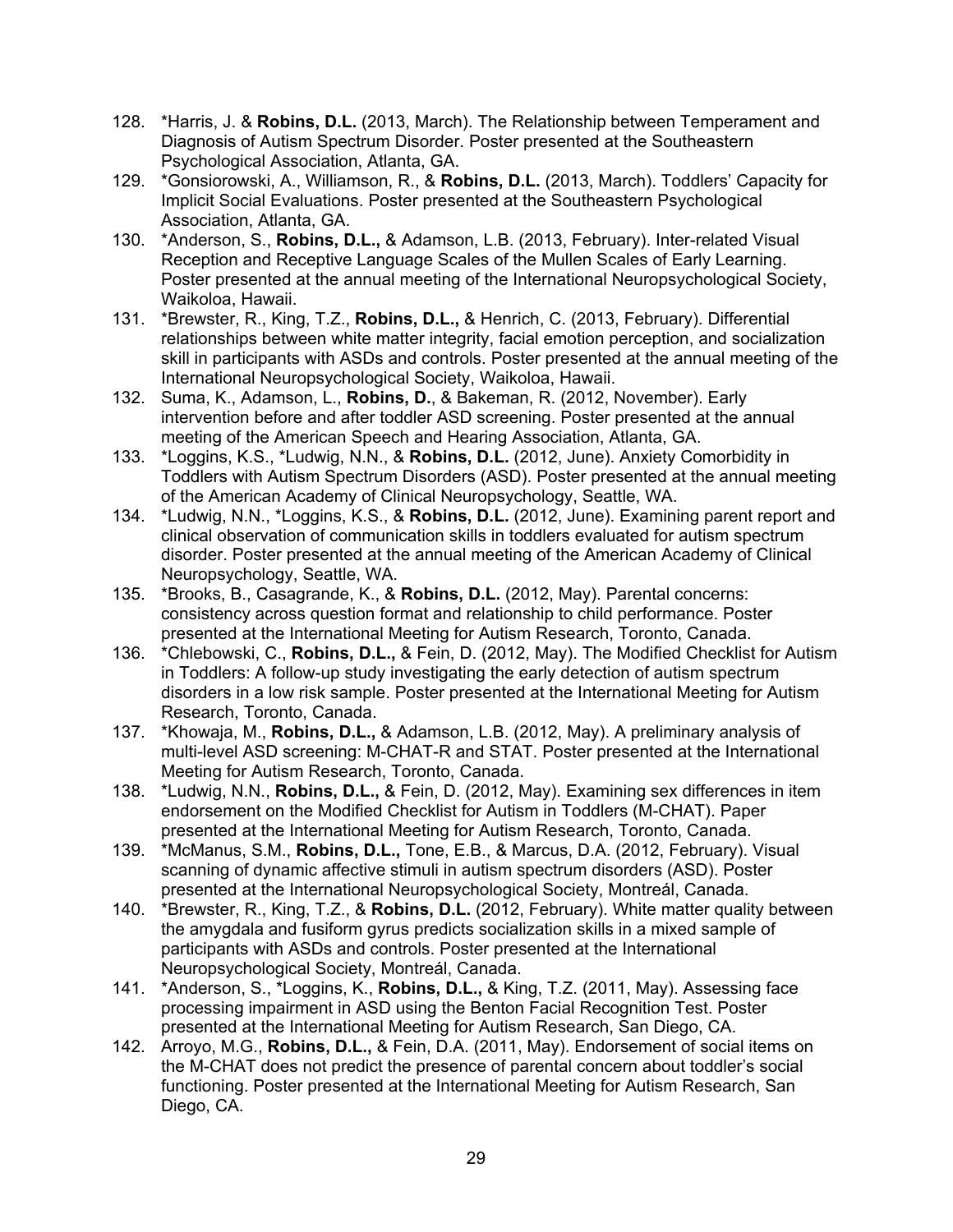128. *Harris, J. & **Robins, D.L.** (2013, March). The Relationship between Temperament and Diagnosis of Autism Spectrum Disorder. Poster presented at the Southeastern Psychological Association, Atlanta, GA.
129. *Gonsiorowski, A., Williamson, R., & **Robins, D.L.** (2013, March). Toddlers' Capacity for Implicit Social Evaluations. Poster presented at the Southeastern Psychological Association, Atlanta, GA.
130. *Anderson, S., **Robins, D.L.,** & Adamson, L.B. (2013, February). Inter-related Visual Reception and Receptive Language Scales of the Mullen Scales of Early Learning. Poster presented at the annual meeting of the International Neuropsychological Society, Waikoloa, Hawaii.
131. *Brewster, R., King, T.Z., **Robins, D.L.,** & Henrich, C. (2013, February). Differential relationships between white matter integrity, facial emotion perception, and socialization skill in participants with ASDs and controls. Poster presented at the annual meeting of the International Neuropsychological Society, Waikoloa, Hawaii.
132. Suma, K., Adamson, L., **Robins, D.**, & Bakeman, R. (2012, November). Early intervention before and after toddler ASD screening. Poster presented at the annual meeting of the American Speech and Hearing Association, Atlanta, GA.
133. *Loggins, K.S., *Ludwig, N.N., & **Robins, D.L.** (2012, June). Anxiety Comorbidity in Toddlers with Autism Spectrum Disorders (ASD). Poster presented at the annual meeting of the American Academy of Clinical Neuropsychology, Seattle, WA.
134. *Ludwig, N.N., *Loggins, K.S., & **Robins, D.L.** (2012, June). Examining parent report and clinical observation of communication skills in toddlers evaluated for autism spectrum disorder. Poster presented at the annual meeting of the American Academy of Clinical Neuropsychology, Seattle, WA.
135. *Brooks, B., Casagrande, K., & **Robins, D.L.** (2012, May). Parental concerns: consistency across question format and relationship to child performance. Poster presented at the International Meeting for Autism Research, Toronto, Canada.
136. *Chlebowski, C., **Robins, D.L.,** & Fein, D. (2012, May). The Modified Checklist for Autism in Toddlers: A follow-up study investigating the early detection of autism spectrum disorders in a low risk sample. Poster presented at the International Meeting for Autism Research, Toronto, Canada.
137. *Khowaja, M., **Robins, D.L.,** & Adamson, L.B. (2012, May). A preliminary analysis of multi-level ASD screening: M-CHAT-R and STAT. Poster presented at the International Meeting for Autism Research, Toronto, Canada.
138. *Ludwig, N.N., **Robins, D.L.,** & Fein, D. (2012, May). Examining sex differences in item endorsement on the Modified Checklist for Autism in Toddlers (M-CHAT). Paper presented at the International Meeting for Autism Research, Toronto, Canada.
139. *McManus, S.M., **Robins, D.L.,** Tone, E.B., & Marcus, D.A. (2012, February). Visual scanning of dynamic affective stimuli in autism spectrum disorders (ASD). Poster presented at the International Neuropsychological Society, Montreál, Canada.
140. *Brewster, R., King, T.Z., & **Robins, D.L.** (2012, February). White matter quality between the amygdala and fusiform gyrus predicts socialization skills in a mixed sample of participants with ASDs and controls. Poster presented at the International Neuropsychological Society, Montreál, Canada.
141. *Anderson, S., *Loggins, K., **Robins, D.L.,** & King, T.Z. (2011, May). Assessing face processing impairment in ASD using the Benton Facial Recognition Test. Poster presented at the International Meeting for Autism Research, San Diego, CA.
142. Arroyo, M.G., **Robins, D.L.,** & Fein, D.A. (2011, May). Endorsement of social items on the M-CHAT does not predict the presence of parental concern about toddler's social functioning. Poster presented at the International Meeting for Autism Research, San Diego, CA.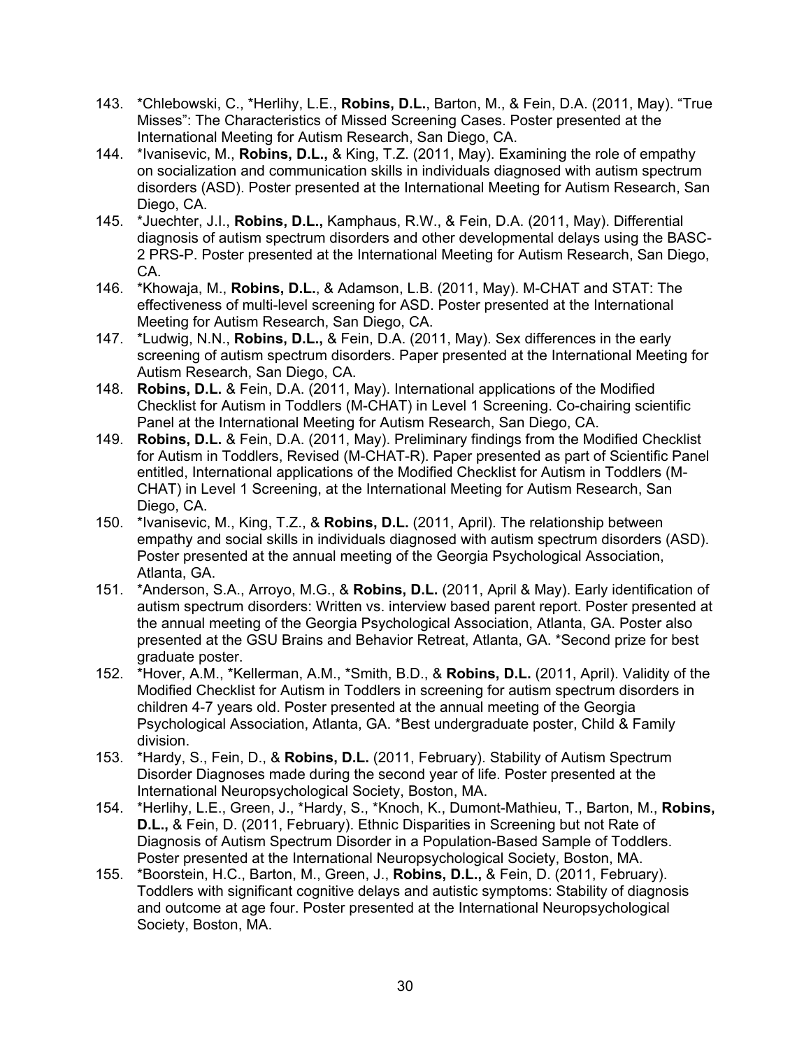143. *Chlebowski, C., *Herlihy, L.E., **Robins, D.L.**, Barton, M., & Fein, D.A. (2011, May). "True Misses": The Characteristics of Missed Screening Cases. Poster presented at the International Meeting for Autism Research, San Diego, CA.
144. *Ivanisevic, M., **Robins, D.L.,** & King, T.Z. (2011, May). Examining the role of empathy on socialization and communication skills in individuals diagnosed with autism spectrum disorders (ASD). Poster presented at the International Meeting for Autism Research, San Diego, CA.
145. *Juechter, J.I., **Robins, D.L.,** Kamphaus, R.W., & Fein, D.A. (2011, May). Differential diagnosis of autism spectrum disorders and other developmental delays using the BASC-2 PRS-P. Poster presented at the International Meeting for Autism Research, San Diego, CA.
146. *Khowaja, M., **Robins, D.L.**, & Adamson, L.B. (2011, May). M-CHAT and STAT: The effectiveness of multi-level screening for ASD. Poster presented at the International Meeting for Autism Research, San Diego, CA.
147. *Ludwig, N.N., **Robins, D.L.,** & Fein, D.A. (2011, May). Sex differences in the early screening of autism spectrum disorders. Paper presented at the International Meeting for Autism Research, San Diego, CA.
148. **Robins, D.L.** & Fein, D.A. (2011, May). International applications of the Modified Checklist for Autism in Toddlers (M-CHAT) in Level 1 Screening. Co-chairing scientific Panel at the International Meeting for Autism Research, San Diego, CA.
149. **Robins, D.L.** & Fein, D.A. (2011, May). Preliminary findings from the Modified Checklist for Autism in Toddlers, Revised (M-CHAT-R). Paper presented as part of Scientific Panel entitled, International applications of the Modified Checklist for Autism in Toddlers (M-CHAT) in Level 1 Screening, at the International Meeting for Autism Research, San Diego, CA.
150. *Ivanisevic, M., King, T.Z., & **Robins, D.L.** (2011, April). The relationship between empathy and social skills in individuals diagnosed with autism spectrum disorders (ASD). Poster presented at the annual meeting of the Georgia Psychological Association, Atlanta, GA.
151. *Anderson, S.A., Arroyo, M.G., & **Robins, D.L.** (2011, April & May). Early identification of autism spectrum disorders: Written vs. interview based parent report. Poster presented at the annual meeting of the Georgia Psychological Association, Atlanta, GA. Poster also presented at the GSU Brains and Behavior Retreat, Atlanta, GA. *Second prize for best graduate poster.
152. *Hover, A.M., *Kellerman, A.M., *Smith, B.D., & **Robins, D.L.** (2011, April). Validity of the Modified Checklist for Autism in Toddlers in screening for autism spectrum disorders in children 4-7 years old. Poster presented at the annual meeting of the Georgia Psychological Association, Atlanta, GA. *Best undergraduate poster, Child & Family division.
153. *Hardy, S., Fein, D., & **Robins, D.L.** (2011, February). Stability of Autism Spectrum Disorder Diagnoses made during the second year of life. Poster presented at the International Neuropsychological Society, Boston, MA.
154. *Herlihy, L.E., Green, J., *Hardy, S., *Knoch, K., Dumont-Mathieu, T., Barton, M., **Robins, D.L.,** & Fein, D. (2011, February). Ethnic Disparities in Screening but not Rate of Diagnosis of Autism Spectrum Disorder in a Population-Based Sample of Toddlers. Poster presented at the International Neuropsychological Society, Boston, MA.
155. *Boorstein, H.C., Barton, M., Green, J., **Robins, D.L.,** & Fein, D. (2011, February). Toddlers with significant cognitive delays and autistic symptoms: Stability of diagnosis and outcome at age four. Poster presented at the International Neuropsychological Society, Boston, MA.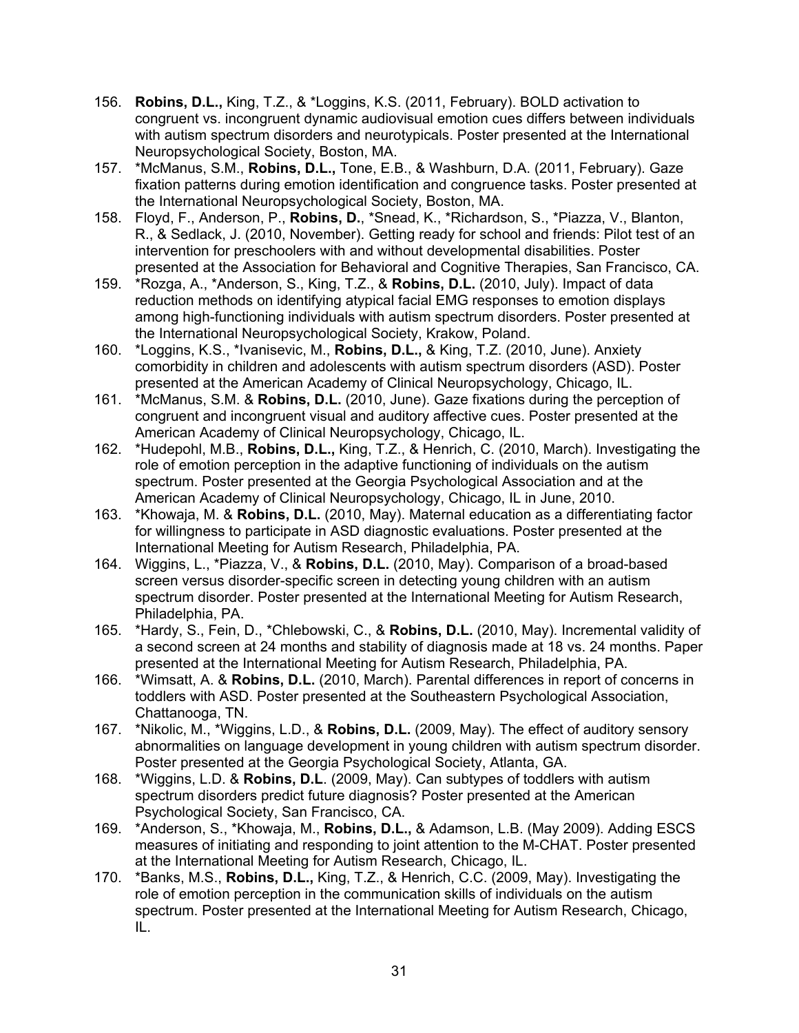156. **Robins, D.L.,** King, T.Z., & *Loggins, K.S. (2011, February). BOLD activation to congruent vs. incongruent dynamic audiovisual emotion cues differs between individuals with autism spectrum disorders and neurotypicals. Poster presented at the International Neuropsychological Society, Boston, MA.
157. *McManus, S.M., **Robins, D.L.,** Tone, E.B., & Washburn, D.A. (2011, February). Gaze fixation patterns during emotion identification and congruence tasks. Poster presented at the International Neuropsychological Society, Boston, MA.
158. Floyd, F., Anderson, P., **Robins, D.**, *Snead, K., *Richardson, S., *Piazza, V., Blanton, R., & Sedlack, J. (2010, November). Getting ready for school and friends: Pilot test of an intervention for preschoolers with and without developmental disabilities. Poster presented at the Association for Behavioral and Cognitive Therapies, San Francisco, CA.
159. *Rozga, A., *Anderson, S., King, T.Z., & **Robins, D.L.** (2010, July). Impact of data reduction methods on identifying atypical facial EMG responses to emotion displays among high-functioning individuals with autism spectrum disorders. Poster presented at the International Neuropsychological Society, Krakow, Poland.
160. *Loggins, K.S., *Ivanisevic, M., **Robins, D.L.**, & King, T.Z. (2010, June). Anxiety comorbidity in children and adolescents with autism spectrum disorders (ASD). Poster presented at the American Academy of Clinical Neuropsychology, Chicago, IL.
161. *McManus, S.M. & **Robins, D.L.** (2010, June). Gaze fixations during the perception of congruent and incongruent visual and auditory affective cues. Poster presented at the American Academy of Clinical Neuropsychology, Chicago, IL.
162. *Hudepohl, M.B., **Robins, D.L.,** King, T.Z., & Henrich, C. (2010, March). Investigating the role of emotion perception in the adaptive functioning of individuals on the autism spectrum. Poster presented at the Georgia Psychological Association and at the American Academy of Clinical Neuropsychology, Chicago, IL in June, 2010.
163. *Khowaja, M. & **Robins, D.L.** (2010, May). Maternal education as a differentiating factor for willingness to participate in ASD diagnostic evaluations. Poster presented at the International Meeting for Autism Research, Philadelphia, PA.
164. Wiggins, L., *Piazza, V., & **Robins, D.L.** (2010, May). Comparison of a broad-based screen versus disorder-specific screen in detecting young children with an autism spectrum disorder. Poster presented at the International Meeting for Autism Research, Philadelphia, PA.
165. *Hardy, S., Fein, D., *Chlebowski, C., & **Robins, D.L.** (2010, May). Incremental validity of a second screen at 24 months and stability of diagnosis made at 18 vs. 24 months. Paper presented at the International Meeting for Autism Research, Philadelphia, PA.
166. *Wimsatt, A. & **Robins, D.L.** (2010, March). Parental differences in report of concerns in toddlers with ASD. Poster presented at the Southeastern Psychological Association, Chattanooga, TN.
167. *Nikolic, M., *Wiggins, L.D., & **Robins, D.L.** (2009, May). The effect of auditory sensory abnormalities on language development in young children with autism spectrum disorder. Poster presented at the Georgia Psychological Society, Atlanta, GA.
168. *Wiggins, L.D. & **Robins, D.L**. (2009, May). Can subtypes of toddlers with autism spectrum disorders predict future diagnosis? Poster presented at the American Psychological Society, San Francisco, CA.
169. *Anderson, S., *Khowaja, M., **Robins, D.L.,** & Adamson, L.B. (May 2009). Adding ESCS measures of initiating and responding to joint attention to the M-CHAT. Poster presented at the International Meeting for Autism Research, Chicago, IL.
170. *Banks, M.S., **Robins, D.L.,** King, T.Z., & Henrich, C.C. (2009, May). Investigating the role of emotion perception in the communication skills of individuals on the autism spectrum. Poster presented at the International Meeting for Autism Research, Chicago, IL.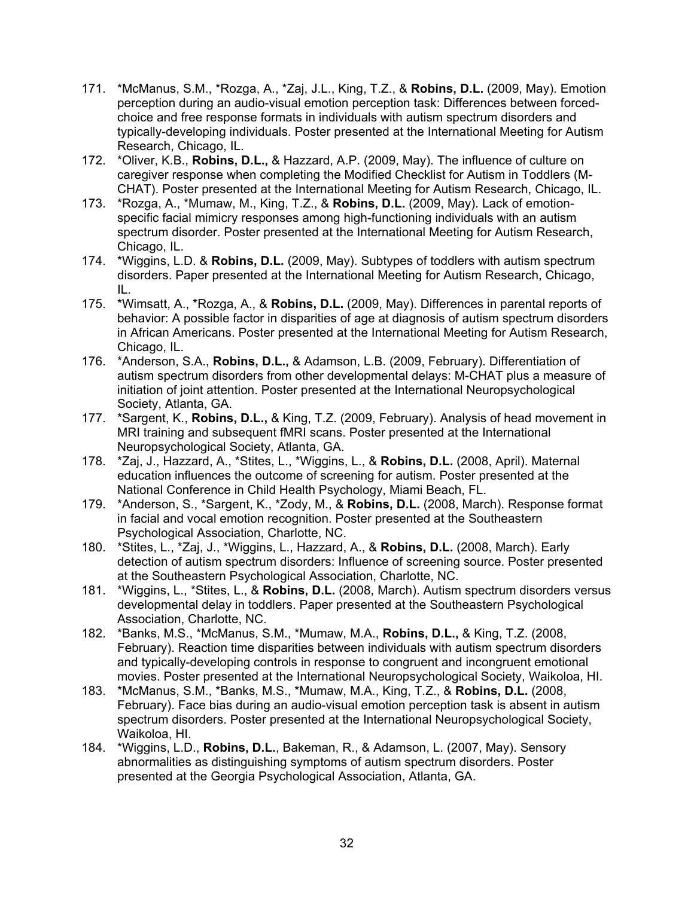171. *McManus, S.M., *Rozga, A., *Zaj, J.L., King, T.Z., & **Robins, D.L.** (2009, May). Emotion perception during an audio-visual emotion perception task: Differences between forced-choice and free response formats in individuals with autism spectrum disorders and typically-developing individuals. Poster presented at the International Meeting for Autism Research, Chicago, IL.
172. *Oliver, K.B., **Robins, D.L.,** & Hazzard, A.P. (2009, May). The influence of culture on caregiver response when completing the Modified Checklist for Autism in Toddlers (M-CHAT). Poster presented at the International Meeting for Autism Research, Chicago, IL.
173. *Rozga, A., *Mumaw, M., King, T.Z., & **Robins, D.L.** (2009, May). Lack of emotion-specific facial mimicry responses among high-functioning individuals with an autism spectrum disorder. Poster presented at the International Meeting for Autism Research, Chicago, IL.
174. *Wiggins, L.D. & **Robins, D.L.** (2009, May). Subtypes of toddlers with autism spectrum disorders. Paper presented at the International Meeting for Autism Research, Chicago, IL.
175. *Wimsatt, A., *Rozga, A., & **Robins, D.L.** (2009, May). Differences in parental reports of behavior: A possible factor in disparities of age at diagnosis of autism spectrum disorders in African Americans. Poster presented at the International Meeting for Autism Research, Chicago, IL.
176. *Anderson, S.A., **Robins, D.L.,** & Adamson, L.B. (2009, February). Differentiation of autism spectrum disorders from other developmental delays: M-CHAT plus a measure of initiation of joint attention. Poster presented at the International Neuropsychological Society, Atlanta, GA.
177. *Sargent, K., **Robins, D.L.,** & King, T.Z. (2009, February). Analysis of head movement in MRI training and subsequent fMRI scans. Poster presented at the International Neuropsychological Society, Atlanta, GA.
178. *Zaj, J., Hazzard, A., *Stites, L., *Wiggins, L., & **Robins, D.L.** (2008, April). Maternal education influences the outcome of screening for autism. Poster presented at the National Conference in Child Health Psychology, Miami Beach, FL.
179. *Anderson, S., *Sargent, K., *Zody, M., & **Robins, D.L.** (2008, March). Response format in facial and vocal emotion recognition. Poster presented at the Southeastern Psychological Association, Charlotte, NC.
180. *Stites, L., *Zaj, J., *Wiggins, L., Hazzard, A., & **Robins, D.L.** (2008, March). Early detection of autism spectrum disorders: Influence of screening source. Poster presented at the Southeastern Psychological Association, Charlotte, NC.
181. *Wiggins, L., *Stites, L., & **Robins, D.L.** (2008, March). Autism spectrum disorders versus developmental delay in toddlers. Paper presented at the Southeastern Psychological Association, Charlotte, NC.
182. *Banks, M.S., *McManus, S.M., *Mumaw, M.A., **Robins, D.L.,** & King, T.Z. (2008, February). Reaction time disparities between individuals with autism spectrum disorders and typically-developing controls in response to congruent and incongruent emotional movies. Poster presented at the International Neuropsychological Society, Waikoloa, HI.
183. *McManus, S.M., *Banks, M.S., *Mumaw, M.A., King, T.Z., & **Robins, D.L.** (2008, February). Face bias during an audio-visual emotion perception task is absent in autism spectrum disorders. Poster presented at the International Neuropsychological Society, Waikoloa, HI.
184. *Wiggins, L.D., **Robins, D.L.**, Bakeman, R., & Adamson, L. (2007, May). Sensory abnormalities as distinguishing symptoms of autism spectrum disorders. Poster presented at the Georgia Psychological Association, Atlanta, GA.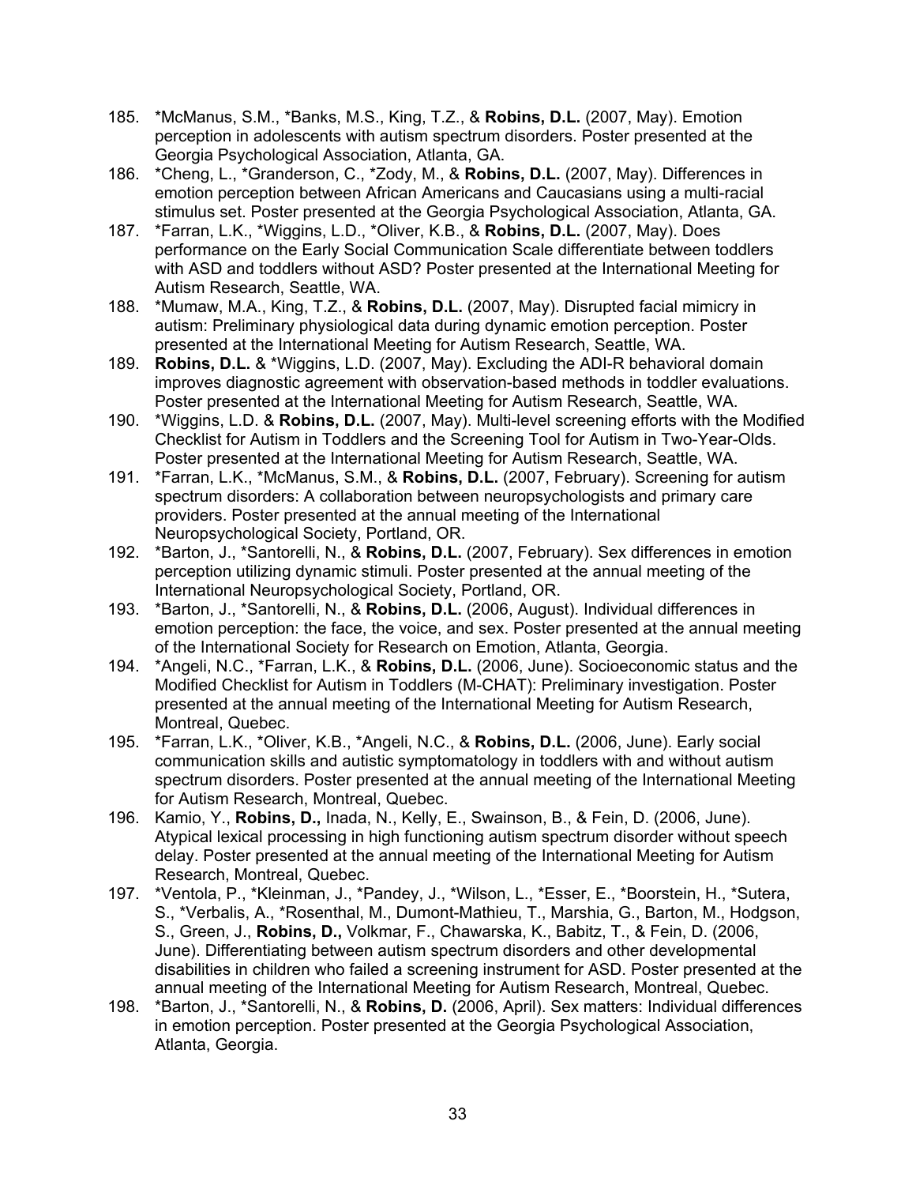185. *McManus, S.M., *Banks, M.S., King, T.Z., & **Robins, D.L.** (2007, May). Emotion perception in adolescents with autism spectrum disorders. Poster presented at the Georgia Psychological Association, Atlanta, GA.
186. *Cheng, L., *Granderson, C., *Zody, M., & **Robins, D.L.** (2007, May). Differences in emotion perception between African Americans and Caucasians using a multi-racial stimulus set. Poster presented at the Georgia Psychological Association, Atlanta, GA.
187. *Farran, L.K., *Wiggins, L.D., *Oliver, K.B., & **Robins, D.L.** (2007, May). Does performance on the Early Social Communication Scale differentiate between toddlers with ASD and toddlers without ASD? Poster presented at the International Meeting for Autism Research, Seattle, WA.
188. *Mumaw, M.A., King, T.Z., & **Robins, D.L.** (2007, May). Disrupted facial mimicry in autism: Preliminary physiological data during dynamic emotion perception. Poster presented at the International Meeting for Autism Research, Seattle, WA.
189. **Robins, D.L.** & *Wiggins, L.D. (2007, May). Excluding the ADI-R behavioral domain improves diagnostic agreement with observation-based methods in toddler evaluations. Poster presented at the International Meeting for Autism Research, Seattle, WA.
190. *Wiggins, L.D. & **Robins, D.L.** (2007, May). Multi-level screening efforts with the Modified Checklist for Autism in Toddlers and the Screening Tool for Autism in Two-Year-Olds. Poster presented at the International Meeting for Autism Research, Seattle, WA.
191. *Farran, L.K., *McManus, S.M., & **Robins, D.L.** (2007, February). Screening for autism spectrum disorders: A collaboration between neuropsychologists and primary care providers. Poster presented at the annual meeting of the International Neuropsychological Society, Portland, OR.
192. *Barton, J., *Santorelli, N., & **Robins, D.L.** (2007, February). Sex differences in emotion perception utilizing dynamic stimuli. Poster presented at the annual meeting of the International Neuropsychological Society, Portland, OR.
193. *Barton, J., *Santorelli, N., & **Robins, D.L.** (2006, August). Individual differences in emotion perception: the face, the voice, and sex. Poster presented at the annual meeting of the International Society for Research on Emotion, Atlanta, Georgia.
194. *Angeli, N.C., *Farran, L.K., & **Robins, D.L.** (2006, June). Socioeconomic status and the Modified Checklist for Autism in Toddlers (M-CHAT): Preliminary investigation. Poster presented at the annual meeting of the International Meeting for Autism Research, Montreal, Quebec.
195. *Farran, L.K., *Oliver, K.B., *Angeli, N.C., & **Robins, D.L.** (2006, June). Early social communication skills and autistic symptomatology in toddlers with and without autism spectrum disorders. Poster presented at the annual meeting of the International Meeting for Autism Research, Montreal, Quebec.
196. Kamio, Y., **Robins, D.,** Inada, N., Kelly, E., Swainson, B., & Fein, D. (2006, June). Atypical lexical processing in high functioning autism spectrum disorder without speech delay. Poster presented at the annual meeting of the International Meeting for Autism Research, Montreal, Quebec.
197. *Ventola, P., *Kleinman, J., *Pandey, J., *Wilson, L., *Esser, E., *Boorstein, H., *Sutera, S., *Verbalis, A., *Rosenthal, M., Dumont-Mathieu, T., Marshia, G., Barton, M., Hodgson, S., Green, J., **Robins, D.,** Volkmar, F., Chawarska, K., Babitz, T., & Fein, D. (2006, June). Differentiating between autism spectrum disorders and other developmental disabilities in children who failed a screening instrument for ASD. Poster presented at the annual meeting of the International Meeting for Autism Research, Montreal, Quebec.
198. *Barton, J., *Santorelli, N., & **Robins, D.** (2006, April). Sex matters: Individual differences in emotion perception. Poster presented at the Georgia Psychological Association, Atlanta, Georgia.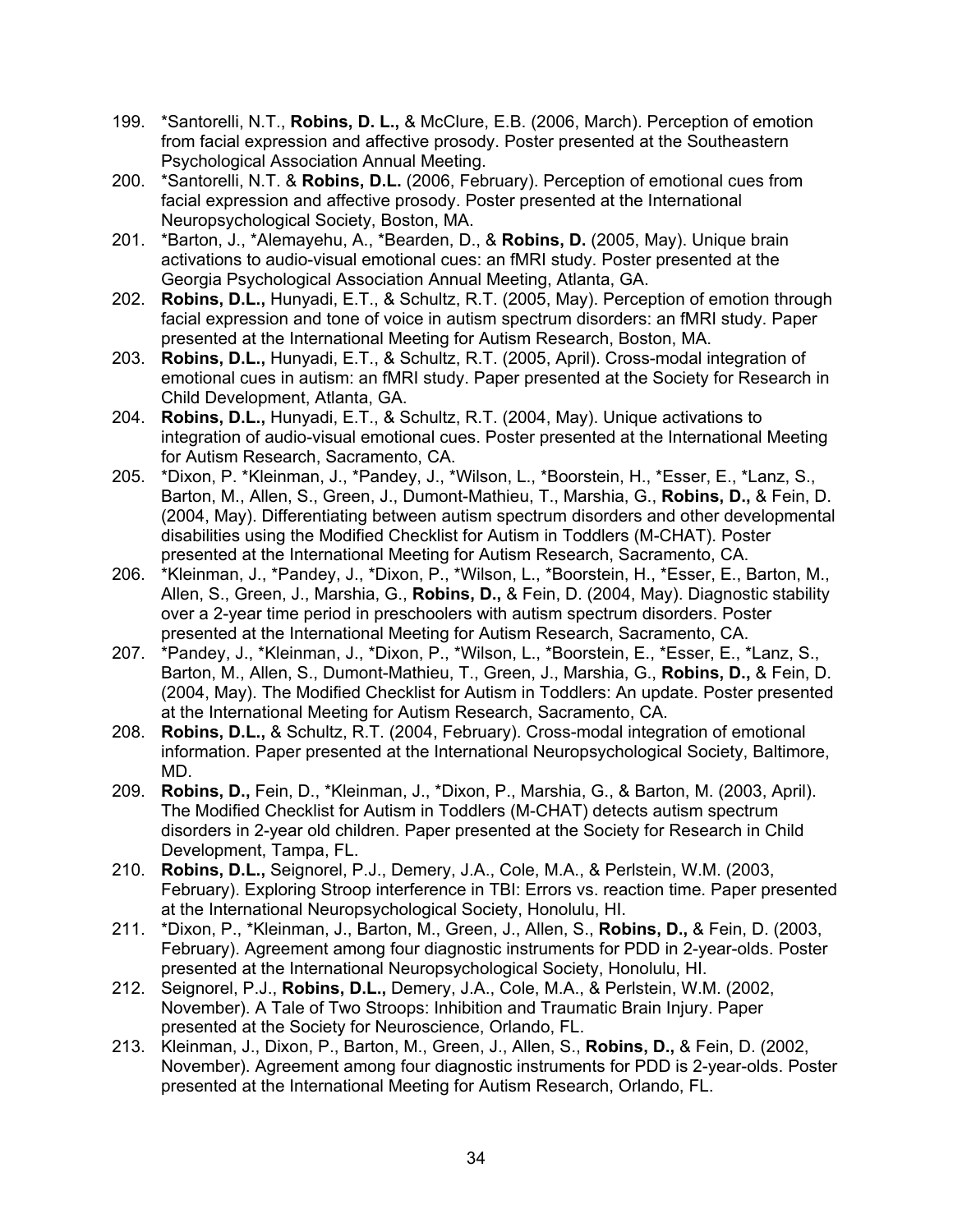199. *Santorelli, N.T., **Robins, D. L.,** & McClure, E.B. (2006, March). Perception of emotion from facial expression and affective prosody. Poster presented at the Southeastern Psychological Association Annual Meeting.
200. *Santorelli, N.T. & **Robins, D.L.** (2006, February). Perception of emotional cues from facial expression and affective prosody. Poster presented at the International Neuropsychological Society, Boston, MA.
201. *Barton, J., *Alemayehu, A., *Bearden, D., & **Robins, D.** (2005, May). Unique brain activations to audio-visual emotional cues: an fMRI study. Poster presented at the Georgia Psychological Association Annual Meeting, Atlanta, GA.
202. **Robins, D.L.,** Hunyadi, E.T., & Schultz, R.T. (2005, May). Perception of emotion through facial expression and tone of voice in autism spectrum disorders: an fMRI study. Paper presented at the International Meeting for Autism Research, Boston, MA.
203. **Robins, D.L.,** Hunyadi, E.T., & Schultz, R.T. (2005, April). Cross-modal integration of emotional cues in autism: an fMRI study. Paper presented at the Society for Research in Child Development, Atlanta, GA.
204. **Robins, D.L.,** Hunyadi, E.T., & Schultz, R.T. (2004, May). Unique activations to integration of audio-visual emotional cues. Poster presented at the International Meeting for Autism Research, Sacramento, CA.
205. *Dixon, P. *Kleinman, J., *Pandey, J., *Wilson, L., *Boorstein, H., *Esser, E., *Lanz, S., Barton, M., Allen, S., Green, J., Dumont-Mathieu, T., Marshia, G., **Robins, D.,** & Fein, D. (2004, May). Differentiating between autism spectrum disorders and other developmental disabilities using the Modified Checklist for Autism in Toddlers (M-CHAT). Poster presented at the International Meeting for Autism Research, Sacramento, CA.
206. *Kleinman, J., *Pandey, J., *Dixon, P., *Wilson, L., *Boorstein, H., *Esser, E., Barton, M., Allen, S., Green, J., Marshia, G., **Robins, D.,** & Fein, D. (2004, May). Diagnostic stability over a 2-year time period in preschoolers with autism spectrum disorders. Poster presented at the International Meeting for Autism Research, Sacramento, CA.
207. *Pandey, J., *Kleinman, J., *Dixon, P., *Wilson, L., *Boorstein, E., *Esser, E., *Lanz, S., Barton, M., Allen, S., Dumont-Mathieu, T., Green, J., Marshia, G., **Robins, D.,** & Fein, D. (2004, May). The Modified Checklist for Autism in Toddlers: An update. Poster presented at the International Meeting for Autism Research, Sacramento, CA.
208. **Robins, D.L.,** & Schultz, R.T. (2004, February). Cross-modal integration of emotional information. Paper presented at the International Neuropsychological Society, Baltimore, MD.
209. **Robins, D.,** Fein, D., *Kleinman, J., *Dixon, P., Marshia, G., & Barton, M. (2003, April). The Modified Checklist for Autism in Toddlers (M-CHAT) detects autism spectrum disorders in 2-year old children. Paper presented at the Society for Research in Child Development, Tampa, FL.
210. **Robins, D.L.,** Seignorel, P.J., Demery, J.A., Cole, M.A., & Perlstein, W.M. (2003, February). Exploring Stroop interference in TBI: Errors vs. reaction time. Paper presented at the International Neuropsychological Society, Honolulu, HI.
211. *Dixon, P., *Kleinman, J., Barton, M., Green, J., Allen, S., **Robins, D.,** & Fein, D. (2003, February). Agreement among four diagnostic instruments for PDD in 2-year-olds. Poster presented at the International Neuropsychological Society, Honolulu, HI.
212. Seignorel, P.J., **Robins, D.L.,** Demery, J.A., Cole, M.A., & Perlstein, W.M. (2002, November). A Tale of Two Stroops: Inhibition and Traumatic Brain Injury. Paper presented at the Society for Neuroscience, Orlando, FL.
213. Kleinman, J., Dixon, P., Barton, M., Green, J., Allen, S., **Robins, D.,** & Fein, D. (2002, November). Agreement among four diagnostic instruments for PDD is 2-year-olds. Poster presented at the International Meeting for Autism Research, Orlando, FL.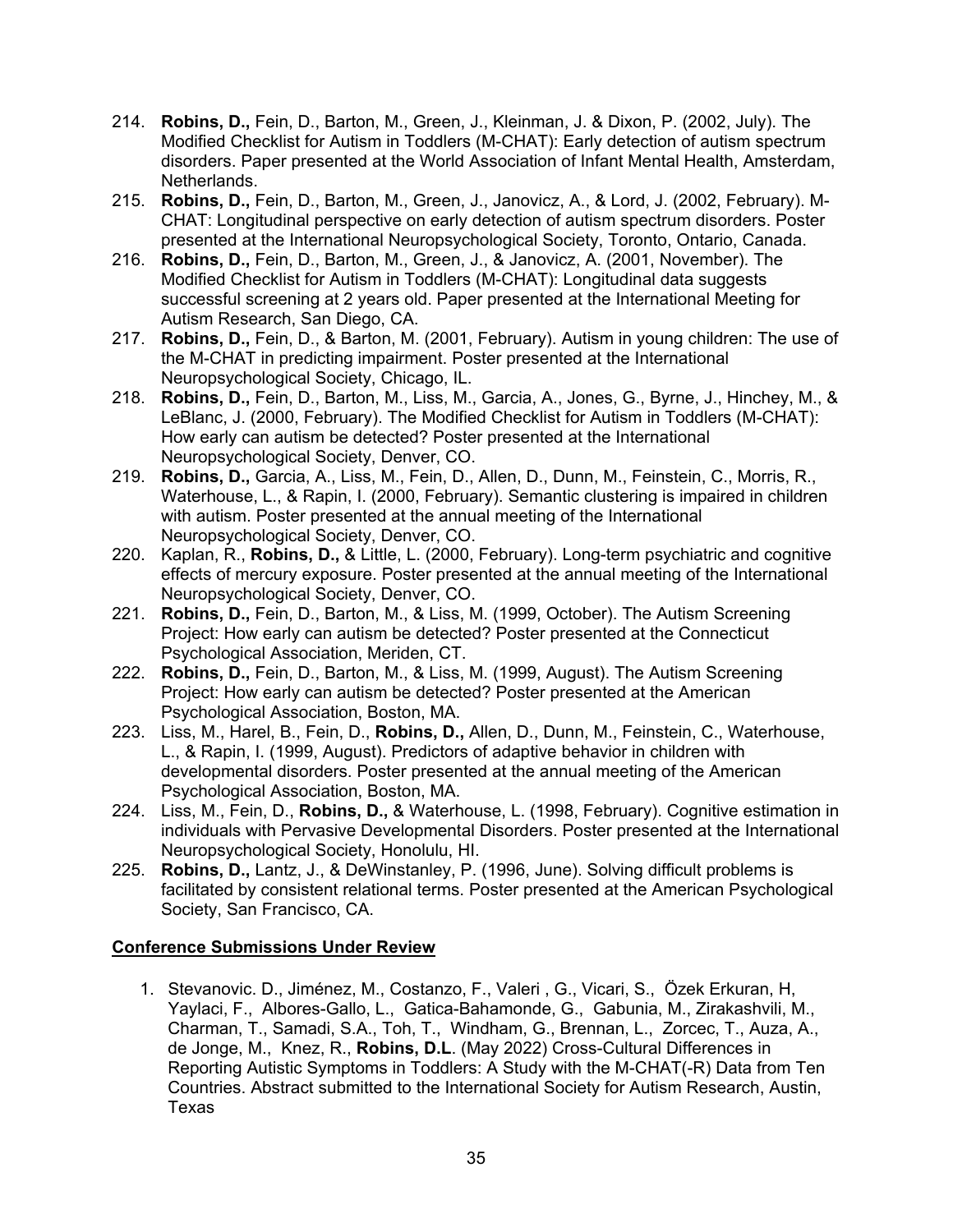214. **Robins, D.,** Fein, D., Barton, M., Green, J., Kleinman, J. & Dixon, P. (2002, July). The Modified Checklist for Autism in Toddlers (M-CHAT): Early detection of autism spectrum disorders. Paper presented at the World Association of Infant Mental Health, Amsterdam, Netherlands.
215. **Robins, D.,** Fein, D., Barton, M., Green, J., Janovicz, A., & Lord, J. (2002, February). M-CHAT: Longitudinal perspective on early detection of autism spectrum disorders. Poster presented at the International Neuropsychological Society, Toronto, Ontario, Canada.
216. **Robins, D.,** Fein, D., Barton, M., Green, J., & Janovicz, A. (2001, November). The Modified Checklist for Autism in Toddlers (M-CHAT): Longitudinal data suggests successful screening at 2 years old. Paper presented at the International Meeting for Autism Research, San Diego, CA.
217. **Robins, D.,** Fein, D., & Barton, M. (2001, February). Autism in young children: The use of the M-CHAT in predicting impairment. Poster presented at the International Neuropsychological Society, Chicago, IL.
218. **Robins, D.,** Fein, D., Barton, M., Liss, M., Garcia, A., Jones, G., Byrne, J., Hinchey, M., & LeBlanc, J. (2000, February). The Modified Checklist for Autism in Toddlers (M-CHAT): How early can autism be detected? Poster presented at the International Neuropsychological Society, Denver, CO.
219. **Robins, D.,** Garcia, A., Liss, M., Fein, D., Allen, D., Dunn, M., Feinstein, C., Morris, R., Waterhouse, L., & Rapin, I. (2000, February). Semantic clustering is impaired in children with autism. Poster presented at the annual meeting of the International Neuropsychological Society, Denver, CO.
220. Kaplan, R., **Robins, D.,** & Little, L. (2000, February). Long-term psychiatric and cognitive effects of mercury exposure. Poster presented at the annual meeting of the International Neuropsychological Society, Denver, CO.
221. **Robins, D.,** Fein, D., Barton, M., & Liss, M. (1999, October). The Autism Screening Project: How early can autism be detected? Poster presented at the Connecticut Psychological Association, Meriden, CT.
222. **Robins, D.,** Fein, D., Barton, M., & Liss, M. (1999, August). The Autism Screening Project: How early can autism be detected? Poster presented at the American Psychological Association, Boston, MA.
223. Liss, M., Harel, B., Fein, D., **Robins, D.,** Allen, D., Dunn, M., Feinstein, C., Waterhouse, L., & Rapin, I. (1999, August). Predictors of adaptive behavior in children with developmental disorders. Poster presented at the annual meeting of the American Psychological Association, Boston, MA.
224. Liss, M., Fein, D., **Robins, D.,** & Waterhouse, L. (1998, February). Cognitive estimation in individuals with Pervasive Developmental Disorders. Poster presented at the International Neuropsychological Society, Honolulu, HI.
225. **Robins, D.,** Lantz, J., & DeWinstanley, P. (1996, June). Solving difficult problems is facilitated by consistent relational terms. Poster presented at the American Psychological Society, San Francisco, CA.

**Conference Submissions Under Review**

1. Stevanovic. D., Jiménez, M., Costanzo, F., Valeri , G., Vicari, S., Özek Erkuran, H, Yaylaci, F., Albores-Gallo, L., Gatica-Bahamonde, G., Gabunia, M., Zirakashvili, M., Charman, T., Samadi, S.A., Toh, T., Windham, G., Brennan, L., Zorcec, T., Auza, A., de Jonge, M., Knez, R., **Robins, D.L**. (May 2022) Cross-Cultural Differences in Reporting Autistic Symptoms in Toddlers: A Study with the M-CHAT(-R) Data from Ten Countries. Abstract submitted to the International Society for Autism Research, Austin, Texas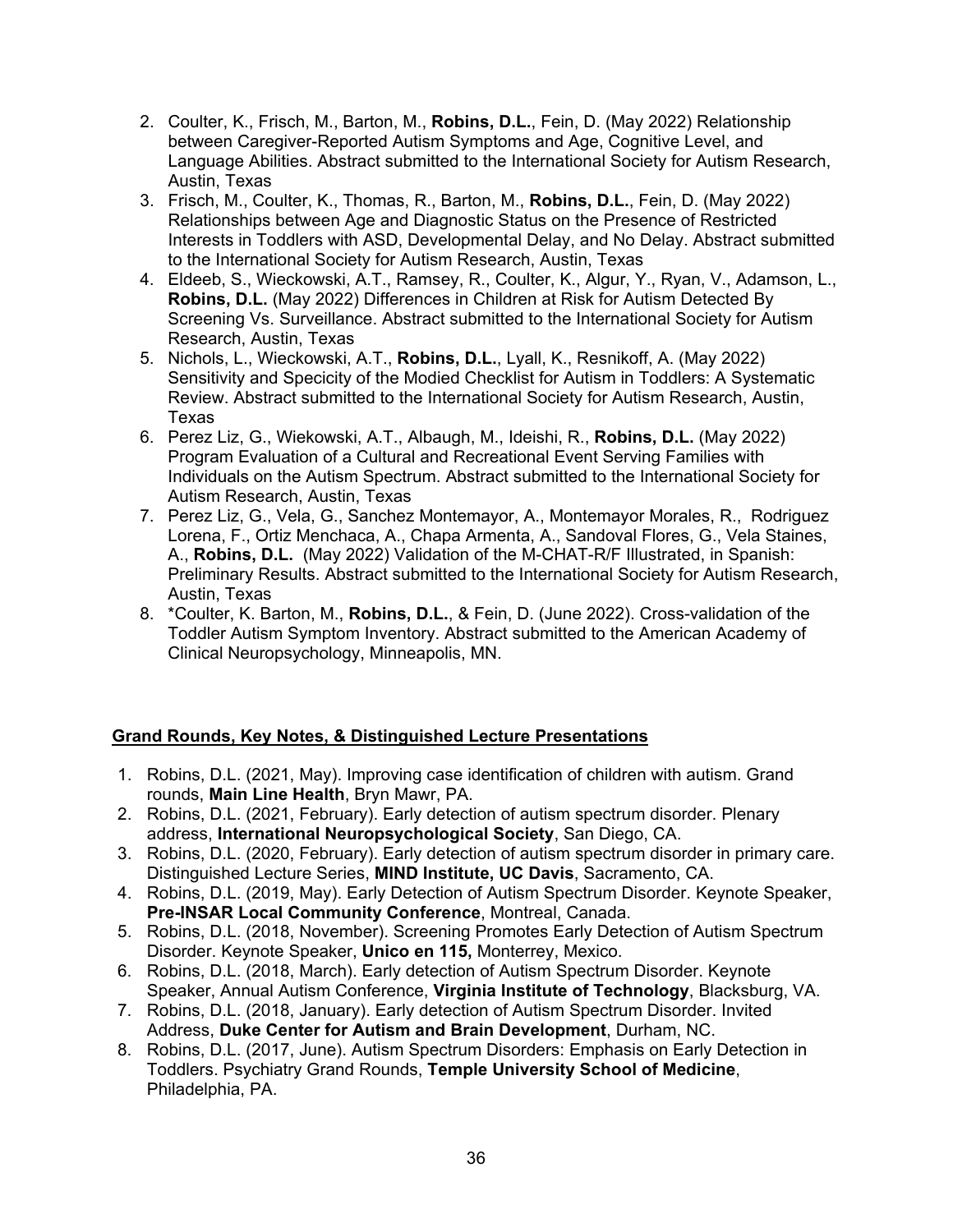2. Coulter, K., Frisch, M., Barton, M., **Robins, D.L.**, Fein, D. (May 2022) Relationship between Caregiver-Reported Autism Symptoms and Age, Cognitive Level, and Language Abilities. Abstract submitted to the International Society for Autism Research, Austin, Texas
3. Frisch, M., Coulter, K., Thomas, R., Barton, M., **Robins, D.L.**, Fein, D. (May 2022) Relationships between Age and Diagnostic Status on the Presence of Restricted Interests in Toddlers with ASD, Developmental Delay, and No Delay. Abstract submitted to the International Society for Autism Research, Austin, Texas
4. Eldeeb, S., Wieckowski, A.T., Ramsey, R., Coulter, K., Algur, Y., Ryan, V., Adamson, L., **Robins, D.L.** (May 2022) Differences in Children at Risk for Autism Detected By Screening Vs. Surveillance. Abstract submitted to the International Society for Autism Research, Austin, Texas
5. Nichols, L., Wieckowski, A.T., **Robins, D.L.**, Lyall, K., Resnikoff, A. (May 2022) Sensitivity and Specicity of the Modied Checklist for Autism in Toddlers: A Systematic Review. Abstract submitted to the International Society for Autism Research, Austin, Texas
6. Perez Liz, G., Wiekowski, A.T., Albaugh, M., Ideishi, R., **Robins, D.L.** (May 2022) Program Evaluation of a Cultural and Recreational Event Serving Families with Individuals on the Autism Spectrum. Abstract submitted to the International Society for Autism Research, Austin, Texas
7. Perez Liz, G., Vela, G., Sanchez Montemayor, A., Montemayor Morales, R., Rodriguez Lorena, F., Ortiz Menchaca, A., Chapa Armenta, A., Sandoval Flores, G., Vela Staines, A., **Robins, D.L.** (May 2022) Validation of the M-CHAT-R/F Illustrated, in Spanish: Preliminary Results. Abstract submitted to the International Society for Autism Research, Austin, Texas
8. *Coulter, K. Barton, M., **Robins, D.L.**, & Fein, D. (June 2022). Cross-validation of the Toddler Autism Symptom Inventory. Abstract submitted to the American Academy of Clinical Neuropsychology, Minneapolis, MN.

## Grand Rounds, Key Notes, & Distinguished Lecture Presentations

1. Robins, D.L. (2021, May). Improving case identification of children with autism. Grand rounds, **Main Line Health**, Bryn Mawr, PA.
2. Robins, D.L. (2021, February). Early detection of autism spectrum disorder. Plenary address, **International Neuropsychological Society**, San Diego, CA.
3. Robins, D.L. (2020, February). Early detection of autism spectrum disorder in primary care. Distinguished Lecture Series, **MIND Institute, UC Davis**, Sacramento, CA.
4. Robins, D.L. (2019, May). Early Detection of Autism Spectrum Disorder. Keynote Speaker, **Pre-INSAR Local Community Conference**, Montreal, Canada.
5. Robins, D.L. (2018, November). Screening Promotes Early Detection of Autism Spectrum Disorder. Keynote Speaker, **Unico en 115,** Monterrey, Mexico.
6. Robins, D.L. (2018, March). Early detection of Autism Spectrum Disorder. Keynote Speaker, Annual Autism Conference, **Virginia Institute of Technology**, Blacksburg, VA.
7. Robins, D.L. (2018, January). Early detection of Autism Spectrum Disorder. Invited Address, **Duke Center for Autism and Brain Development**, Durham, NC.
8. Robins, D.L. (2017, June). Autism Spectrum Disorders: Emphasis on Early Detection in Toddlers. Psychiatry Grand Rounds, **Temple University School of Medicine**, Philadelphia, PA.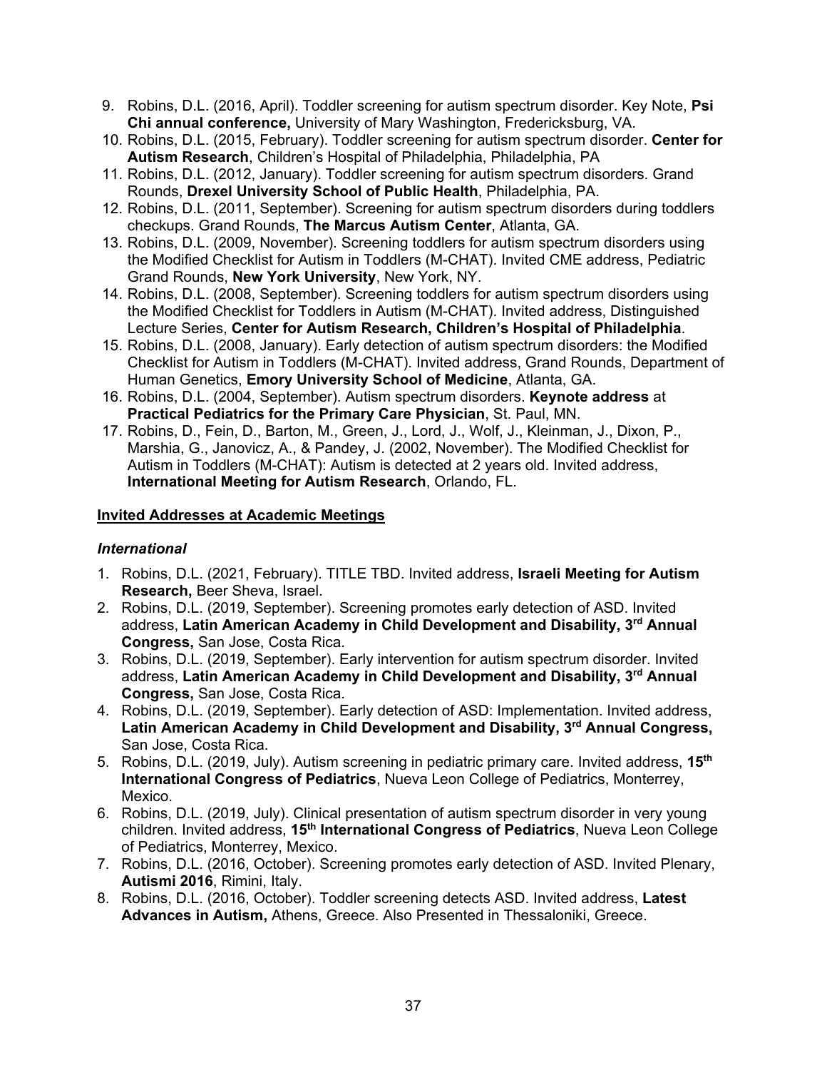9. Robins, D.L. (2016, April). Toddler screening for autism spectrum disorder. Key Note, **Psi Chi annual conference,** University of Mary Washington, Fredericksburg, VA.
10. Robins, D.L. (2015, February). Toddler screening for autism spectrum disorder. **Center for Autism Research**, Children's Hospital of Philadelphia, Philadelphia, PA
11. Robins, D.L. (2012, January). Toddler screening for autism spectrum disorders. Grand Rounds, **Drexel University School of Public Health**, Philadelphia, PA.
12. Robins, D.L. (2011, September). Screening for autism spectrum disorders during toddlers checkups. Grand Rounds, **The Marcus Autism Center**, Atlanta, GA.
13. Robins, D.L. (2009, November). Screening toddlers for autism spectrum disorders using the Modified Checklist for Autism in Toddlers (M-CHAT). Invited CME address, Pediatric Grand Rounds, **New York University**, New York, NY.
14. Robins, D.L. (2008, September). Screening toddlers for autism spectrum disorders using the Modified Checklist for Toddlers in Autism (M-CHAT). Invited address, Distinguished Lecture Series, **Center for Autism Research, Children's Hospital of Philadelphia**.
15. Robins, D.L. (2008, January). Early detection of autism spectrum disorders: the Modified Checklist for Autism in Toddlers (M-CHAT). Invited address, Grand Rounds, Department of Human Genetics, **Emory University School of Medicine**, Atlanta, GA.
16. Robins, D.L. (2004, September). Autism spectrum disorders. **Keynote address** at **Practical Pediatrics for the Primary Care Physician**, St. Paul, MN.
17. Robins, D., Fein, D., Barton, M., Green, J., Lord, J., Wolf, J., Kleinman, J., Dixon, P., Marshia, G., Janovicz, A., & Pandey, J. (2002, November). The Modified Checklist for Autism in Toddlers (M-CHAT): Autism is detected at 2 years old. Invited address, **International Meeting for Autism Research**, Orlando, FL.

**<u>Invited Addresses at Academic Meetings</u>**

***International***

1. Robins, D.L. (2021, February). TITLE TBD. Invited address, **Israeli Meeting for Autism Research,** Beer Sheva, Israel.
2. Robins, D.L. (2019, September). Screening promotes early detection of ASD. Invited address, **Latin American Academy in Child Development and Disability, 3rd Annual Congress,** San Jose, Costa Rica.
3. Robins, D.L. (2019, September). Early intervention for autism spectrum disorder. Invited address, **Latin American Academy in Child Development and Disability, 3rd Annual Congress,** San Jose, Costa Rica.
4. Robins, D.L. (2019, September). Early detection of ASD: Implementation. Invited address, **Latin American Academy in Child Development and Disability, 3rd Annual Congress,** San Jose, Costa Rica.
5. Robins, D.L. (2019, July). Autism screening in pediatric primary care. Invited address, **15th International Congress of Pediatrics**, Nueva Leon College of Pediatrics, Monterrey, Mexico.
6. Robins, D.L. (2019, July). Clinical presentation of autism spectrum disorder in very young children. Invited address, **15th International Congress of Pediatrics**, Nueva Leon College of Pediatrics, Monterrey, Mexico.
7. Robins, D.L. (2016, October). Screening promotes early detection of ASD. Invited Plenary, **Autismi 2016**, Rimini, Italy.
8. Robins, D.L. (2016, October). Toddler screening detects ASD. Invited address, **Latest Advances in Autism,** Athens, Greece. Also Presented in Thessaloniki, Greece.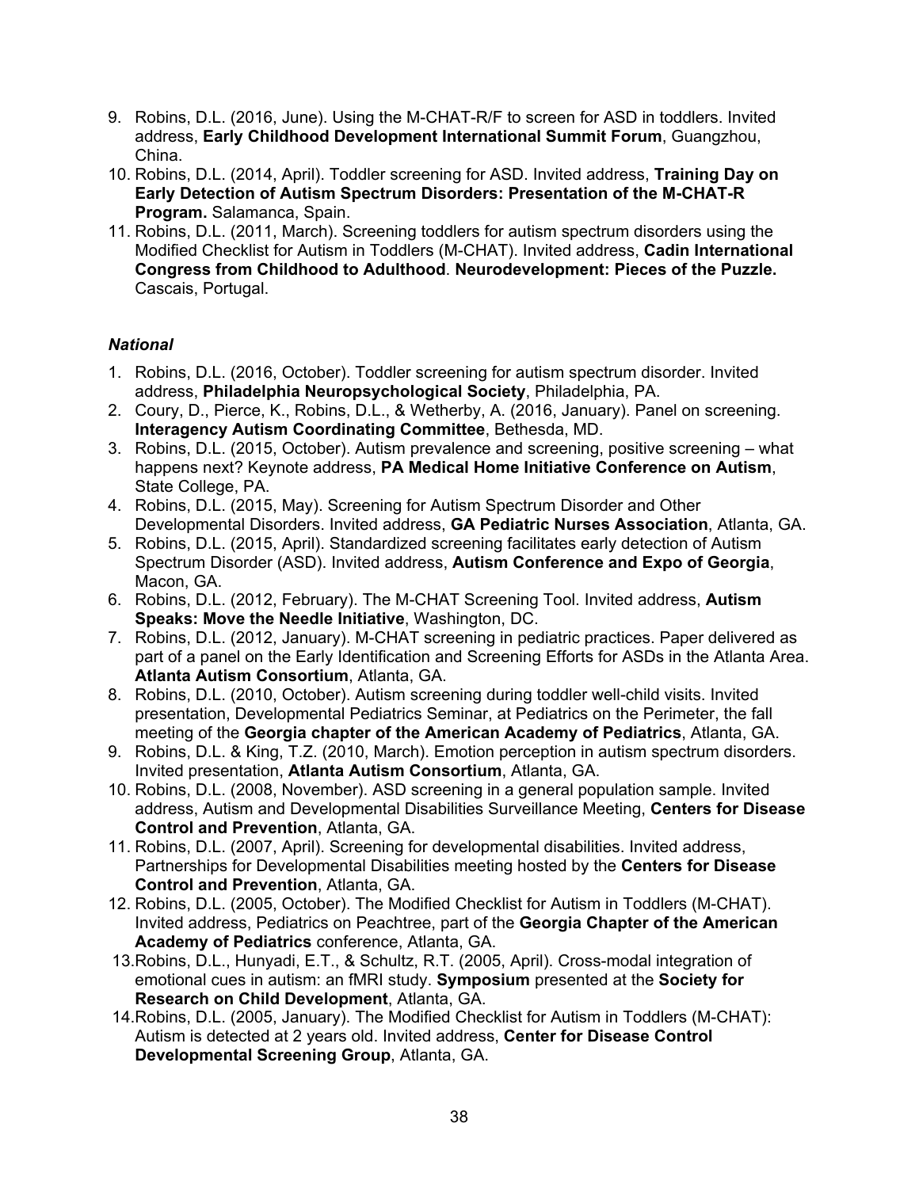9. Robins, D.L. (2016, June). Using the M-CHAT-R/F to screen for ASD in toddlers. Invited address, **Early Childhood Development International Summit Forum**, Guangzhou, China.
10. Robins, D.L. (2014, April). Toddler screening for ASD. Invited address, **Training Day on Early Detection of Autism Spectrum Disorders: Presentation of the M-CHAT-R Program.** Salamanca, Spain.
11. Robins, D.L. (2011, March). Screening toddlers for autism spectrum disorders using the Modified Checklist for Autism in Toddlers (M-CHAT). Invited address, **Cadin International Congress from Childhood to Adulthood**. **Neurodevelopment: Pieces of the Puzzle.** Cascais, Portugal.

***National***

1. Robins, D.L. (2016, October). Toddler screening for autism spectrum disorder. Invited address, **Philadelphia Neuropsychological Society**, Philadelphia, PA.
2. Coury, D., Pierce, K., Robins, D.L., & Wetherby, A. (2016, January). Panel on screening. **Interagency Autism Coordinating Committee**, Bethesda, MD.
3. Robins, D.L. (2015, October). Autism prevalence and screening, positive screening – what happens next? Keynote address, **PA Medical Home Initiative Conference on Autism**, State College, PA.
4. Robins, D.L. (2015, May). Screening for Autism Spectrum Disorder and Other Developmental Disorders. Invited address, **GA Pediatric Nurses Association**, Atlanta, GA.
5. Robins, D.L. (2015, April). Standardized screening facilitates early detection of Autism Spectrum Disorder (ASD). Invited address, **Autism Conference and Expo of Georgia**, Macon, GA.
6. Robins, D.L. (2012, February). The M-CHAT Screening Tool. Invited address, **Autism Speaks: Move the Needle Initiative**, Washington, DC.
7. Robins, D.L. (2012, January). M-CHAT screening in pediatric practices. Paper delivered as part of a panel on the Early Identification and Screening Efforts for ASDs in the Atlanta Area. **Atlanta Autism Consortium**, Atlanta, GA.
8. Robins, D.L. (2010, October). Autism screening during toddler well-child visits. Invited presentation, Developmental Pediatrics Seminar, at Pediatrics on the Perimeter, the fall meeting of the **Georgia chapter of the American Academy of Pediatrics**, Atlanta, GA.
9. Robins, D.L. & King, T.Z. (2010, March). Emotion perception in autism spectrum disorders. Invited presentation, **Atlanta Autism Consortium**, Atlanta, GA.
10. Robins, D.L. (2008, November). ASD screening in a general population sample. Invited address, Autism and Developmental Disabilities Surveillance Meeting, **Centers for Disease Control and Prevention**, Atlanta, GA.
11. Robins, D.L. (2007, April). Screening for developmental disabilities. Invited address, Partnerships for Developmental Disabilities meeting hosted by the **Centers for Disease Control and Prevention**, Atlanta, GA.
12. Robins, D.L. (2005, October). The Modified Checklist for Autism in Toddlers (M-CHAT). Invited address, Pediatrics on Peachtree, part of the **Georgia Chapter of the American Academy of Pediatrics** conference, Atlanta, GA.
13. Robins, D.L., Hunyadi, E.T., & Schultz, R.T. (2005, April). Cross-modal integration of emotional cues in autism: an fMRI study. **Symposium** presented at the **Society for Research on Child Development**, Atlanta, GA.
14. Robins, D.L. (2005, January). The Modified Checklist for Autism in Toddlers (M-CHAT): Autism is detected at 2 years old. Invited address, **Center for Disease Control Developmental Screening Group**, Atlanta, GA.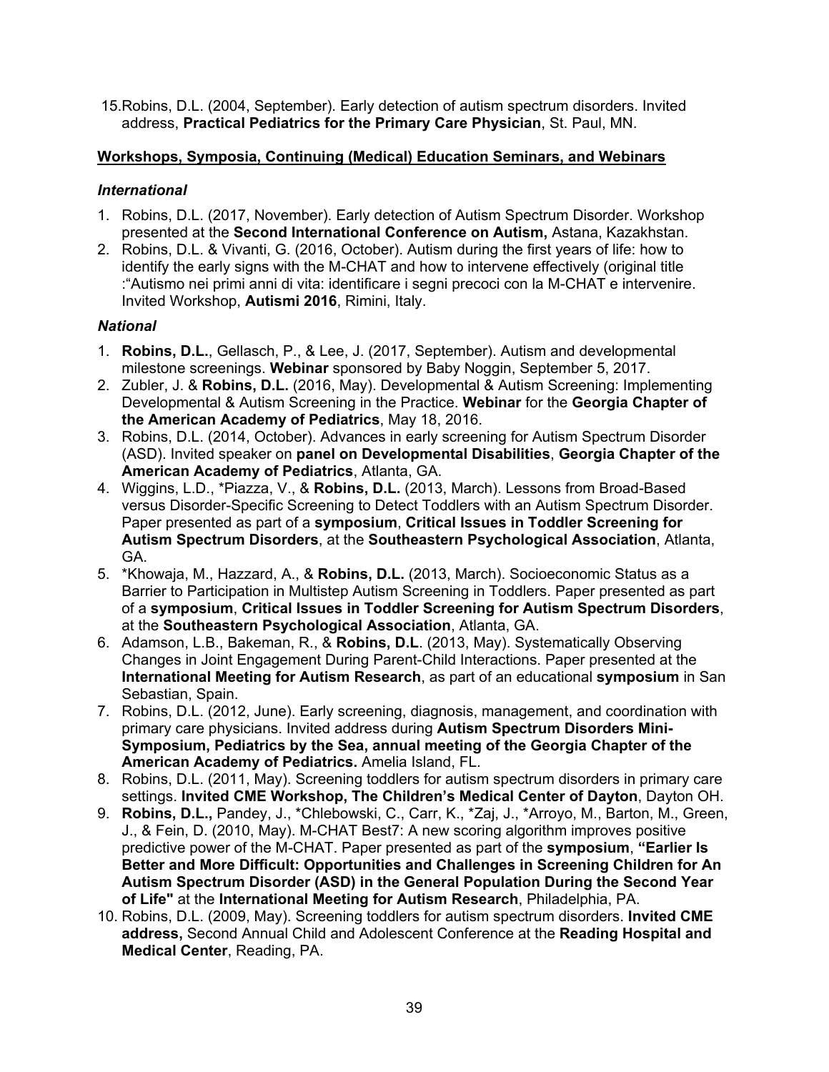15. Robins, D.L. (2004, September). Early detection of autism spectrum disorders. Invited address, **Practical Pediatrics for the Primary Care Physician**, St. Paul, MN.

**Workshops, Symposia, Continuing (Medical) Education Seminars, and Webinars**

### *International*

1. Robins, D.L. (2017, November). Early detection of Autism Spectrum Disorder. Workshop presented at the **Second International Conference on Autism,** Astana, Kazakhstan.
2. Robins, D.L. & Vivanti, G. (2016, October). Autism during the first years of life: how to identify the early signs with the M-CHAT and how to intervene effectively (original title :"Autismo nei primi anni di vita: identificare i segni precoci con la M-CHAT e intervenire. Invited Workshop, **Autismi 2016**, Rimini, Italy.

### *National*

1. **Robins, D.L.**, Gellasch, P., & Lee, J. (2017, September). Autism and developmental milestone screenings. **Webinar** sponsored by Baby Noggin, September 5, 2017.
2. Zubler, J. & **Robins, D.L.** (2016, May). Developmental & Autism Screening: Implementing Developmental & Autism Screening in the Practice. **Webinar** for the **Georgia Chapter of the American Academy of Pediatrics**, May 18, 2016.
3. Robins, D.L. (2014, October). Advances in early screening for Autism Spectrum Disorder (ASD). Invited speaker on **panel on Developmental Disabilities**, **Georgia Chapter of the American Academy of Pediatrics**, Atlanta, GA.
4. Wiggins, L.D., *Piazza, V., & **Robins, D.L.** (2013, March). Lessons from Broad-Based versus Disorder-Specific Screening to Detect Toddlers with an Autism Spectrum Disorder. Paper presented as part of a **symposium**, **Critical Issues in Toddler Screening for Autism Spectrum Disorders**, at the **Southeastern Psychological Association**, Atlanta, GA.
5. *Khowaja, M., Hazzard, A., & **Robins, D.L.** (2013, March). Socioeconomic Status as a Barrier to Participation in Multistep Autism Screening in Toddlers. Paper presented as part of a **symposium**, **Critical Issues in Toddler Screening for Autism Spectrum Disorders**, at the **Southeastern Psychological Association**, Atlanta, GA.
6. Adamson, L.B., Bakeman, R., & **Robins, D.L**. (2013, May). Systematically Observing Changes in Joint Engagement During Parent-Child Interactions. Paper presented at the **International Meeting for Autism Research**, as part of an educational **symposium** in San Sebastian, Spain.
7. Robins, D.L. (2012, June). Early screening, diagnosis, management, and coordination with primary care physicians. Invited address during **Autism Spectrum Disorders Mini-Symposium, Pediatrics by the Sea, annual meeting of the Georgia Chapter of the American Academy of Pediatrics.** Amelia Island, FL.
8. Robins, D.L. (2011, May). Screening toddlers for autism spectrum disorders in primary care settings. **Invited CME Workshop, The Children's Medical Center of Dayton**, Dayton OH.
9. **Robins, D.L.,** Pandey, J., *Chlebowski, C., Carr, K., *Zaj, J., *Arroyo, M., Barton, M., Green, J., & Fein, D. (2010, May). M-CHAT Best7: A new scoring algorithm improves positive predictive power of the M-CHAT. Paper presented as part of the **symposium**, **"Earlier Is Better and More Difficult: Opportunities and Challenges in Screening Children for An Autism Spectrum Disorder (ASD) in the General Population During the Second Year of Life"** at the **International Meeting for Autism Research**, Philadelphia, PA.
10. Robins, D.L. (2009, May). Screening toddlers for autism spectrum disorders. **Invited CME address,** Second Annual Child and Adolescent Conference at the **Reading Hospital and Medical Center**, Reading, PA.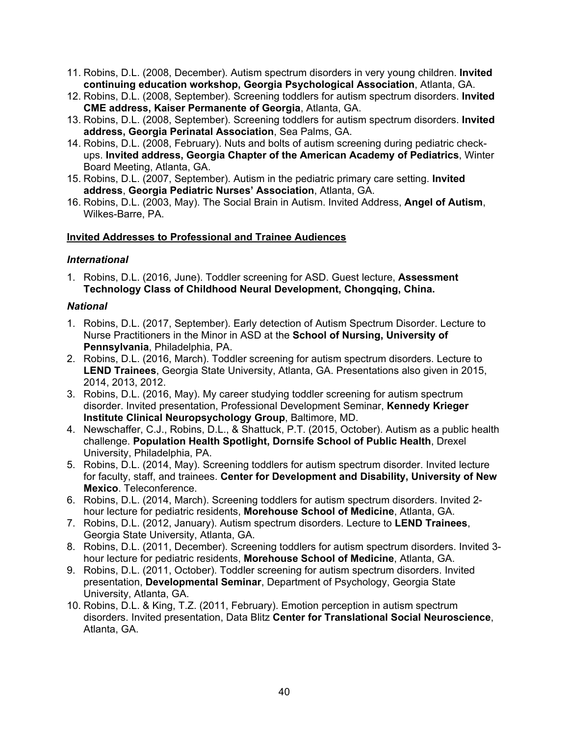11. Robins, D.L. (2008, December). Autism spectrum disorders in very young children. **Invited continuing education workshop, Georgia Psychological Association**, Atlanta, GA.
12. Robins, D.L. (2008, September). Screening toddlers for autism spectrum disorders. **Invited CME address, Kaiser Permanente of Georgia**, Atlanta, GA.
13. Robins, D.L. (2008, September). Screening toddlers for autism spectrum disorders. **Invited address, Georgia Perinatal Association**, Sea Palms, GA.
14. Robins, D.L. (2008, February). Nuts and bolts of autism screening during pediatric check-ups. **Invited address, Georgia Chapter of the American Academy of Pediatrics**, Winter Board Meeting, Atlanta, GA.
15. Robins, D.L. (2007, September). Autism in the pediatric primary care setting. **Invited address**, **Georgia Pediatric Nurses' Association**, Atlanta, GA.
16. Robins, D.L. (2003, May). The Social Brain in Autism. Invited Address, **Angel of Autism**, Wilkes-Barre, PA.

**<u>Invited Addresses to Professional and Trainee Audiences</u>**

***International***

1. Robins, D.L. (2016, June). Toddler screening for ASD. Guest lecture, **Assessment Technology Class of Childhood Neural Development, Chongqing, China.**

***National***

1. Robins, D.L. (2017, September). Early detection of Autism Spectrum Disorder. Lecture to Nurse Practitioners in the Minor in ASD at the **School of Nursing, University of Pennsylvania**, Philadelphia, PA.
2. Robins, D.L. (2016, March). Toddler screening for autism spectrum disorders. Lecture to **LEND Trainees**, Georgia State University, Atlanta, GA. Presentations also given in 2015, 2014, 2013, 2012.
3. Robins, D.L. (2016, May). My career studying toddler screening for autism spectrum disorder. Invited presentation, Professional Development Seminar, **Kennedy Krieger Institute Clinical Neuropsychology Group**, Baltimore, MD.
4. Newschaffer, C.J., Robins, D.L., & Shattuck, P.T. (2015, October). Autism as a public health challenge. **Population Health Spotlight, Dornsife School of Public Health**, Drexel University, Philadelphia, PA.
5. Robins, D.L. (2014, May). Screening toddlers for autism spectrum disorder. Invited lecture for faculty, staff, and trainees. **Center for Development and Disability, University of New Mexico**. Teleconference.
6. Robins, D.L. (2014, March). Screening toddlers for autism spectrum disorders. Invited 2-hour lecture for pediatric residents, **Morehouse School of Medicine**, Atlanta, GA.
7. Robins, D.L. (2012, January). Autism spectrum disorders. Lecture to **LEND Trainees**, Georgia State University, Atlanta, GA.
8. Robins, D.L. (2011, December). Screening toddlers for autism spectrum disorders. Invited 3-hour lecture for pediatric residents, **Morehouse School of Medicine**, Atlanta, GA.
9. Robins, D.L. (2011, October). Toddler screening for autism spectrum disorders. Invited presentation, **Developmental Seminar**, Department of Psychology, Georgia State University, Atlanta, GA.
10. Robins, D.L. & King, T.Z. (2011, February). Emotion perception in autism spectrum disorders. Invited presentation, Data Blitz **Center for Translational Social Neuroscience**, Atlanta, GA.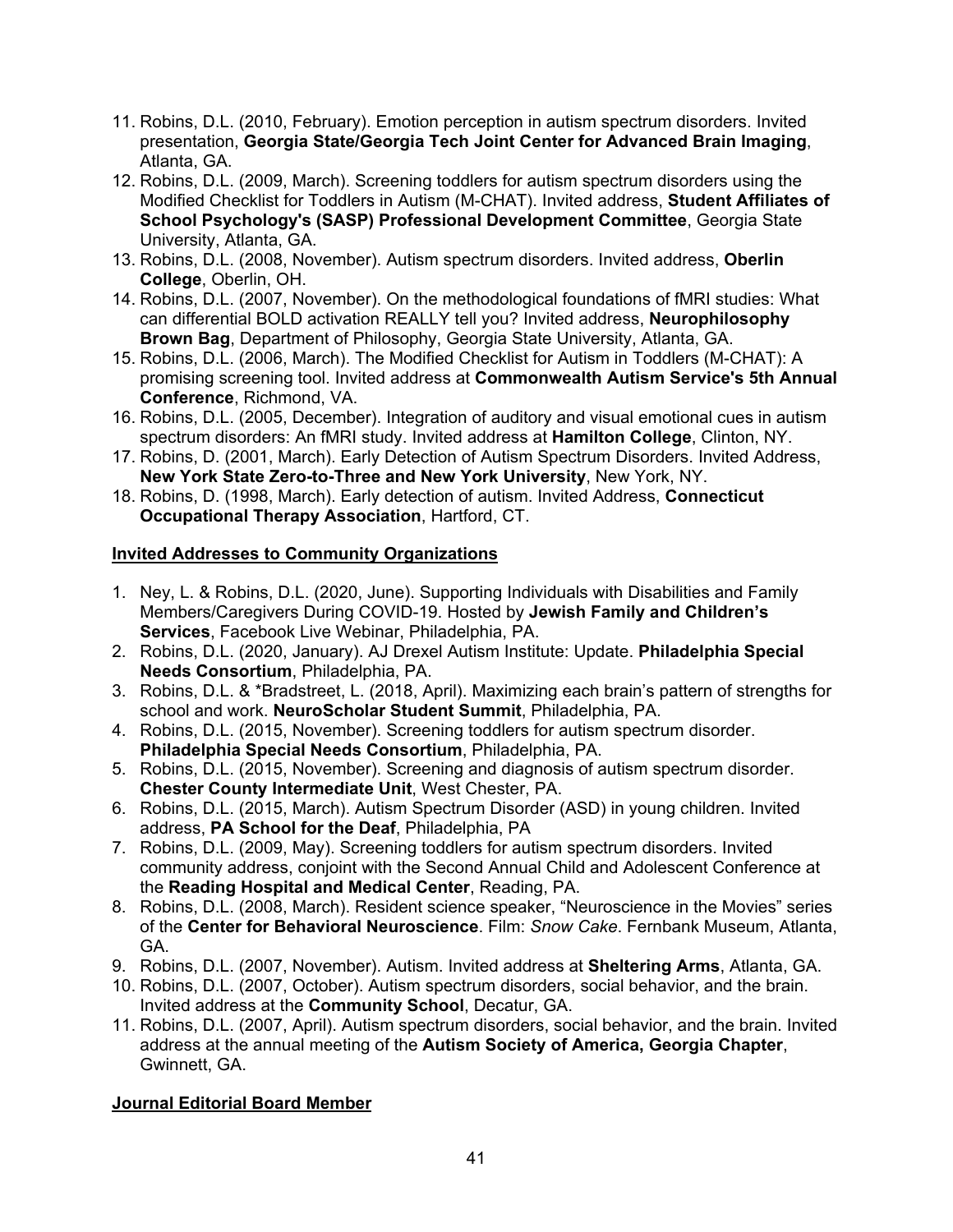11. Robins, D.L. (2010, February). Emotion perception in autism spectrum disorders. Invited presentation, **Georgia State/Georgia Tech Joint Center for Advanced Brain Imaging**, Atlanta, GA.
12. Robins, D.L. (2009, March). Screening toddlers for autism spectrum disorders using the Modified Checklist for Toddlers in Autism (M-CHAT). Invited address, **Student Affiliates of School Psychology's (SASP) Professional Development Committee**, Georgia State University, Atlanta, GA.
13. Robins, D.L. (2008, November). Autism spectrum disorders. Invited address, **Oberlin College**, Oberlin, OH.
14. Robins, D.L. (2007, November). On the methodological foundations of fMRI studies: What can differential BOLD activation REALLY tell you? Invited address, **Neurophilosophy Brown Bag**, Department of Philosophy, Georgia State University, Atlanta, GA.
15. Robins, D.L. (2006, March). The Modified Checklist for Autism in Toddlers (M-CHAT): A promising screening tool. Invited address at **Commonwealth Autism Service's 5th Annual Conference**, Richmond, VA.
16. Robins, D.L. (2005, December). Integration of auditory and visual emotional cues in autism spectrum disorders: An fMRI study. Invited address at **Hamilton College**, Clinton, NY.
17. Robins, D. (2001, March). Early Detection of Autism Spectrum Disorders. Invited Address, **New York State Zero-to-Three and New York University**, New York, NY.
18. Robins, D. (1998, March). Early detection of autism. Invited Address, **Connecticut Occupational Therapy Association**, Hartford, CT.

## Invited Addresses to Community Organizations

1. Ney, L. & Robins, D.L. (2020, June). Supporting Individuals with Disabilities and Family Members/Caregivers During COVID-19. Hosted by **Jewish Family and Children's Services**, Facebook Live Webinar, Philadelphia, PA.
2. Robins, D.L. (2020, January). AJ Drexel Autism Institute: Update. **Philadelphia Special Needs Consortium**, Philadelphia, PA.
3. Robins, D.L. & *Bradstreet, L. (2018, April). Maximizing each brain's pattern of strengths for school and work. **NeuroScholar Student Summit**, Philadelphia, PA.
4. Robins, D.L. (2015, November). Screening toddlers for autism spectrum disorder. **Philadelphia Special Needs Consortium**, Philadelphia, PA.
5. Robins, D.L. (2015, November). Screening and diagnosis of autism spectrum disorder. **Chester County Intermediate Unit**, West Chester, PA.
6. Robins, D.L. (2015, March). Autism Spectrum Disorder (ASD) in young children. Invited address, **PA School for the Deaf**, Philadelphia, PA
7. Robins, D.L. (2009, May). Screening toddlers for autism spectrum disorders. Invited community address, conjoint with the Second Annual Child and Adolescent Conference at the **Reading Hospital and Medical Center**, Reading, PA.
8. Robins, D.L. (2008, March). Resident science speaker, "Neuroscience in the Movies" series of the **Center for Behavioral Neuroscience**. Film: *Snow Cake*. Fernbank Museum, Atlanta, GA.
9. Robins, D.L. (2007, November). Autism. Invited address at **Sheltering Arms**, Atlanta, GA.
10. Robins, D.L. (2007, October). Autism spectrum disorders, social behavior, and the brain. Invited address at the **Community School**, Decatur, GA.
11. Robins, D.L. (2007, April). Autism spectrum disorders, social behavior, and the brain. Invited address at the annual meeting of the **Autism Society of America, Georgia Chapter**, Gwinnett, GA.

## Journal Editorial Board Member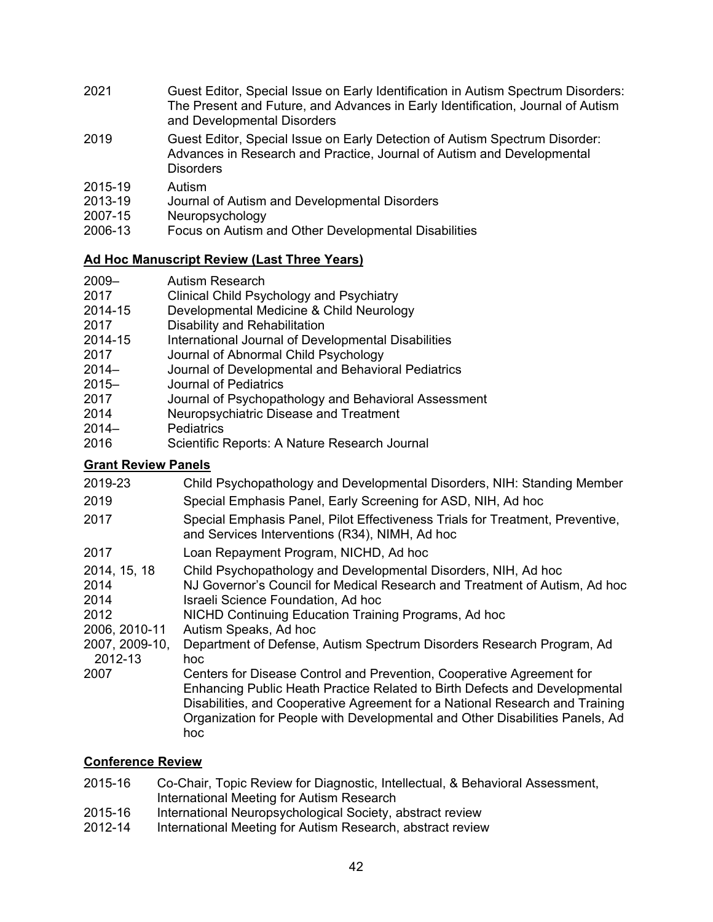2021 Guest Editor, Special Issue on Early Identification in Autism Spectrum Disorders: The Present and Future, and Advances in Early Identification, Journal of Autism and Developmental Disorders

2019 Guest Editor, Special Issue on Early Detection of Autism Spectrum Disorder: Advances in Research and Practice, Journal of Autism and Developmental Disorders

2015-19 Autism

2013-19 Journal of Autism and Developmental Disorders

2007-15 Neuropsychology

2006-13 Focus on Autism and Other Developmental Disabilities

## **Ad Hoc Manuscript Review (Last Three Years)**

2009– Autism Research

2017 Clinical Child Psychology and Psychiatry

2014-15 Developmental Medicine & Child Neurology

2017 Disability and Rehabilitation

2014-15 International Journal of Developmental Disabilities

2017 Journal of Abnormal Child Psychology

2014– Journal of Developmental and Behavioral Pediatrics

2015– Journal of Pediatrics

2017 Journal of Psychopathology and Behavioral Assessment

2014 Neuropsychiatric Disease and Treatment

2014– Pediatrics

2016 Scientific Reports: A Nature Research Journal

## **Grant Review Panels**

2019-23 Child Psychopathology and Developmental Disorders, NIH: Standing Member

2019 Special Emphasis Panel, Early Screening for ASD, NIH, Ad hoc

2017 Special Emphasis Panel, Pilot Effectiveness Trials for Treatment, Preventive, and Services Interventions (R34), NIMH, Ad hoc

2017 Loan Repayment Program, NICHD, Ad hoc

2014, 15, 18 Child Psychopathology and Developmental Disorders, NIH, Ad hoc

2014 NJ Governor's Council for Medical Research and Treatment of Autism, Ad hoc

2014 Israeli Science Foundation, Ad hoc

2012 NICHD Continuing Education Training Programs, Ad hoc

2006, 2010-11 Autism Speaks, Ad hoc

2007, 2009-10, 2012-13 Department of Defense, Autism Spectrum Disorders Research Program, Ad hoc

2007 Centers for Disease Control and Prevention, Cooperative Agreement for Enhancing Public Heath Practice Related to Birth Defects and Developmental Disabilities, and Cooperative Agreement for a National Research and Training Organization for People with Developmental and Other Disabilities Panels, Ad hoc

## **Conference Review**

2015-16 Co-Chair, Topic Review for Diagnostic, Intellectual, & Behavioral Assessment, International Meeting for Autism Research

2015-16 International Neuropsychological Society, abstract review

2012-14 International Meeting for Autism Research, abstract review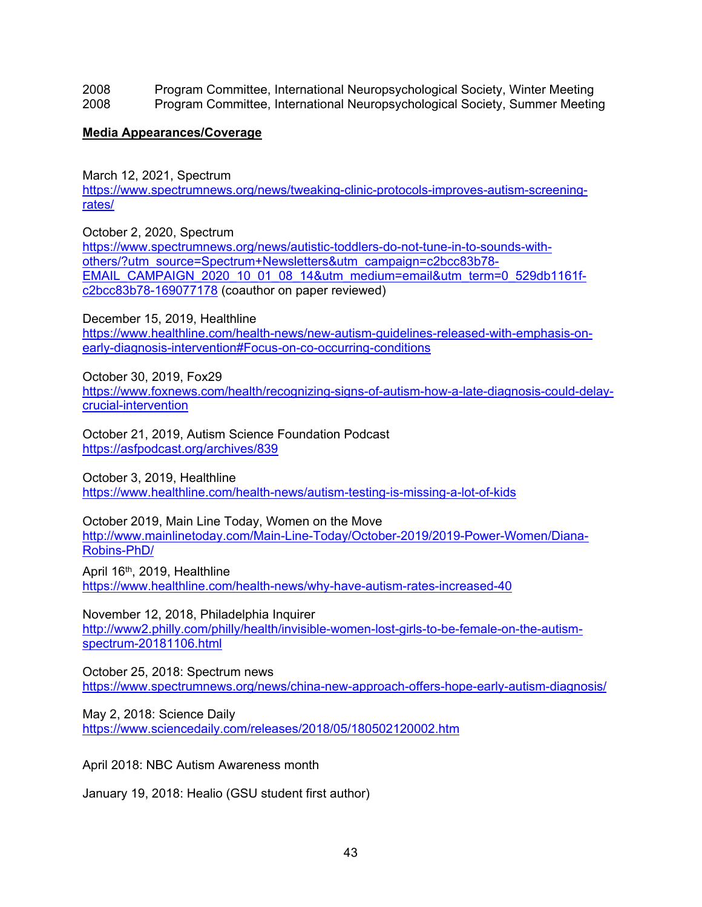2008 Program Committee, International Neuropsychological Society, Winter Meeting
2008 Program Committee, International Neuropsychological Society, Summer Meeting

**Media Appearances/Coverage**

March 12, 2021, Spectrum
https://www.spectrumnews.org/news/tweaking-clinic-protocols-improves-autism-screening-rates/

October 2, 2020, Spectrum
https://www.spectrumnews.org/news/autistic-toddlers-do-not-tune-in-to-sounds-with-others/?utm_source=Spectrum+Newsletters&utm_campaign=c2bcc83b78-EMAIL_CAMPAIGN_2020_10_01_08_14&utm_medium=email&utm_term=0_529db1161f-c2bcc83b78-169077178 (coauthor on paper reviewed)

December 15, 2019, Healthline
https://www.healthline.com/health-news/new-autism-guidelines-released-with-emphasis-on-early-diagnosis-intervention#Focus-on-co-occurring-conditions

October 30, 2019, Fox29
https://www.foxnews.com/health/recognizing-signs-of-autism-how-a-late-diagnosis-could-delay-crucial-intervention

October 21, 2019, Autism Science Foundation Podcast
https://asfpodcast.org/archives/839

October 3, 2019, Healthline
https://www.healthline.com/health-news/autism-testing-is-missing-a-lot-of-kids

October 2019, Main Line Today, Women on the Move
http://www.mainlinetoday.com/Main-Line-Today/October-2019/2019-Power-Women/Diana-Robins-PhD/

April 16th, 2019, Healthline
https://www.healthline.com/health-news/why-have-autism-rates-increased-40

November 12, 2018, Philadelphia Inquirer
http://www2.philly.com/philly/health/invisible-women-lost-girls-to-be-female-on-the-autism-spectrum-20181106.html

October 25, 2018: Spectrum news
https://www.spectrumnews.org/news/china-new-approach-offers-hope-early-autism-diagnosis/

May 2, 2018: Science Daily
https://www.sciencedaily.com/releases/2018/05/180502120002.htm

April 2018: NBC Autism Awareness month

January 19, 2018: Healio (GSU student first author)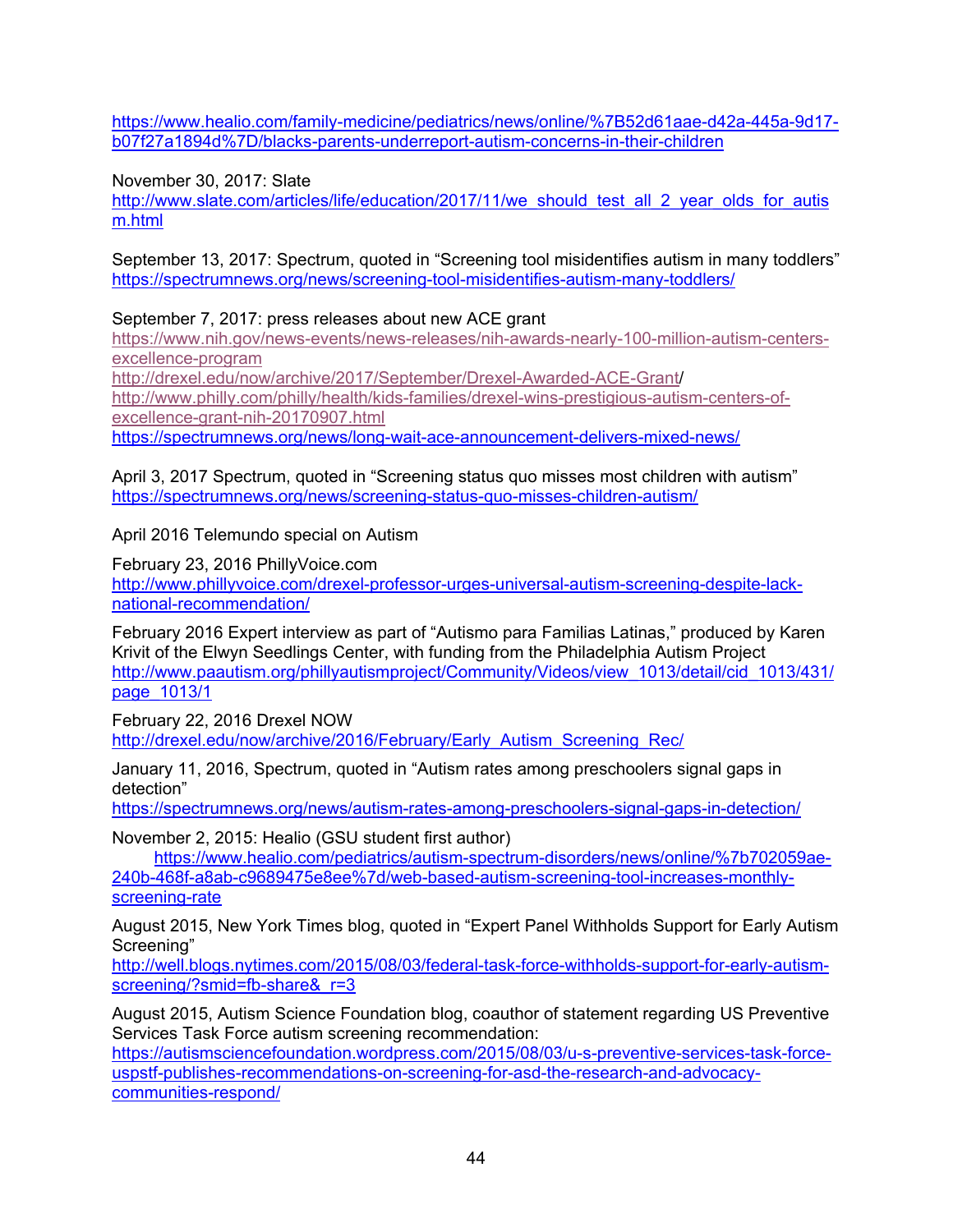https://www.healio.com/family-medicine/pediatrics/news/online/%7B52d61aae-d42a-445a-9d17-b07f27a1894d%7D/blacks-parents-underreport-autism-concerns-in-their-children

November 30, 2017: Slate
http://www.slate.com/articles/life/education/2017/11/we_should_test_all_2_year_olds_for_autism.html

September 13, 2017: Spectrum, quoted in "Screening tool misidentifies autism in many toddlers"
https://spectrumnews.org/news/screening-tool-misidentifies-autism-many-toddlers/

September 7, 2017: press releases about new ACE grant
https://www.nih.gov/news-events/news-releases/nih-awards-nearly-100-million-autism-centers-excellence-program
http://drexel.edu/now/archive/2017/September/Drexel-Awarded-ACE-Grant/
http://www.philly.com/philly/health/kids-families/drexel-wins-prestigious-autism-centers-of-excellence-grant-nih-20170907.html
https://spectrumnews.org/news/long-wait-ace-announcement-delivers-mixed-news/

April 3, 2017 Spectrum, quoted in "Screening status quo misses most children with autism"
https://spectrumnews.org/news/screening-status-quo-misses-children-autism/

April 2016 Telemundo special on Autism

February 23, 2016 PhillyVoice.com
http://www.phillyvoice.com/drexel-professor-urges-universal-autism-screening-despite-lack-national-recommendation/

February 2016 Expert interview as part of "Autismo para Familias Latinas," produced by Karen Krivit of the Elwyn Seedlings Center, with funding from the Philadelphia Autism Project
http://www.paautism.org/phillyautismproject/Community/Videos/view_1013/detail/cid_1013/431/page_1013/1

February 22, 2016 Drexel NOW
http://drexel.edu/now/archive/2016/February/Early_Autism_Screening_Rec/

January 11, 2016, Spectrum, quoted in "Autism rates among preschoolers signal gaps in detection"
https://spectrumnews.org/news/autism-rates-among-preschoolers-signal-gaps-in-detection/

November 2, 2015: Healio (GSU student first author)
https://www.healio.com/pediatrics/autism-spectrum-disorders/news/online/%7b702059ae-240b-468f-a8ab-c9689475e8ee%7d/web-based-autism-screening-tool-increases-monthly-screening-rate

August 2015, New York Times blog, quoted in "Expert Panel Withholds Support for Early Autism Screening"
http://well.blogs.nytimes.com/2015/08/03/federal-task-force-withholds-support-for-early-autism-screening/?smid=fb-share&_r=3

August 2015, Autism Science Foundation blog, coauthor of statement regarding US Preventive Services Task Force autism screening recommendation:
https://autismsciencefoundation.wordpress.com/2015/08/03/u-s-preventive-services-task-force-uspstf-publishes-recommendations-on-screening-for-asd-the-research-and-advocacy-communities-respond/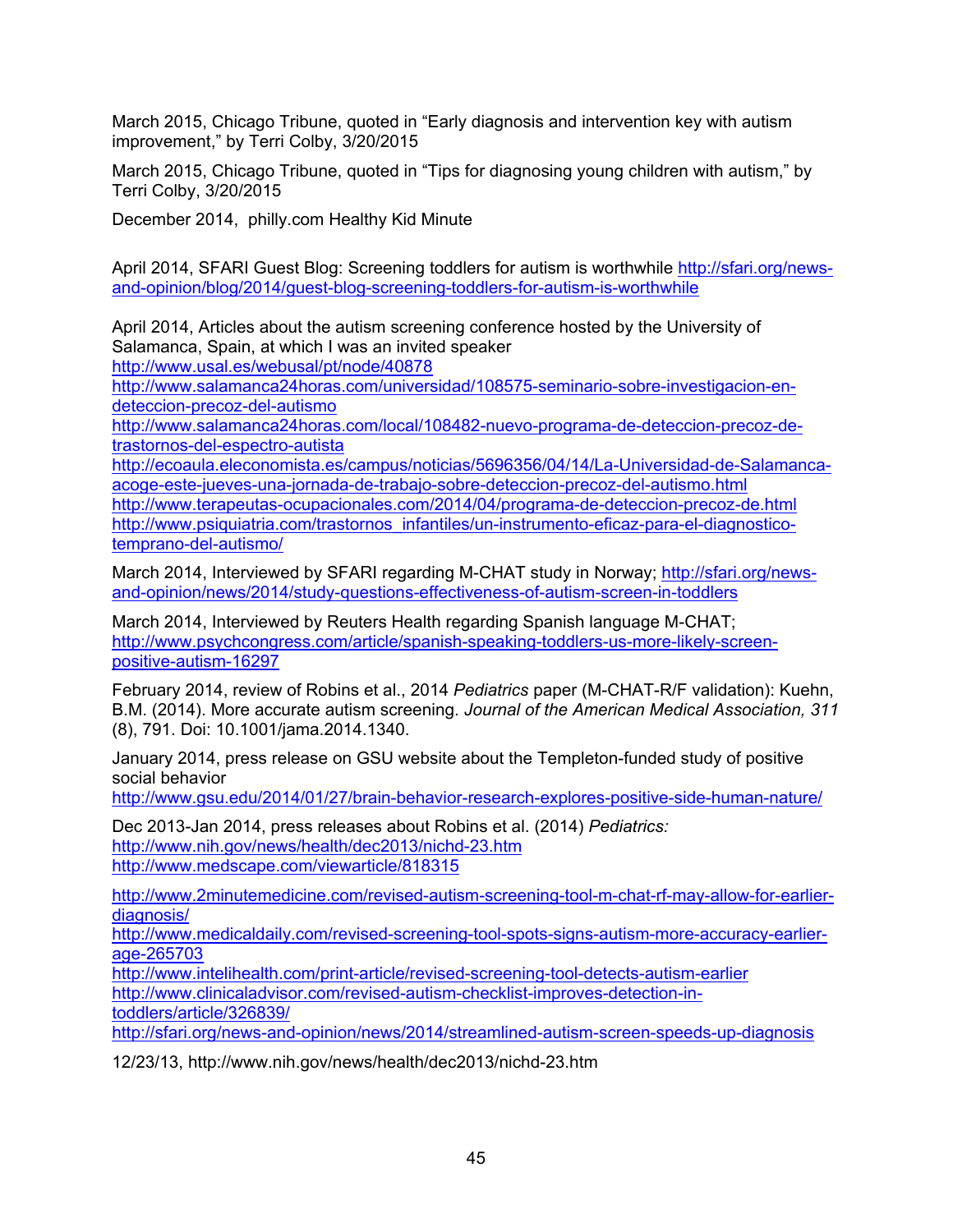March 2015, Chicago Tribune, quoted in "Early diagnosis and intervention key with autism improvement," by Terri Colby, 3/20/2015

March 2015, Chicago Tribune, quoted in "Tips for diagnosing young children with autism," by Terri Colby, 3/20/2015

December 2014, philly.com Healthy Kid Minute

April 2014, SFARI Guest Blog: Screening toddlers for autism is worthwhile http://sfari.org/news-and-opinion/blog/2014/guest-blog-screening-toddlers-for-autism-is-worthwhile

April 2014, Articles about the autism screening conference hosted by the University of Salamanca, Spain, at which I was an invited speaker
http://www.usal.es/webusal/pt/node/40878
http://www.salamanca24horas.com/universidad/108575-seminario-sobre-investigacion-en-deteccion-precoz-del-autismo
http://www.salamanca24horas.com/local/108482-nuevo-programa-de-deteccion-precoz-de-trastornos-del-espectro-autista
http://ecoaula.eleconomista.es/campus/noticias/5696356/04/14/La-Universidad-de-Salamanca-acoge-este-jueves-una-jornada-de-trabajo-sobre-deteccion-precoz-del-autismo.html
http://www.terapeutas-ocupacionales.com/2014/04/programa-de-deteccion-precoz-de.html
http://www.psiquiatria.com/trastornos_infantiles/un-instrumento-eficaz-para-el-diagnostico-temprano-del-autismo/

March 2014, Interviewed by SFARI regarding M-CHAT study in Norway; http://sfari.org/news-and-opinion/news/2014/study-questions-effectiveness-of-autism-screen-in-toddlers

March 2014, Interviewed by Reuters Health regarding Spanish language M-CHAT; http://www.psychcongress.com/article/spanish-speaking-toddlers-us-more-likely-screen-positive-autism-16297

February 2014, review of Robins et al., 2014 *Pediatrics* paper (M-CHAT-R/F validation): Kuehn, B.M. (2014). More accurate autism screening. *Journal of the American Medical Association, 311* (8), 791. Doi: 10.1001/jama.2014.1340.

January 2014, press release on GSU website about the Templeton-funded study of positive social behavior
http://www.gsu.edu/2014/01/27/brain-behavior-research-explores-positive-side-human-nature/

Dec 2013-Jan 2014, press releases about Robins et al. (2014) *Pediatrics:*
http://www.nih.gov/news/health/dec2013/nichd-23.htm
http://www.medscape.com/viewarticle/818315

http://www.2minutemedicine.com/revised-autism-screening-tool-m-chat-rf-may-allow-for-earlier-diagnosis/
http://www.medicaldaily.com/revised-screening-tool-spots-signs-autism-more-accuracy-earlier-age-265703
http://www.intelihealth.com/print-article/revised-screening-tool-detects-autism-earlier
http://www.clinicaladvisor.com/revised-autism-checklist-improves-detection-in-toddlers/article/326839/
http://sfari.org/news-and-opinion/news/2014/streamlined-autism-screen-speeds-up-diagnosis

12/23/13, http://www.nih.gov/news/health/dec2013/nichd-23.htm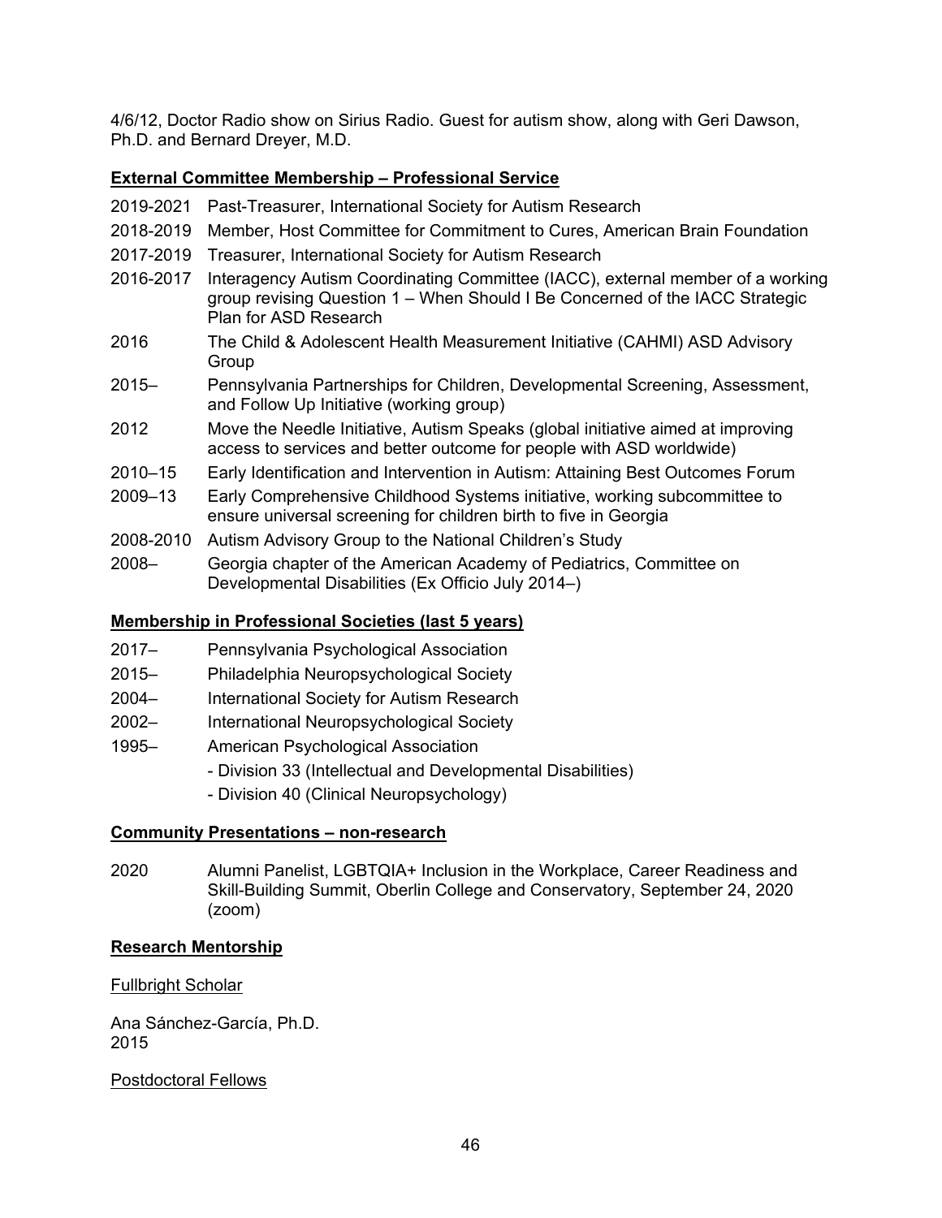4/6/12, Doctor Radio show on Sirius Radio. Guest for autism show, along with Geri Dawson, Ph.D. and Bernard Dreyer, M.D.

**External Committee Membership – Professional Service**

2019-2021 Past-Treasurer, International Society for Autism Research

2018-2019 Member, Host Committee for Commitment to Cures, American Brain Foundation

2017-2019 Treasurer, International Society for Autism Research

2016-2017 Interagency Autism Coordinating Committee (IACC), external member of a working group revising Question 1 – When Should I Be Concerned of the IACC Strategic Plan for ASD Research

2016 The Child & Adolescent Health Measurement Initiative (CAHMI) ASD Advisory Group

2015– Pennsylvania Partnerships for Children, Developmental Screening, Assessment, and Follow Up Initiative (working group)

2012 Move the Needle Initiative, Autism Speaks (global initiative aimed at improving access to services and better outcome for people with ASD worldwide)

2010–15 Early Identification and Intervention in Autism: Attaining Best Outcomes Forum

2009–13 Early Comprehensive Childhood Systems initiative, working subcommittee to ensure universal screening for children birth to five in Georgia

2008-2010 Autism Advisory Group to the National Children's Study

2008– Georgia chapter of the American Academy of Pediatrics, Committee on Developmental Disabilities (Ex Officio July 2014–)

**Membership in Professional Societies (last 5 years)**

2017– Pennsylvania Psychological Association

2015– Philadelphia Neuropsychological Society

2004– International Society for Autism Research

2002– International Neuropsychological Society

1995– American Psychological Association
- Division 33 (Intellectual and Developmental Disabilities)
- Division 40 (Clinical Neuropsychology)

**Community Presentations – non-research**

2020 Alumni Panelist, LGBTQIA+ Inclusion in the Workplace, Career Readiness and Skill-Building Summit, Oberlin College and Conservatory, September 24, 2020 (zoom)

**Research Mentorship**

Fullbright Scholar

Ana Sánchez-García, Ph.D.
2015

Postdoctoral Fellows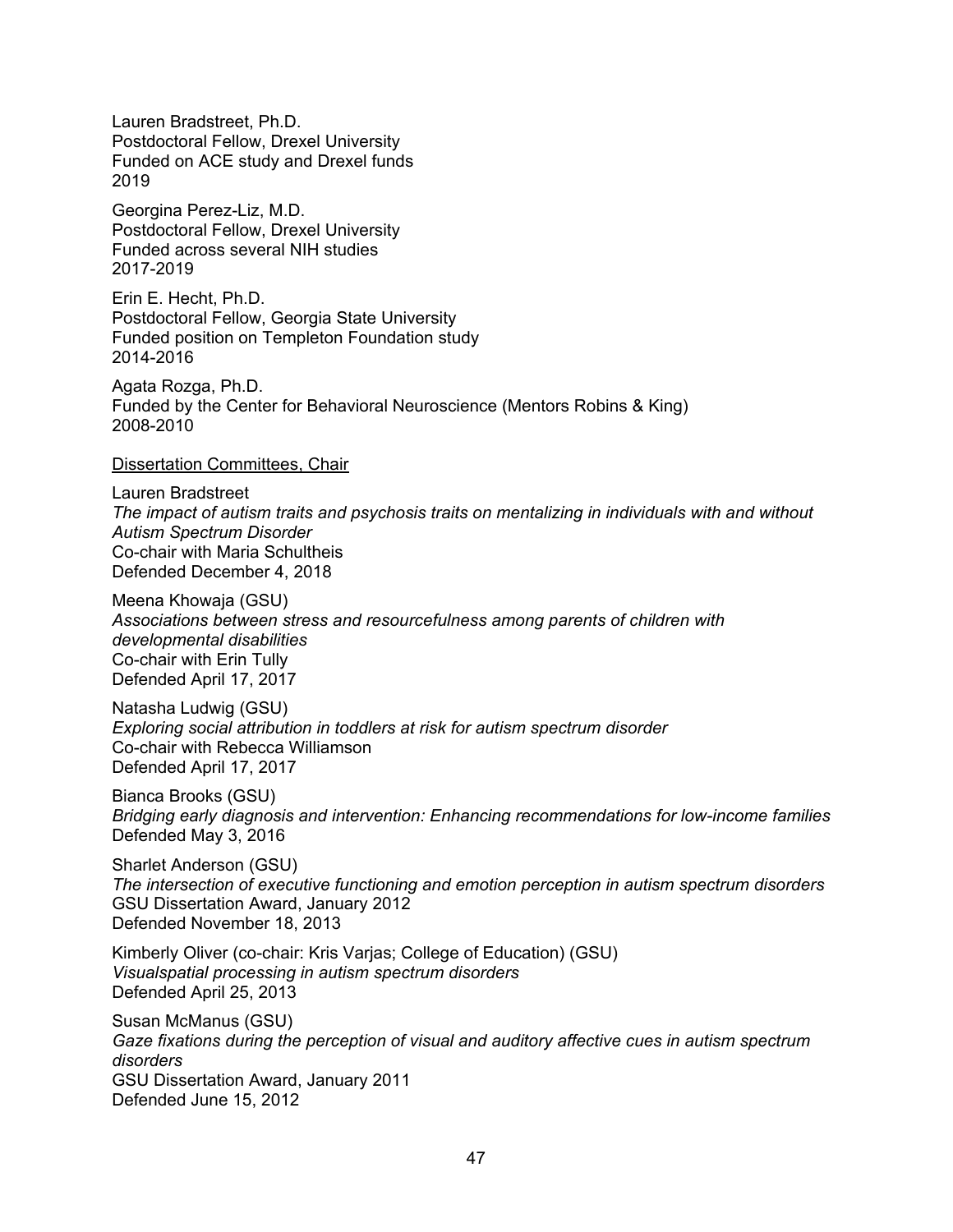Lauren Bradstreet, Ph.D.
Postdoctoral Fellow, Drexel University
Funded on ACE study and Drexel funds
2019

Georgina Perez-Liz, M.D.
Postdoctoral Fellow, Drexel University
Funded across several NIH studies
2017-2019

Erin E. Hecht, Ph.D.
Postdoctoral Fellow, Georgia State University
Funded position on Templeton Foundation study
2014-2016

Agata Rozga, Ph.D.
Funded by the Center for Behavioral Neuroscience (Mentors Robins & King)
2008-2010

<u>Dissertation Committees, Chair</u>

Lauren Bradstreet
*The impact of autism traits and psychosis traits on mentalizing in individuals with and without Autism Spectrum Disorder*
Co-chair with Maria Schultheis
Defended December 4, 2018

Meena Khowaja (GSU)
*Associations between stress and resourcefulness among parents of children with developmental disabilities*
Co-chair with Erin Tully
Defended April 17, 2017

Natasha Ludwig (GSU)
*Exploring social attribution in toddlers at risk for autism spectrum disorder*
Co-chair with Rebecca Williamson
Defended April 17, 2017

Bianca Brooks (GSU)
*Bridging early diagnosis and intervention: Enhancing recommendations for low-income families*
Defended May 3, 2016

Sharlet Anderson (GSU)
*The intersection of executive functioning and emotion perception in autism spectrum disorders*
GSU Dissertation Award, January 2012
Defended November 18, 2013

Kimberly Oliver (co-chair: Kris Varjas; College of Education) (GSU)
*Visualspatial processing in autism spectrum disorders*
Defended April 25, 2013

Susan McManus (GSU)
*Gaze fixations during the perception of visual and auditory affective cues in autism spectrum disorders*
GSU Dissertation Award, January 2011
Defended June 15, 2012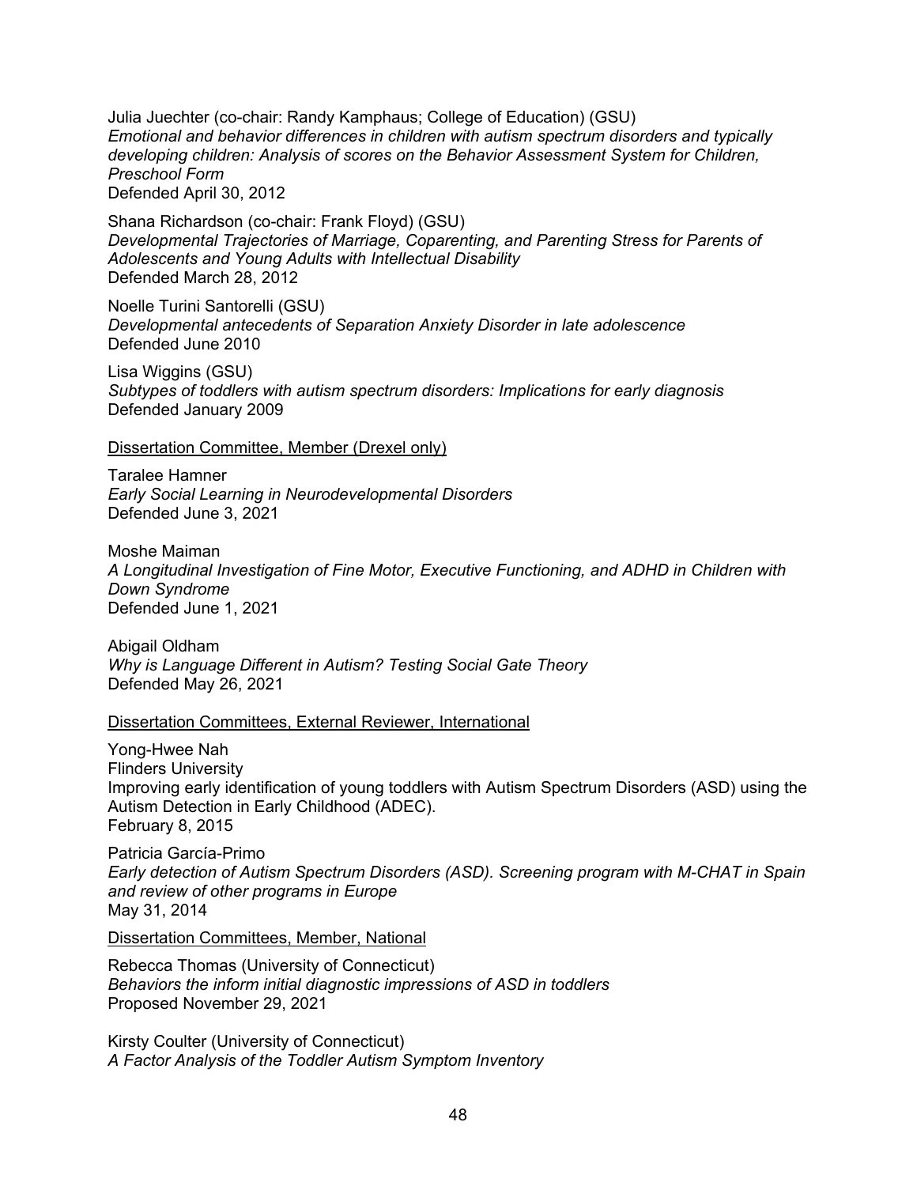Julia Juechter (co-chair: Randy Kamphaus; College of Education) (GSU)
*Emotional and behavior differences in children with autism spectrum disorders and typically developing children: Analysis of scores on the Behavior Assessment System for Children, Preschool Form*
Defended April 30, 2012

Shana Richardson (co-chair: Frank Floyd) (GSU)
*Developmental Trajectories of Marriage, Coparenting, and Parenting Stress for Parents of Adolescents and Young Adults with Intellectual Disability*
Defended March 28, 2012

Noelle Turini Santorelli (GSU)
*Developmental antecedents of Separation Anxiety Disorder in late adolescence*
Defended June 2010

Lisa Wiggins (GSU)
*Subtypes of toddlers with autism spectrum disorders: Implications for early diagnosis*
Defended January 2009

<u>Dissertation Committee, Member (Drexel only)</u>

Taralee Hamner
*Early Social Learning in Neurodevelopmental Disorders*
Defended June 3, 2021

Moshe Maiman
*A Longitudinal Investigation of Fine Motor, Executive Functioning, and ADHD in Children with Down Syndrome*
Defended June 1, 2021

Abigail Oldham
*Why is Language Different in Autism? Testing Social Gate Theory*
Defended May 26, 2021

<u>Dissertation Committees, External Reviewer, International</u>

Yong-Hwee Nah
Flinders University
Improving early identification of young toddlers with Autism Spectrum Disorders (ASD) using the Autism Detection in Early Childhood (ADEC).
February 8, 2015

Patricia García-Primo
*Early detection of Autism Spectrum Disorders (ASD). Screening program with M-CHAT in Spain and review of other programs in Europe*
May 31, 2014

<u>Dissertation Committees, Member, National</u>

Rebecca Thomas (University of Connecticut)
*Behaviors the inform initial diagnostic impressions of ASD in toddlers*
Proposed November 29, 2021

Kirsty Coulter (University of Connecticut)
*A Factor Analysis of the Toddler Autism Symptom Inventory*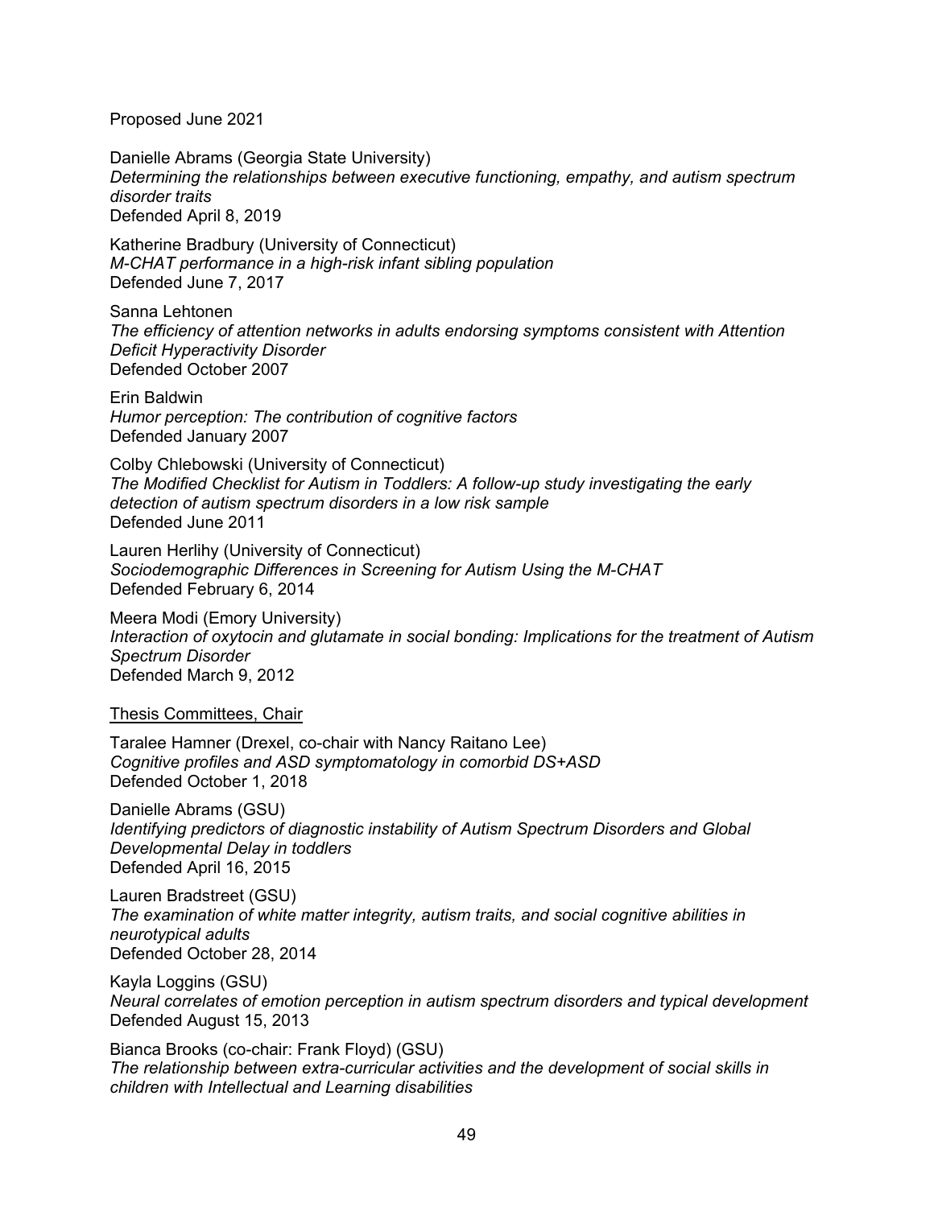Proposed June 2021

Danielle Abrams (Georgia State University)
*Determining the relationships between executive functioning, empathy, and autism spectrum disorder traits*
Defended April 8, 2019

Katherine Bradbury (University of Connecticut)
*M-CHAT performance in a high-risk infant sibling population*
Defended June 7, 2017

Sanna Lehtonen
*The efficiency of attention networks in adults endorsing symptoms consistent with Attention Deficit Hyperactivity Disorder*
Defended October 2007

Erin Baldwin
*Humor perception: The contribution of cognitive factors*
Defended January 2007

Colby Chlebowski (University of Connecticut)
*The Modified Checklist for Autism in Toddlers: A follow-up study investigating the early detection of autism spectrum disorders in a low risk sample*
Defended June 2011

Lauren Herlihy (University of Connecticut)
*Sociodemographic Differences in Screening for Autism Using the M-CHAT*
Defended February 6, 2014

Meera Modi (Emory University)
*Interaction of oxytocin and glutamate in social bonding: Implications for the treatment of Autism Spectrum Disorder*
Defended March 9, 2012

<u>Thesis Committees, Chair</u>

Taralee Hamner (Drexel, co-chair with Nancy Raitano Lee)
*Cognitive profiles and ASD symptomatology in comorbid DS+ASD*
Defended October 1, 2018

Danielle Abrams (GSU)
*Identifying predictors of diagnostic instability of Autism Spectrum Disorders and Global Developmental Delay in toddlers*
Defended April 16, 2015

Lauren Bradstreet (GSU)
*The examination of white matter integrity, autism traits, and social cognitive abilities in neurotypical adults*
Defended October 28, 2014

Kayla Loggins (GSU)
*Neural correlates of emotion perception in autism spectrum disorders and typical development*
Defended August 15, 2013

Bianca Brooks (co-chair: Frank Floyd) (GSU)
*The relationship between extra-curricular activities and the development of social skills in children with Intellectual and Learning disabilities*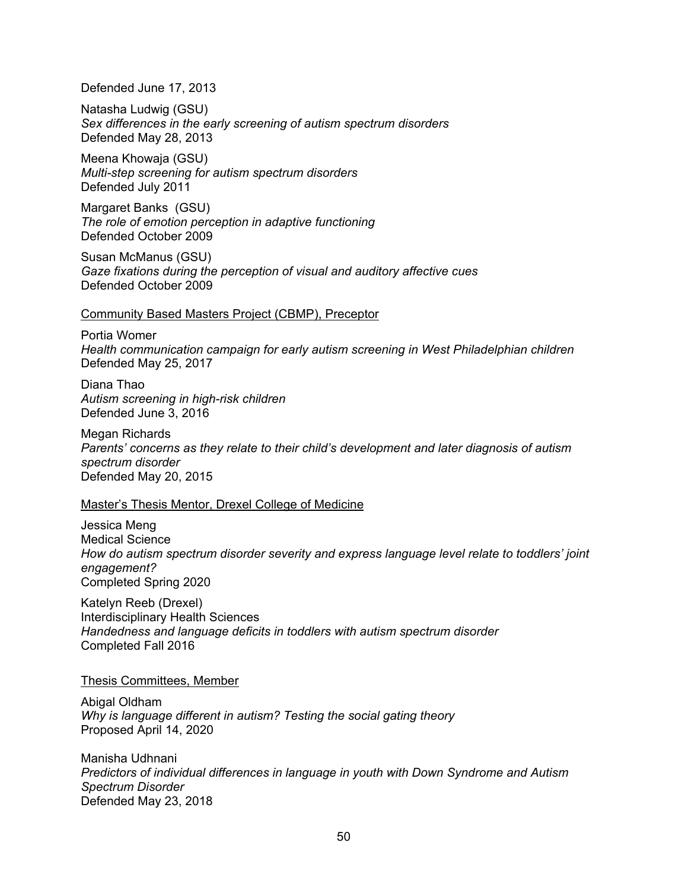Defended June 17, 2013

Natasha Ludwig (GSU)
*Sex differences in the early screening of autism spectrum disorders*
Defended May 28, 2013

Meena Khowaja (GSU)
*Multi-step screening for autism spectrum disorders*
Defended July 2011

Margaret Banks (GSU)
*The role of emotion perception in adaptive functioning*
Defended October 2009

Susan McManus (GSU)
*Gaze fixations during the perception of visual and auditory affective cues*
Defended October 2009

<u>Community Based Masters Project (CBMP), Preceptor</u>

Portia Womer
*Health communication campaign for early autism screening in West Philadelphian children*
Defended May 25, 2017

Diana Thao
*Autism screening in high-risk children*
Defended June 3, 2016

Megan Richards
*Parents' concerns as they relate to their child's development and later diagnosis of autism spectrum disorder*
Defended May 20, 2015

<u>Master's Thesis Mentor, Drexel College of Medicine</u>

Jessica Meng
Medical Science
*How do autism spectrum disorder severity and express language level relate to toddlers' joint engagement?*
Completed Spring 2020

Katelyn Reeb (Drexel)
Interdisciplinary Health Sciences
*Handedness and language deficits in toddlers with autism spectrum disorder*
Completed Fall 2016

<u>Thesis Committees, Member</u>

Abigal Oldham
*Why is language different in autism? Testing the social gating theory*
Proposed April 14, 2020

Manisha Udhnani
*Predictors of individual differences in language in youth with Down Syndrome and Autism Spectrum Disorder*
Defended May 23, 2018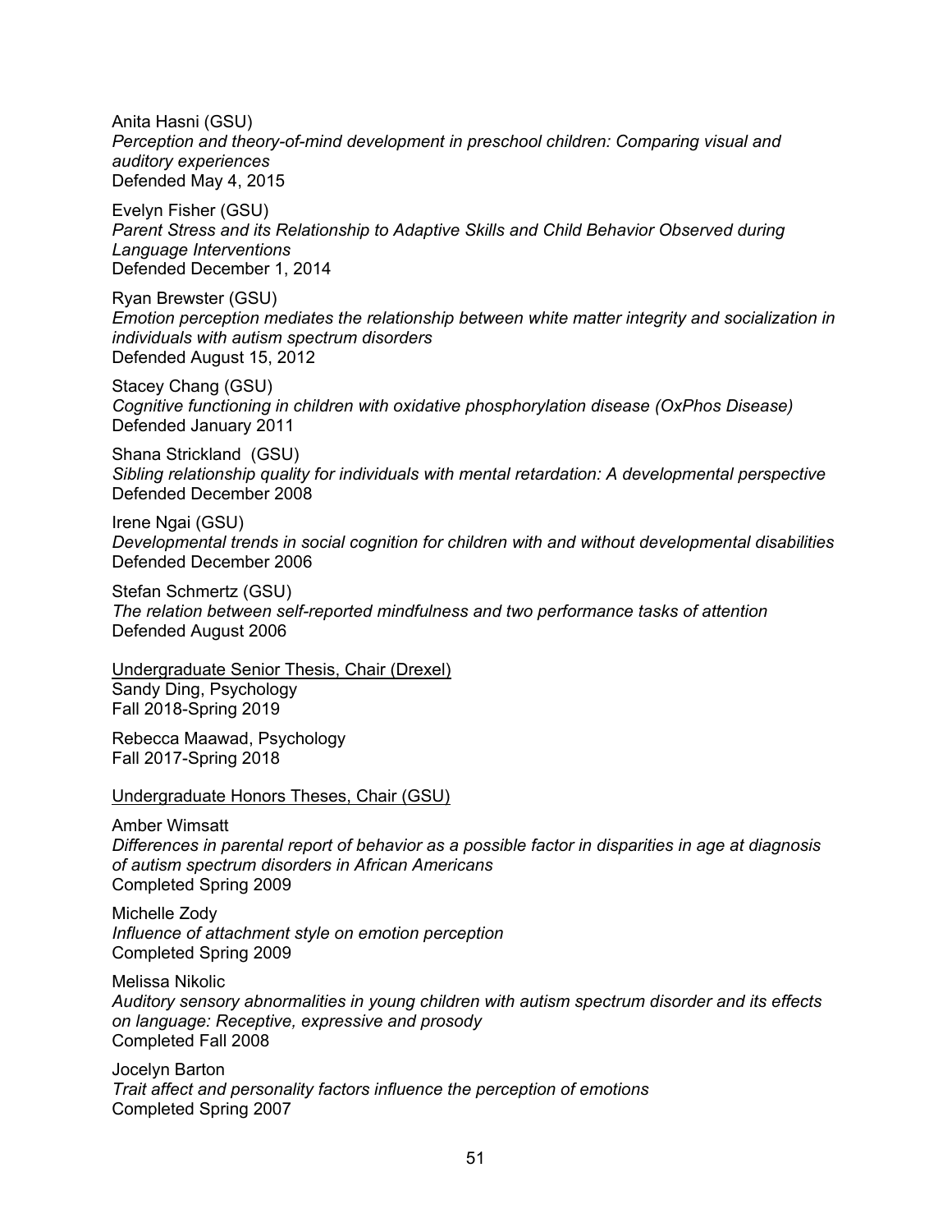Anita Hasni (GSU)
*Perception and theory-of-mind development in preschool children: Comparing visual and auditory experiences*
Defended May 4, 2015

Evelyn Fisher (GSU)
*Parent Stress and its Relationship to Adaptive Skills and Child Behavior Observed during Language Interventions*
Defended December 1, 2014

Ryan Brewster (GSU)
*Emotion perception mediates the relationship between white matter integrity and socialization in individuals with autism spectrum disorders*
Defended August 15, 2012

Stacey Chang (GSU)
*Cognitive functioning in children with oxidative phosphorylation disease (OxPhos Disease)*
Defended January 2011

Shana Strickland (GSU)
*Sibling relationship quality for individuals with mental retardation: A developmental perspective*
Defended December 2008

Irene Ngai (GSU)
*Developmental trends in social cognition for children with and without developmental disabilities*
Defended December 2006

Stefan Schmertz (GSU)
*The relation between self-reported mindfulness and two performance tasks of attention*
Defended August 2006

<u>Undergraduate Senior Thesis, Chair (Drexel)</u>

Sandy Ding, Psychology
Fall 2018-Spring 2019

Rebecca Maawad, Psychology
Fall 2017-Spring 2018

<u>Undergraduate Honors Theses, Chair (GSU)</u>

Amber Wimsatt
*Differences in parental report of behavior as a possible factor in disparities in age at diagnosis of autism spectrum disorders in African Americans*
Completed Spring 2009

Michelle Zody
*Influence of attachment style on emotion perception*
Completed Spring 2009

Melissa Nikolic
*Auditory sensory abnormalities in young children with autism spectrum disorder and its effects on language: Receptive, expressive and prosody*
Completed Fall 2008

Jocelyn Barton
*Trait affect and personality factors influence the perception of emotions*
Completed Spring 2007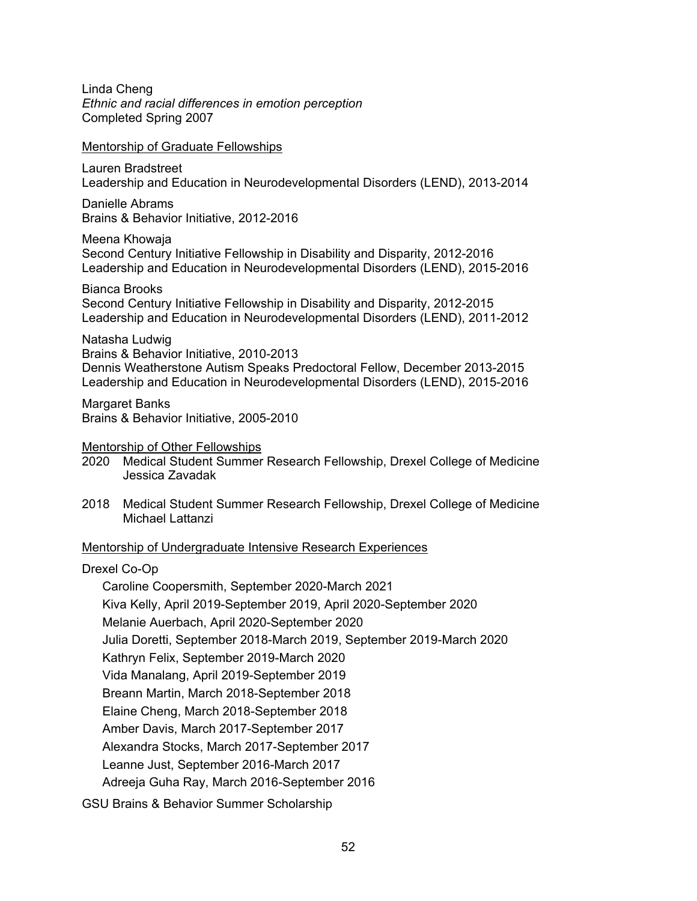Linda Cheng
*Ethnic and racial differences in emotion perception*
Completed Spring 2007

<u>Mentorship of Graduate Fellowships</u>

Lauren Bradstreet
Leadership and Education in Neurodevelopmental Disorders (LEND), 2013-2014

Danielle Abrams
Brains & Behavior Initiative, 2012-2016

Meena Khowaja
Second Century Initiative Fellowship in Disability and Disparity, 2012-2016
Leadership and Education in Neurodevelopmental Disorders (LEND), 2015-2016

Bianca Brooks
Second Century Initiative Fellowship in Disability and Disparity, 2012-2015
Leadership and Education in Neurodevelopmental Disorders (LEND), 2011-2012

Natasha Ludwig
Brains & Behavior Initiative, 2010-2013
Dennis Weatherstone Autism Speaks Predoctoral Fellow, December 2013-2015
Leadership and Education in Neurodevelopmental Disorders (LEND), 2015-2016

Margaret Banks
Brains & Behavior Initiative, 2005-2010

<u>Mentorship of Other Fellowships</u>

2020 Medical Student Summer Research Fellowship, Drexel College of Medicine
Jessica Zavadak

2018 Medical Student Summer Research Fellowship, Drexel College of Medicine
Michael Lattanzi

<u>Mentorship of Undergraduate Intensive Research Experiences</u>

Drexel Co-Op

- Caroline Coopersmith, September 2020-March 2021
- Kiva Kelly, April 2019-September 2019, April 2020-September 2020
- Melanie Auerbach, April 2020-September 2020
- Julia Doretti, September 2018-March 2019, September 2019-March 2020
- Kathryn Felix, September 2019-March 2020
- Vida Manalang, April 2019-September 2019
- Breann Martin, March 2018-September 2018
- Elaine Cheng, March 2018-September 2018
- Amber Davis, March 2017-September 2017
- Alexandra Stocks, March 2017-September 2017
- Leanne Just, September 2016-March 2017
- Adreeja Guha Ray, March 2016-September 2016

GSU Brains & Behavior Summer Scholarship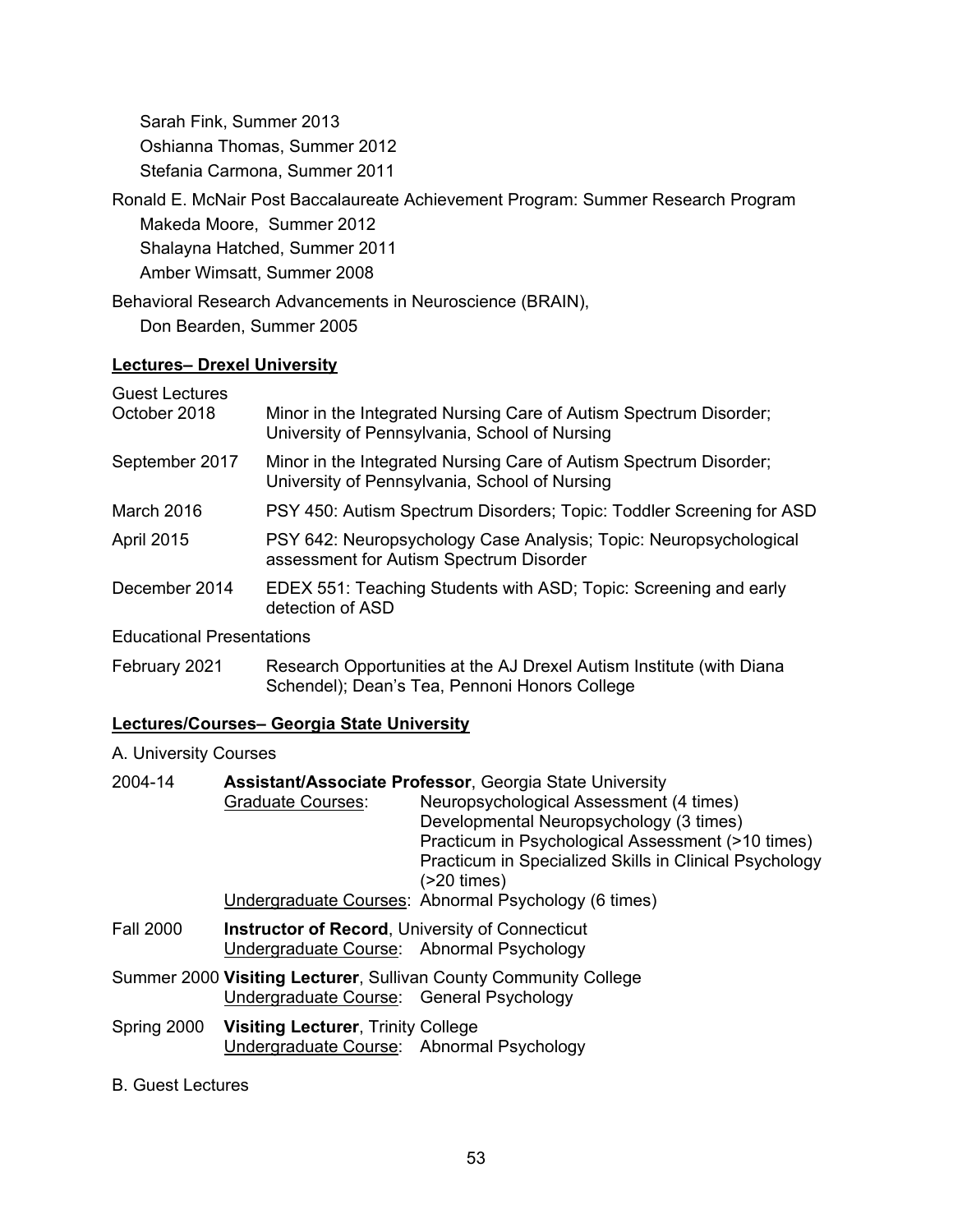Sarah Fink, Summer 2013
Oshianna Thomas, Summer 2012
Stefania Carmona, Summer 2011

Ronald E. McNair Post Baccalaureate Achievement Program: Summer Research Program
Makeda Moore, Summer 2012
Shalayna Hatched, Summer 2011
Amber Wimsatt, Summer 2008

Behavioral Research Advancements in Neuroscience (BRAIN),
Don Bearden, Summer 2005

**<u>Lectures– Drexel University</u>**

Guest Lectures

| | |
|---|---|
| October 2018 | Minor in the Integrated Nursing Care of Autism Spectrum Disorder; University of Pennsylvania, School of Nursing |
| September 2017 | Minor in the Integrated Nursing Care of Autism Spectrum Disorder; University of Pennsylvania, School of Nursing |
| March 2016 | PSY 450: Autism Spectrum Disorders; Topic: Toddler Screening for ASD |
| April 2015 | PSY 642: Neuropsychology Case Analysis; Topic: Neuropsychological assessment for Autism Spectrum Disorder |
| December 2014 | EDEX 551: Teaching Students with ASD; Topic: Screening and early detection of ASD |

Educational Presentations

| | |
|---|---|
| February 2021 | Research Opportunities at the AJ Drexel Autism Institute (with Diana Schendel); Dean's Tea, Pennoni Honors College |

**<u>Lectures/Courses– Georgia State University</u>**

A. University Courses

2004-14 **Assistant/Associate Professor**, Georgia State University
<u>Graduate Courses</u>: Neuropsychological Assessment (4 times)
Developmental Neuropsychology (3 times)
Practicum in Psychological Assessment (>10 times)
Practicum in Specialized Skills in Clinical Psychology (>20 times)
<u>Undergraduate Courses</u>: Abnormal Psychology (6 times)

Fall 2000 **Instructor of Record**, University of Connecticut
<u>Undergraduate Course</u>: Abnormal Psychology

Summer 2000 **Visiting Lecturer**, Sullivan County Community College
<u>Undergraduate Course</u>: General Psychology

Spring 2000 **Visiting Lecturer**, Trinity College
<u>Undergraduate Course</u>: Abnormal Psychology

B. Guest Lectures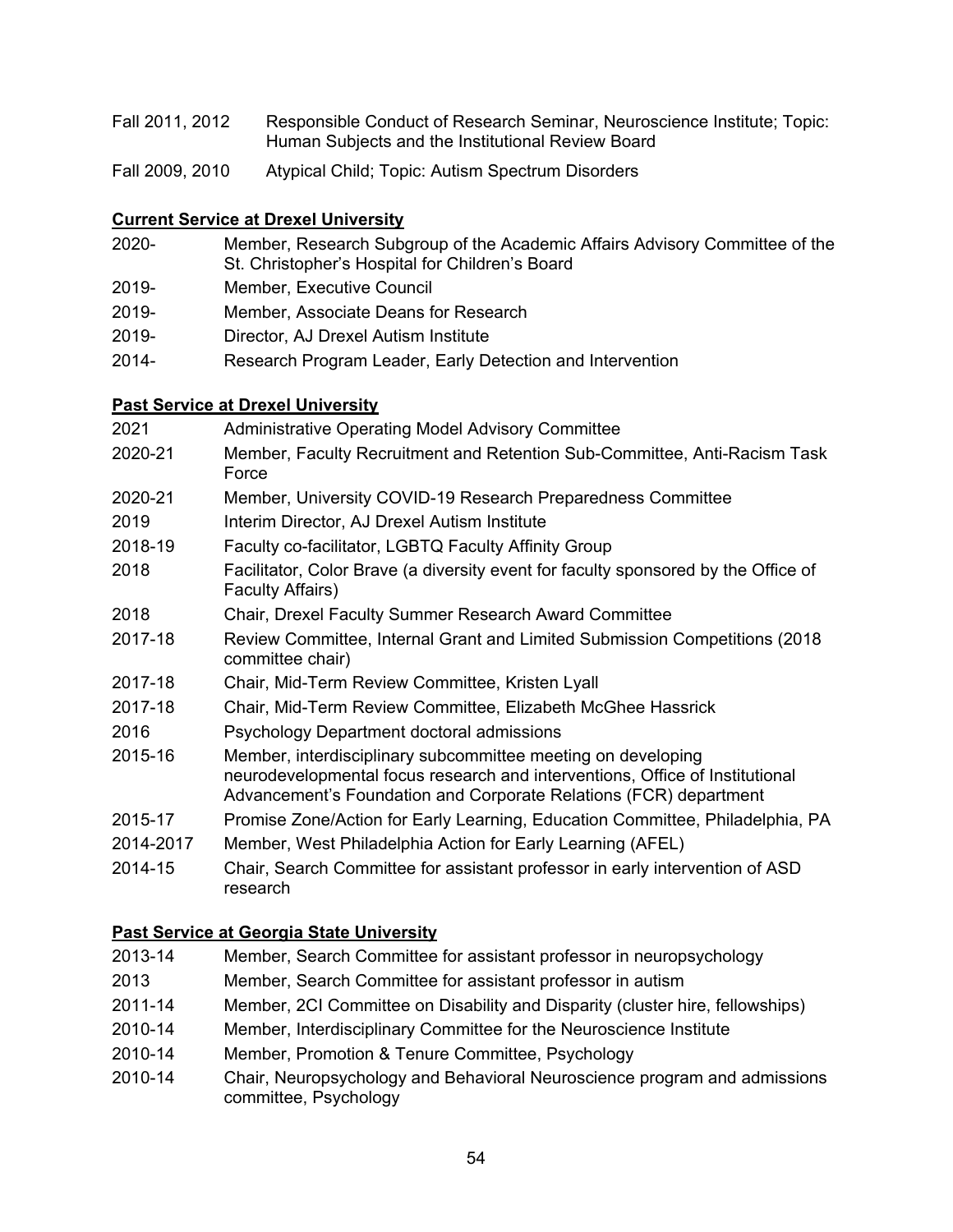Fall 2011, 2012 Responsible Conduct of Research Seminar, Neuroscience Institute; Topic: Human Subjects and the Institutional Review Board

Fall 2009, 2010 Atypical Child; Topic: Autism Spectrum Disorders

**Current Service at Drexel University**

2020- Member, Research Subgroup of the Academic Affairs Advisory Committee of the St. Christopher's Hospital for Children's Board

2019- Member, Executive Council

2019- Member, Associate Deans for Research

2019- Director, AJ Drexel Autism Institute

2014- Research Program Leader, Early Detection and Intervention

**Past Service at Drexel University**

2021 Administrative Operating Model Advisory Committee

2020-21 Member, Faculty Recruitment and Retention Sub-Committee, Anti-Racism Task Force

2020-21 Member, University COVID-19 Research Preparedness Committee

2019 Interim Director, AJ Drexel Autism Institute

2018-19 Faculty co-facilitator, LGBTQ Faculty Affinity Group

2018 Facilitator, Color Brave (a diversity event for faculty sponsored by the Office of Faculty Affairs)

2018 Chair, Drexel Faculty Summer Research Award Committee

2017-18 Review Committee, Internal Grant and Limited Submission Competitions (2018 committee chair)

2017-18 Chair, Mid-Term Review Committee, Kristen Lyall

2017-18 Chair, Mid-Term Review Committee, Elizabeth McGhee Hassrick

2016 Psychology Department doctoral admissions

2015-16 Member, interdisciplinary subcommittee meeting on developing neurodevelopmental focus research and interventions, Office of Institutional Advancement's Foundation and Corporate Relations (FCR) department

2015-17 Promise Zone/Action for Early Learning, Education Committee, Philadelphia, PA

2014-2017 Member, West Philadelphia Action for Early Learning (AFEL)

2014-15 Chair, Search Committee for assistant professor in early intervention of ASD research

**Past Service at Georgia State University**

2013-14 Member, Search Committee for assistant professor in neuropsychology

2013 Member, Search Committee for assistant professor in autism

2011-14 Member, 2CI Committee on Disability and Disparity (cluster hire, fellowships)

2010-14 Member, Interdisciplinary Committee for the Neuroscience Institute

2010-14 Member, Promotion & Tenure Committee, Psychology

2010-14 Chair, Neuropsychology and Behavioral Neuroscience program and admissions committee, Psychology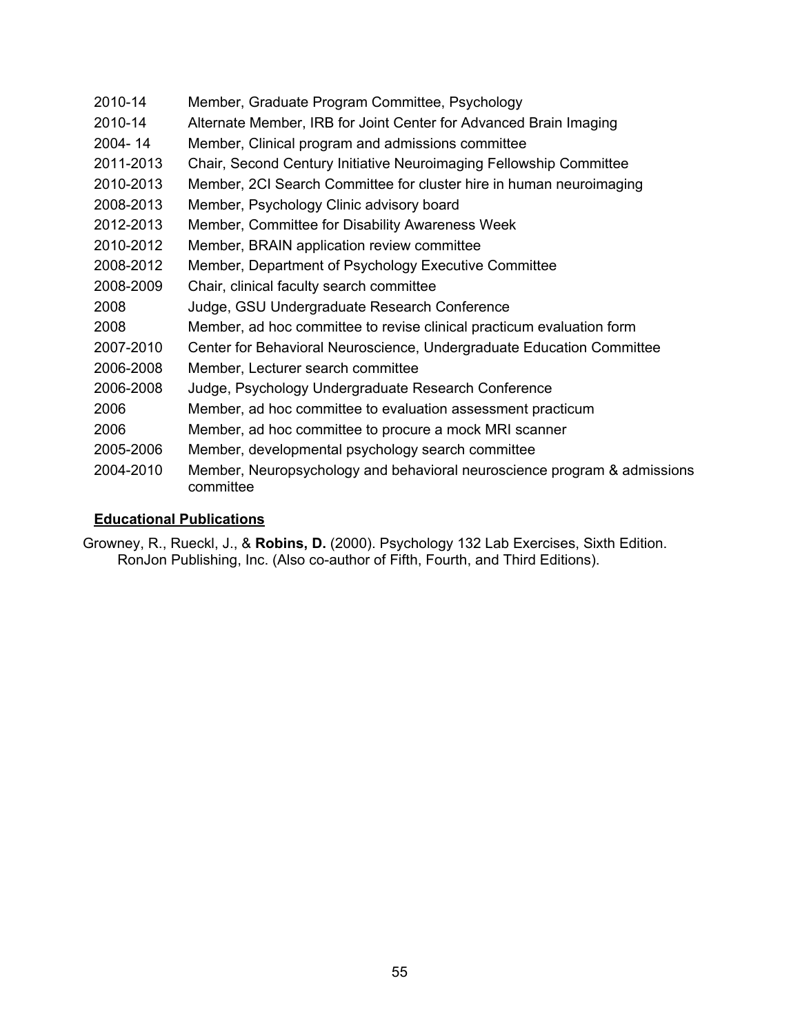| | |
|---|---|
| 2010-14 | Member, Graduate Program Committee, Psychology |
| 2010-14 | Alternate Member, IRB for Joint Center for Advanced Brain Imaging |
| 2004- 14 | Member, Clinical program and admissions committee |
| 2011-2013 | Chair, Second Century Initiative Neuroimaging Fellowship Committee |
| 2010-2013 | Member, 2CI Search Committee for cluster hire in human neuroimaging |
| 2008-2013 | Member, Psychology Clinic advisory board |
| 2012-2013 | Member, Committee for Disability Awareness Week |
| 2010-2012 | Member, BRAIN application review committee |
| 2008-2012 | Member, Department of Psychology Executive Committee |
| 2008-2009 | Chair, clinical faculty search committee |
| 2008 | Judge, GSU Undergraduate Research Conference |
| 2008 | Member, ad hoc committee to revise clinical practicum evaluation form |
| 2007-2010 | Center for Behavioral Neuroscience, Undergraduate Education Committee |
| 2006-2008 | Member, Lecturer search committee |
| 2006-2008 | Judge, Psychology Undergraduate Research Conference |
| 2006 | Member, ad hoc committee to evaluation assessment practicum |
| 2006 | Member, ad hoc committee to procure a mock MRI scanner |
| 2005-2006 | Member, developmental psychology search committee |
| 2004-2010 | Member, Neuropsychology and behavioral neuroscience program & admissions committee |

**Educational Publications**

Growney, R., Rueckl, J., & **Robins, D.** (2000). Psychology 132 Lab Exercises, Sixth Edition. RonJon Publishing, Inc. (Also co-author of Fifth, Fourth, and Third Editions).